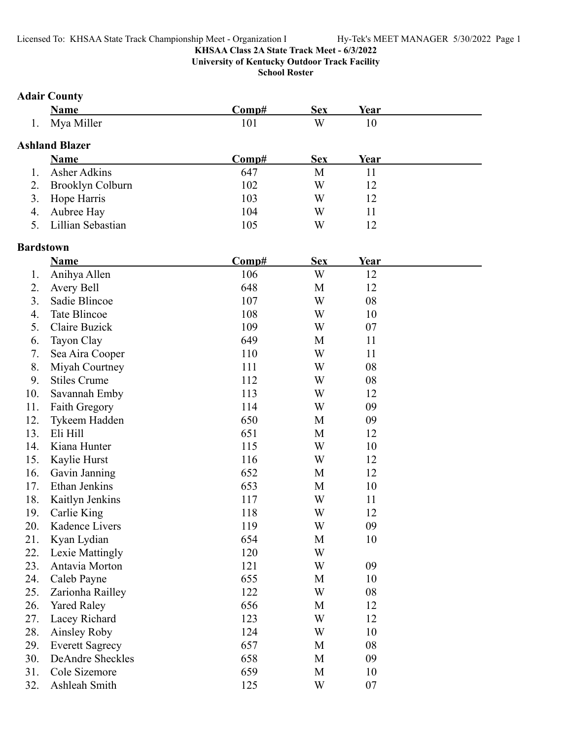**KHSAA Class 2A State Track Meet - 6/3/2022**

**University of Kentucky Outdoor Track Facility**

**School Roster**

### Adair County

| | Name | Comp# | Sex | Year |
|---|---|---|---|---|
| 1. | Mya Miller | 101 | W | 10 |

### Ashland Blazer

| | Name | Comp# | Sex | Year |
|---|---|---|---|---|
| 1. | Asher Adkins | 647 | M | 11 |
| 2. | Brooklyn Colburn | 102 | W | 12 |
| 3. | Hope Harris | 103 | W | 12 |
| 4. | Aubree Hay | 104 | W | 11 |
| 5. | Lillian Sebastian | 105 | W | 12 |

### Bardstown

| | Name | Comp# | Sex | Year |
|---|---|---|---|---|
| 1. | Anihya Allen | 106 | W | 12 |
| 2. | Avery Bell | 648 | M | 12 |
| 3. | Sadie Blincoe | 107 | W | 08 |
| 4. | Tate Blincoe | 108 | W | 10 |
| 5. | Claire Buzick | 109 | W | 07 |
| 6. | Tayon Clay | 649 | M | 11 |
| 7. | Sea Aira Cooper | 110 | W | 11 |
| 8. | Miyah Courtney | 111 | W | 08 |
| 9. | Stiles Crume | 112 | W | 08 |
| 10. | Savannah Emby | 113 | W | 12 |
| 11. | Faith Gregory | 114 | W | 09 |
| 12. | Tykeem Hadden | 650 | M | 09 |
| 13. | Eli Hill | 651 | M | 12 |
| 14. | Kiana Hunter | 115 | W | 10 |
| 15. | Kaylie Hurst | 116 | W | 12 |
| 16. | Gavin Janning | 652 | M | 12 |
| 17. | Ethan Jenkins | 653 | M | 10 |
| 18. | Kaitlyn Jenkins | 117 | W | 11 |
| 19. | Carlie King | 118 | W | 12 |
| 20. | Kadence Livers | 119 | W | 09 |
| 21. | Kyan Lydian | 654 | M | 10 |
| 22. | Lexie Mattingly | 120 | W | |
| 23. | Antavia Morton | 121 | W | 09 |
| 24. | Caleb Payne | 655 | M | 10 |
| 25. | Zarionha Railley | 122 | W | 08 |
| 26. | Yared Raley | 656 | M | 12 |
| 27. | Lacey Richard | 123 | W | 12 |
| 28. | Ainsley Roby | 124 | W | 10 |
| 29. | Everett Sagrecy | 657 | M | 08 |
| 30. | DeAndre Sheckles | 658 | M | 09 |
| 31. | Cole Sizemore | 659 | M | 10 |
| 32. | Ashleah Smith | 125 | W | 07 |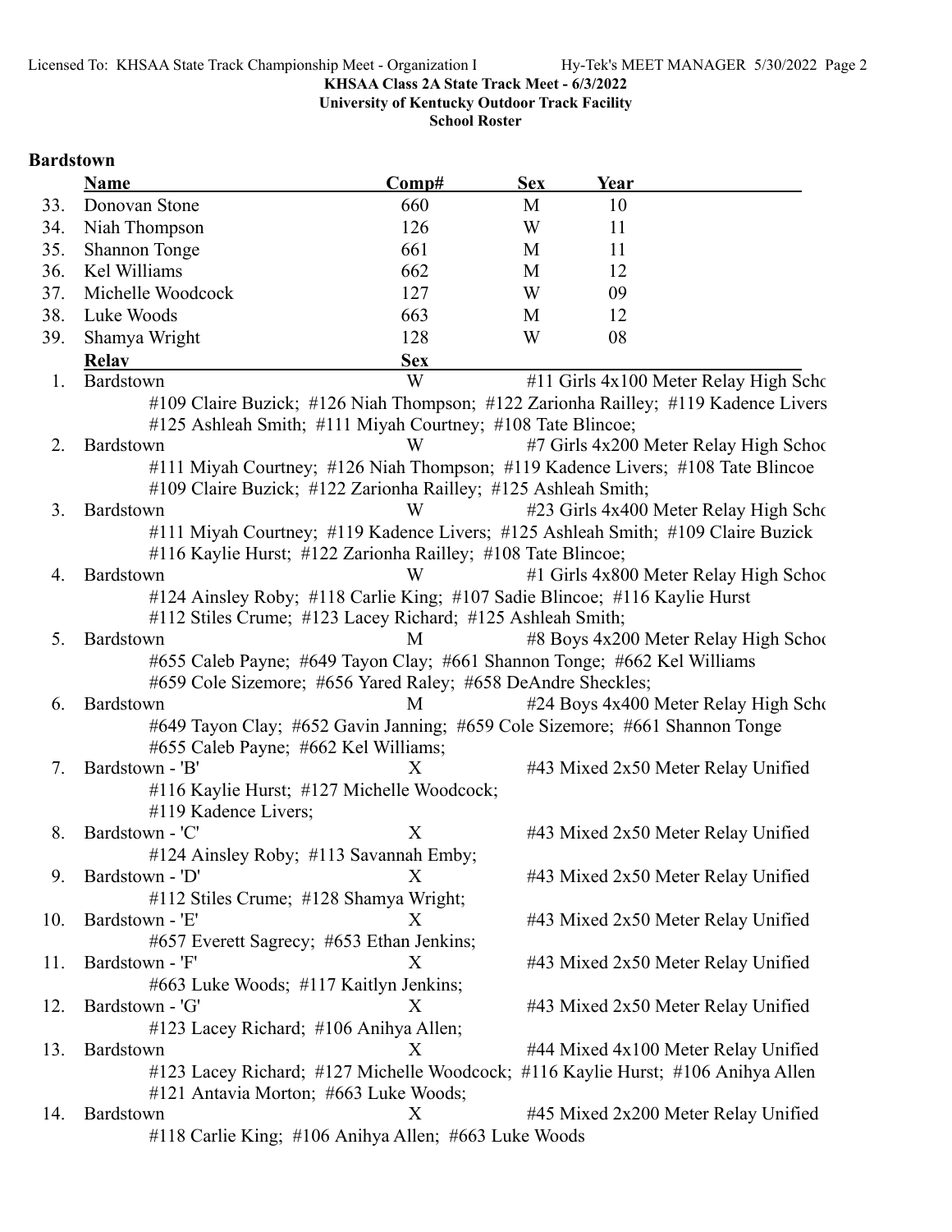KHSAA Class 2A State Track Meet - 6/3/2022
University of Kentucky Outdoor Track Facility
School Roster

## Bardstown

| | Name | Comp# | Sex | Year |
|---|---|---|---|---|
| 33. | Donovan Stone | 660 | M | 10 |
| 34. | Niah Thompson | 126 | W | 11 |
| 35. | Shannon Tonge | 661 | M | 11 |
| 36. | Kel Williams | 662 | M | 12 |
| 37. | Michelle Woodcock | 127 | W | 09 |
| 38. | Luke Woods | 663 | M | 12 |
| 39. | Shamya Wright | 128 | W | 08 |

| | Relay | Sex | Event |
|---|---|---|---|
| 1. | Bardstown | W | #11 Girls 4x100 Meter Relay High Scho |
| | #109 Claire Buzick; #126 Niah Thompson; #122 Zarionha Railley; #119 Kadence Livers; #125 Ashleah Smith; #111 Miyah Courtney; #108 Tate Blincoe; | | |
| 2. | Bardstown | W | #7 Girls 4x200 Meter Relay High Schoo |
| | #111 Miyah Courtney; #126 Niah Thompson; #119 Kadence Livers; #108 Tate Blincoe; #109 Claire Buzick; #122 Zarionha Railley; #125 Ashleah Smith; | | |
| 3. | Bardstown | W | #23 Girls 4x400 Meter Relay High Scho |
| | #111 Miyah Courtney; #119 Kadence Livers; #125 Ashleah Smith; #109 Claire Buzick; #116 Kaylie Hurst; #122 Zarionha Railley; #108 Tate Blincoe; | | |
| 4. | Bardstown | W | #1 Girls 4x800 Meter Relay High Schoo |
| | #124 Ainsley Roby; #118 Carlie King; #107 Sadie Blincoe; #116 Kaylie Hurst; #112 Stiles Crume; #123 Lacey Richard; #125 Ashleah Smith; | | |
| 5. | Bardstown | M | #8 Boys 4x200 Meter Relay High Schoo |
| | #655 Caleb Payne; #649 Tayon Clay; #661 Shannon Tonge; #662 Kel Williams; #659 Cole Sizemore; #656 Yared Raley; #658 DeAndre Sheckles; | | |
| 6. | Bardstown | M | #24 Boys 4x400 Meter Relay High Scho |
| | #649 Tayon Clay; #652 Gavin Janning; #659 Cole Sizemore; #661 Shannon Tonge; #655 Caleb Payne; #662 Kel Williams; | | |
| 7. | Bardstown - 'B' | X | #43 Mixed 2x50 Meter Relay Unified |
| | #116 Kaylie Hurst; #127 Michelle Woodcock; #119 Kadence Livers; | | |
| 8. | Bardstown - 'C' | X | #43 Mixed 2x50 Meter Relay Unified |
| | #124 Ainsley Roby; #113 Savannah Emby; | | |
| 9. | Bardstown - 'D' | X | #43 Mixed 2x50 Meter Relay Unified |
| | #112 Stiles Crume; #128 Shamya Wright; | | |
| 10. | Bardstown - 'E' | X | #43 Mixed 2x50 Meter Relay Unified |
| | #657 Everett Sagrecy; #653 Ethan Jenkins; | | |
| 11. | Bardstown - 'F' | X | #43 Mixed 2x50 Meter Relay Unified |
| | #663 Luke Woods; #117 Kaitlyn Jenkins; | | |
| 12. | Bardstown - 'G' | X | #43 Mixed 2x50 Meter Relay Unified |
| | #123 Lacey Richard; #106 Anihya Allen; | | |
| 13. | Bardstown | X | #44 Mixed 4x100 Meter Relay Unified |
| | #123 Lacey Richard; #127 Michelle Woodcock; #116 Kaylie Hurst; #106 Anihya Allen; #121 Antavia Morton; #663 Luke Woods; | | |
| 14. | Bardstown | X | #45 Mixed 2x200 Meter Relay Unified |
| | #118 Carlie King; #106 Anihya Allen; #663 Luke Woods | | |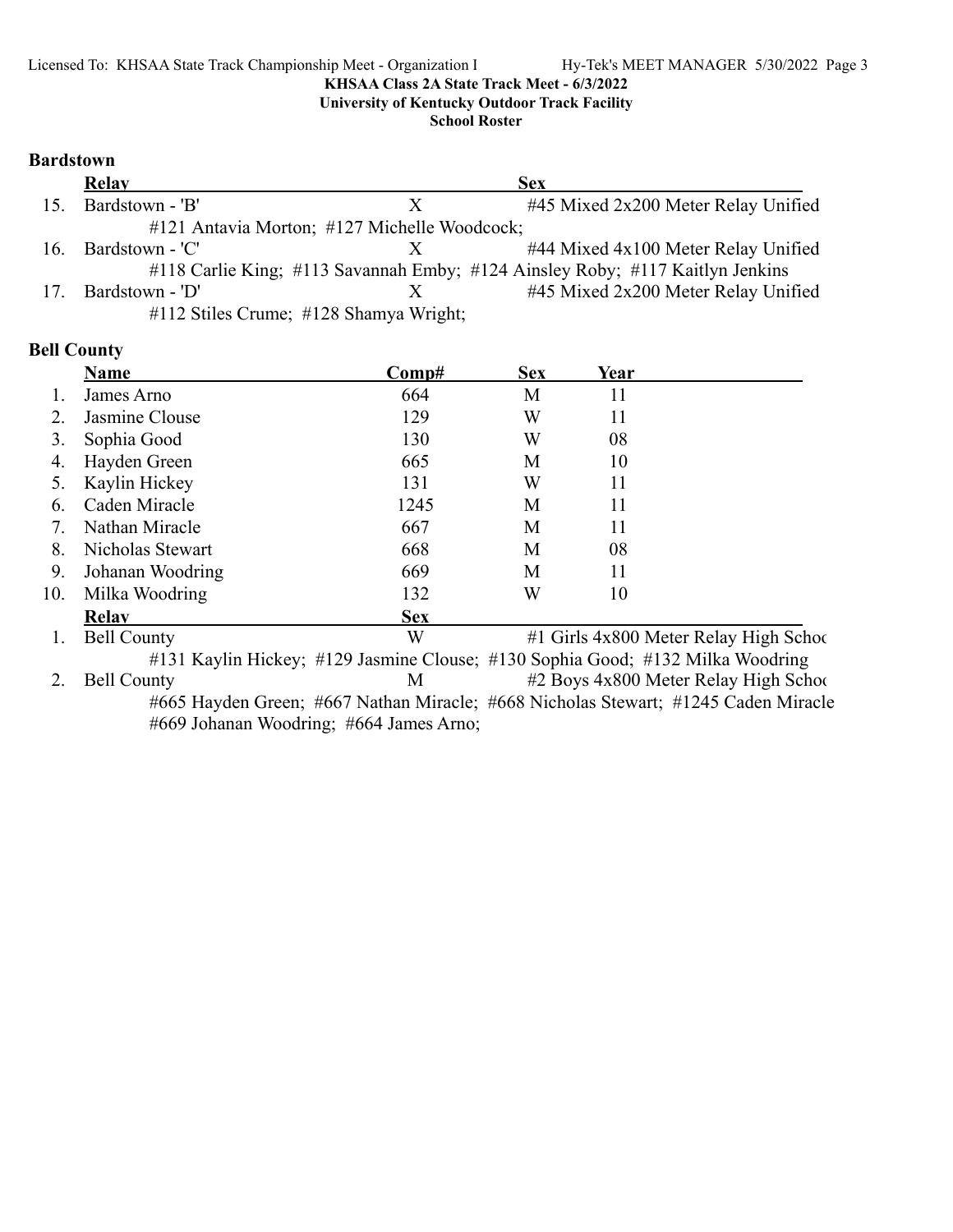**KHSAA Class 2A State Track Meet - 6/3/2022**
**University of Kentucky Outdoor Track Facility**
**School Roster**

### Bardstown

| | Relay | Sex | |
|---|---|---|---|
| 15. | Bardstown - 'B' | X | #45 Mixed 2x200 Meter Relay Unified |
| | #121 Antavia Morton; #127 Michelle Woodcock; | | |
| 16. | Bardstown - 'C' | X | #44 Mixed 4x100 Meter Relay Unified |
| | #118 Carlie King; #113 Savannah Emby; #124 Ainsley Roby; #117 Kaitlyn Jenkins | | |
| 17. | Bardstown - 'D' | X | #45 Mixed 2x200 Meter Relay Unified |
| | #112 Stiles Crume; #128 Shamya Wright; | | |

### Bell County

| | Name | Comp# | Sex | Year |
|---|---|---|---|---|
| 1. | James Arno | 664 | M | 11 |
| 2. | Jasmine Clouse | 129 | W | 11 |
| 3. | Sophia Good | 130 | W | 08 |
| 4. | Hayden Green | 665 | M | 10 |
| 5. | Kaylin Hickey | 131 | W | 11 |
| 6. | Caden Miracle | 1245 | M | 11 |
| 7. | Nathan Miracle | 667 | M | 11 |
| 8. | Nicholas Stewart | 668 | M | 08 |
| 9. | Johanan Woodring | 669 | M | 11 |
| 10. | Milka Woodring | 132 | W | 10 |

| | Relay | Sex | |
|---|---|---|---|
| 1. | Bell County | W | #1 Girls 4x800 Meter Relay High Schoo |
| | #131 Kaylin Hickey; #129 Jasmine Clouse; #130 Sophia Good; #132 Milka Woodring | | |
| 2. | Bell County | M | #2 Boys 4x800 Meter Relay High Schoo |
| | #665 Hayden Green; #667 Nathan Miracle; #668 Nicholas Stewart; #1245 Caden Miracle #669 Johanan Woodring; #664 James Arno; | | |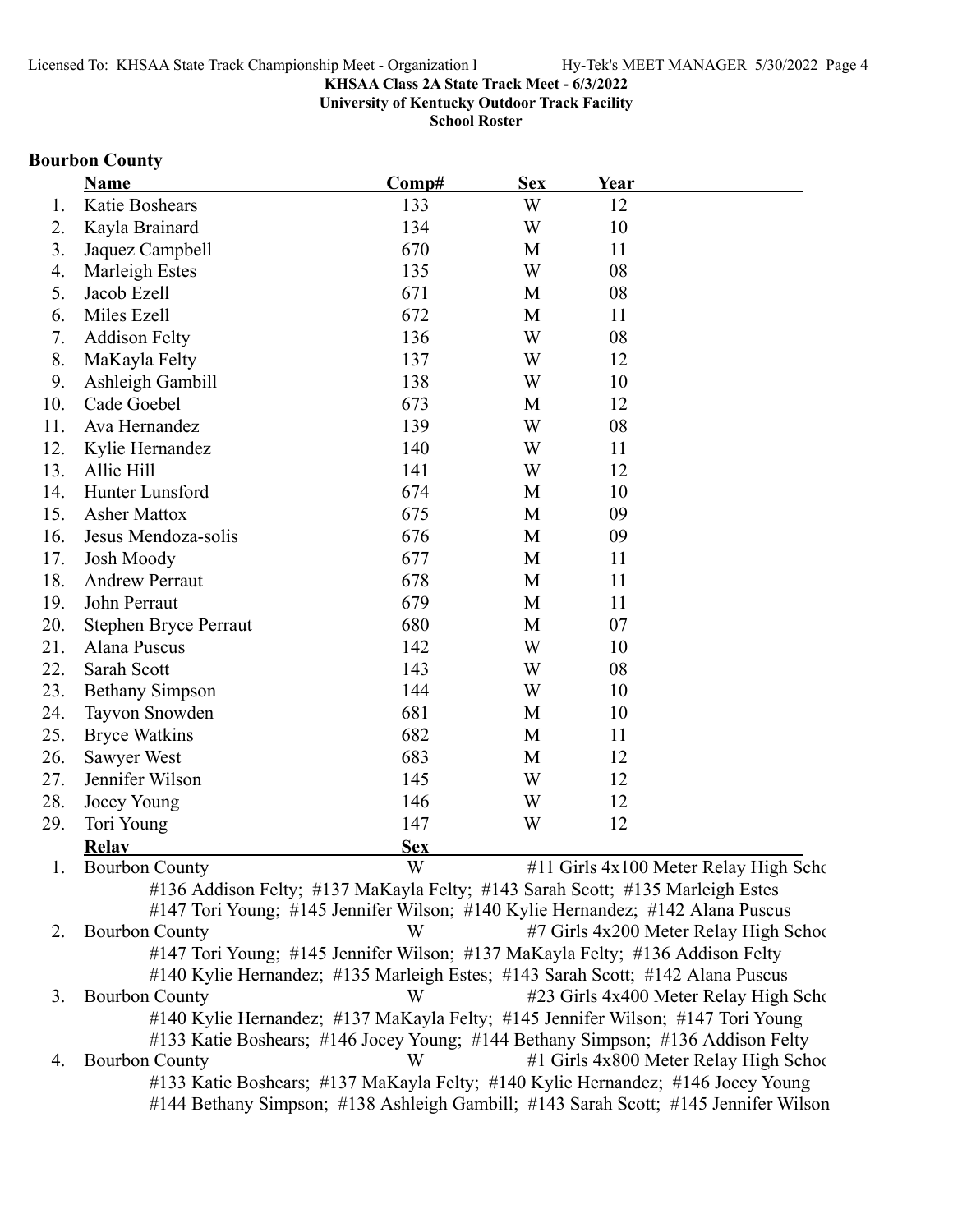**KHSAA Class 2A State Track Meet - 6/3/2022**
**University of Kentucky Outdoor Track Facility**
**School Roster**

### Bourbon County

| | Name | Comp# | Sex | Year |
|---|---|---|---|---|
| 1. | Katie Boshears | 133 | W | 12 |
| 2. | Kayla Brainard | 134 | W | 10 |
| 3. | Jaquez Campbell | 670 | M | 11 |
| 4. | Marleigh Estes | 135 | W | 08 |
| 5. | Jacob Ezell | 671 | M | 08 |
| 6. | Miles Ezell | 672 | M | 11 |
| 7. | Addison Felty | 136 | W | 08 |
| 8. | MaKayla Felty | 137 | W | 12 |
| 9. | Ashleigh Gambill | 138 | W | 10 |
| 10. | Cade Goebel | 673 | M | 12 |
| 11. | Ava Hernandez | 139 | W | 08 |
| 12. | Kylie Hernandez | 140 | W | 11 |
| 13. | Allie Hill | 141 | W | 12 |
| 14. | Hunter Lunsford | 674 | M | 10 |
| 15. | Asher Mattox | 675 | M | 09 |
| 16. | Jesus Mendoza-solis | 676 | M | 09 |
| 17. | Josh Moody | 677 | M | 11 |
| 18. | Andrew Perraut | 678 | M | 11 |
| 19. | John Perraut | 679 | M | 11 |
| 20. | Stephen Bryce Perraut | 680 | M | 07 |
| 21. | Alana Puscus | 142 | W | 10 |
| 22. | Sarah Scott | 143 | W | 08 |
| 23. | Bethany Simpson | 144 | W | 10 |
| 24. | Tayvon Snowden | 681 | M | 10 |
| 25. | Bryce Watkins | 682 | M | 11 |
| 26. | Sawyer West | 683 | M | 12 |
| 27. | Jennifer Wilson | 145 | W | 12 |
| 28. | Jocey Young | 146 | W | 12 |
| 29. | Tori Young | 147 | W | 12 |

| | Relay | Sex | Event |
|---|---|---|---|
| 1. | Bourbon County | W | #11 Girls 4x100 Meter Relay High Scho |
| | #136 Addison Felty; #137 MaKayla Felty; #143 Sarah Scott; #135 Marleigh Estes<br>#147 Tori Young; #145 Jennifer Wilson; #140 Kylie Hernandez; #142 Alana Puscus | | |
| 2. | Bourbon County | W | #7 Girls 4x200 Meter Relay High Schoo |
| | #147 Tori Young; #145 Jennifer Wilson; #137 MaKayla Felty; #136 Addison Felty<br>#140 Kylie Hernandez; #135 Marleigh Estes; #143 Sarah Scott; #142 Alana Puscus | | |
| 3. | Bourbon County | W | #23 Girls 4x400 Meter Relay High Scho |
| | #140 Kylie Hernandez; #137 MaKayla Felty; #145 Jennifer Wilson; #147 Tori Young<br>#133 Katie Boshears; #146 Jocey Young; #144 Bethany Simpson; #136 Addison Felty | | |
| 4. | Bourbon County | W | #1 Girls 4x800 Meter Relay High Schoo |
| | #133 Katie Boshears; #137 MaKayla Felty; #140 Kylie Hernandez; #146 Jocey Young<br>#144 Bethany Simpson; #138 Ashleigh Gambill; #143 Sarah Scott; #145 Jennifer Wilson | | |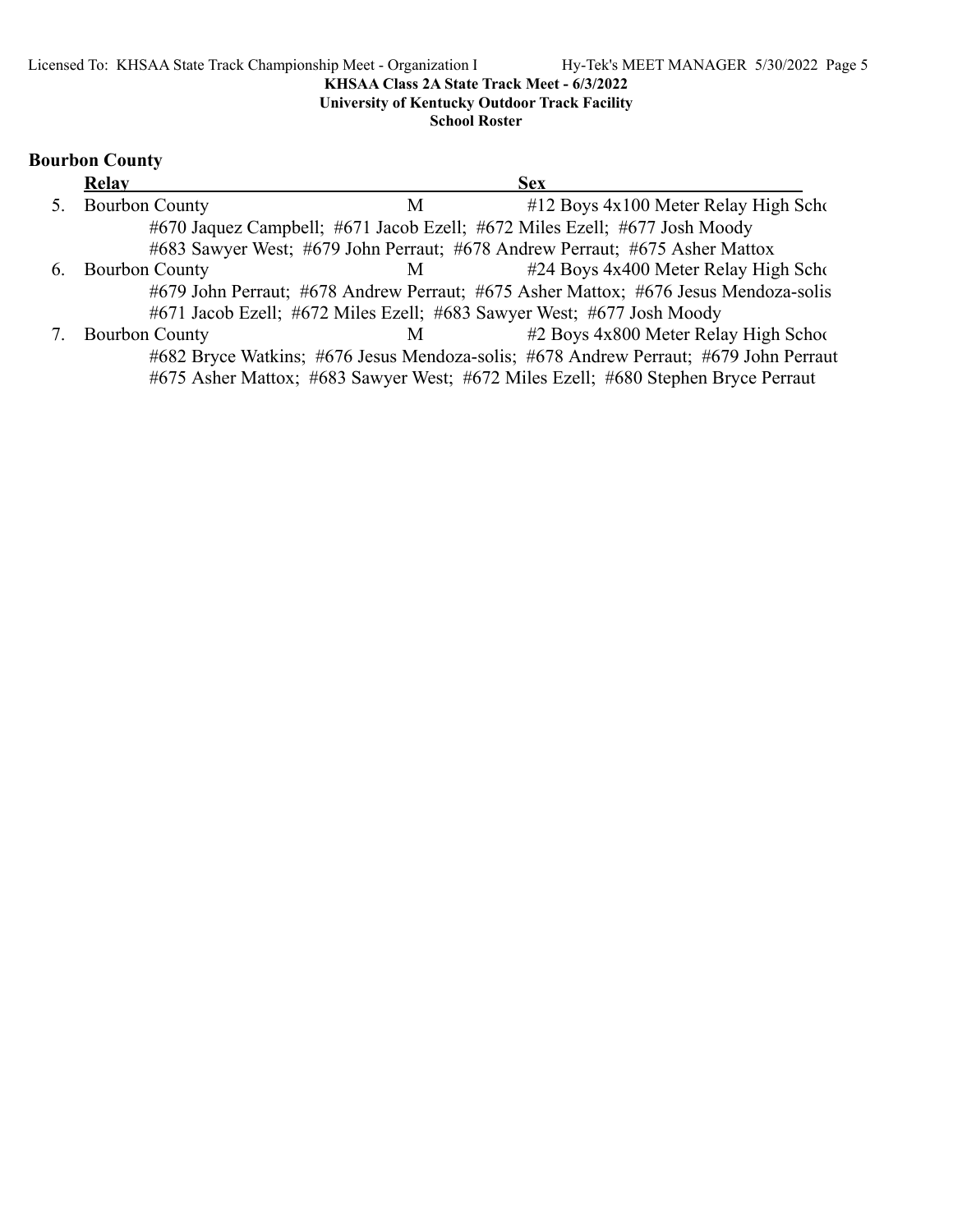## Bourbon County

| | Relay | Sex | |
|---|---|---|---|
| 5. | Bourbon County | M | #12 Boys 4x100 Meter Relay High Scho |
| | #670 Jaquez Campbell; #671 Jacob Ezell; #672 Miles Ezell; #677 Josh Moody<br>#683 Sawyer West; #679 John Perraut; #678 Andrew Perraut; #675 Asher Mattox | | |
| 6. | Bourbon County | M | #24 Boys 4x400 Meter Relay High Scho |
| | #679 John Perraut; #678 Andrew Perraut; #675 Asher Mattox; #676 Jesus Mendoza-solis<br>#671 Jacob Ezell; #672 Miles Ezell; #683 Sawyer West; #677 Josh Moody | | |
| 7. | Bourbon County | M | #2 Boys 4x800 Meter Relay High Schoo |
| | #682 Bryce Watkins; #676 Jesus Mendoza-solis; #678 Andrew Perraut; #679 John Perraut<br>#675 Asher Mattox; #683 Sawyer West; #672 Miles Ezell; #680 Stephen Bryce Perraut | | |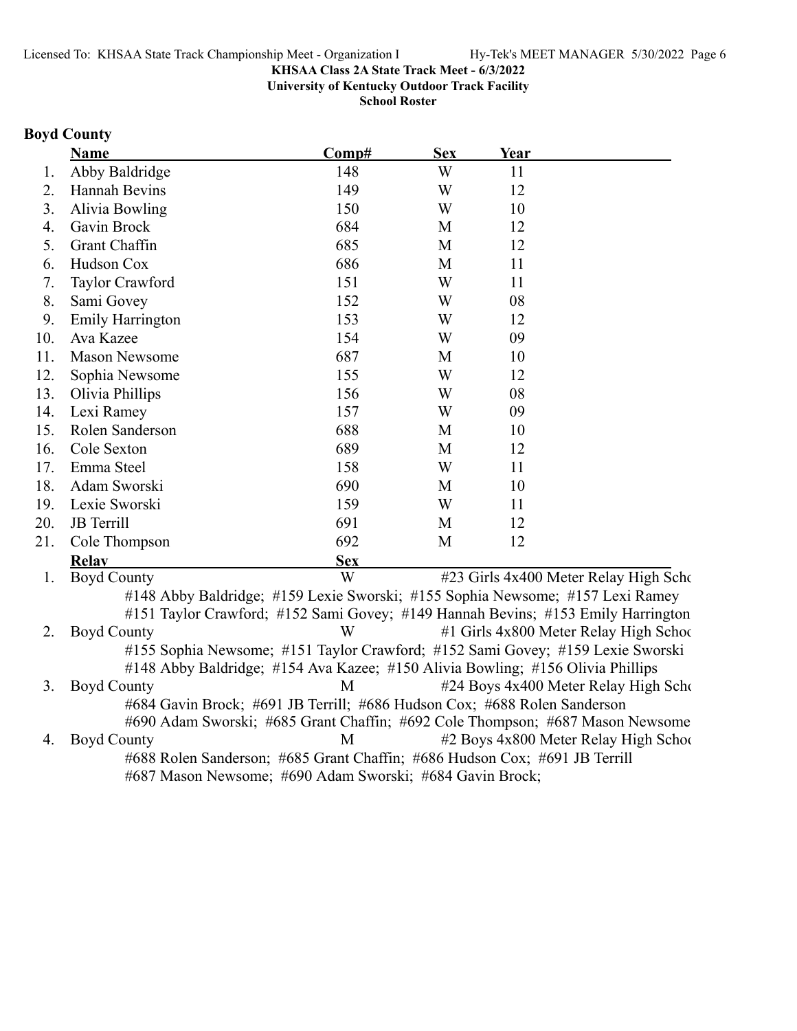KHSAA Class 2A State Track Meet - 6/3/2022
University of Kentucky Outdoor Track Facility
School Roster

## Boyd County

| | Name | Comp# | Sex | Year |
|---|---|---|---|---|
| 1. | Abby Baldridge | 148 | W | 11 |
| 2. | Hannah Bevins | 149 | W | 12 |
| 3. | Alivia Bowling | 150 | W | 10 |
| 4. | Gavin Brock | 684 | M | 12 |
| 5. | Grant Chaffin | 685 | M | 12 |
| 6. | Hudson Cox | 686 | M | 11 |
| 7. | Taylor Crawford | 151 | W | 11 |
| 8. | Sami Govey | 152 | W | 08 |
| 9. | Emily Harrington | 153 | W | 12 |
| 10. | Ava Kazee | 154 | W | 09 |
| 11. | Mason Newsome | 687 | M | 10 |
| 12. | Sophia Newsome | 155 | W | 12 |
| 13. | Olivia Phillips | 156 | W | 08 |
| 14. | Lexi Ramey | 157 | W | 09 |
| 15. | Rolen Sanderson | 688 | M | 10 |
| 16. | Cole Sexton | 689 | M | 12 |
| 17. | Emma Steel | 158 | W | 11 |
| 18. | Adam Sworski | 690 | M | 10 |
| 19. | Lexie Sworski | 159 | W | 11 |
| 20. | JB Terrill | 691 | M | 12 |
| 21. | Cole Thompson | 692 | M | 12 |

| | Relay | Sex | Event |
|---|---|---|---|
| 1. | Boyd County | W | #23 Girls 4x400 Meter Relay High Scho |
| | #148 Abby Baldridge; #159 Lexie Sworski; #155 Sophia Newsome; #157 Lexi Ramey<br>#151 Taylor Crawford; #152 Sami Govey; #149 Hannah Bevins; #153 Emily Harrington | | |
| 2. | Boyd County | W | #1 Girls 4x800 Meter Relay High Schoo |
| | #155 Sophia Newsome; #151 Taylor Crawford; #152 Sami Govey; #159 Lexie Sworski<br>#148 Abby Baldridge; #154 Ava Kazee; #150 Alivia Bowling; #156 Olivia Phillips | | |
| 3. | Boyd County | M | #24 Boys 4x400 Meter Relay High Scho |
| | #684 Gavin Brock; #691 JB Terrill; #686 Hudson Cox; #688 Rolen Sanderson<br>#690 Adam Sworski; #685 Grant Chaffin; #692 Cole Thompson; #687 Mason Newsome | | |
| 4. | Boyd County | M | #2 Boys 4x800 Meter Relay High Schoo |
| | #688 Rolen Sanderson; #685 Grant Chaffin; #686 Hudson Cox; #691 JB Terrill<br>#687 Mason Newsome; #690 Adam Sworski; #684 Gavin Brock; | | |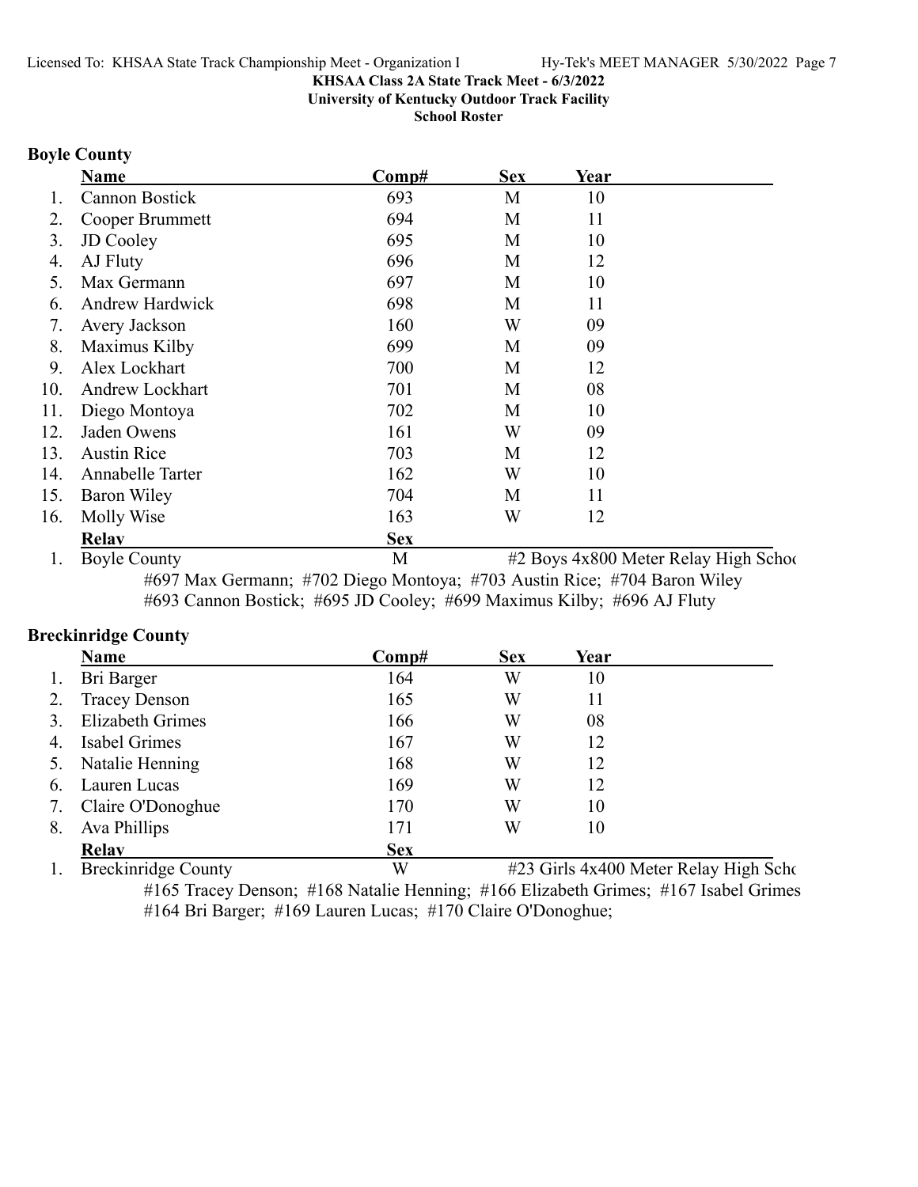**KHSAA Class 2A State Track Meet - 6/3/2022**
**University of Kentucky Outdoor Track Facility**
**School Roster**

## Boyle County

| | Name | Comp# | Sex | Year |
|---|---|---|---|---|
| 1. | Cannon Bostick | 693 | M | 10 |
| 2. | Cooper Brummett | 694 | M | 11 |
| 3. | JD Cooley | 695 | M | 10 |
| 4. | AJ Fluty | 696 | M | 12 |
| 5. | Max Germann | 697 | M | 10 |
| 6. | Andrew Hardwick | 698 | M | 11 |
| 7. | Avery Jackson | 160 | W | 09 |
| 8. | Maximus Kilby | 699 | M | 09 |
| 9. | Alex Lockhart | 700 | M | 12 |
| 10. | Andrew Lockhart | 701 | M | 08 |
| 11. | Diego Montoya | 702 | M | 10 |
| 12. | Jaden Owens | 161 | W | 09 |
| 13. | Austin Rice | 703 | M | 12 |
| 14. | Annabelle Tarter | 162 | W | 10 |
| 15. | Baron Wiley | 704 | M | 11 |
| 16. | Molly Wise | 163 | W | 12 |

| | Relay | Sex | |
|---|---|---|---|
| 1. | Boyle County | M | #2 Boys 4x800 Meter Relay High Schoo |

#697 Max Germann; #702 Diego Montoya; #703 Austin Rice; #704 Baron Wiley
#693 Cannon Bostick; #695 JD Cooley; #699 Maximus Kilby; #696 AJ Fluty

## Breckinridge County

| | Name | Comp# | Sex | Year |
|---|---|---|---|---|
| 1. | Bri Barger | 164 | W | 10 |
| 2. | Tracey Denson | 165 | W | 11 |
| 3. | Elizabeth Grimes | 166 | W | 08 |
| 4. | Isabel Grimes | 167 | W | 12 |
| 5. | Natalie Henning | 168 | W | 12 |
| 6. | Lauren Lucas | 169 | W | 12 |
| 7. | Claire O'Donoghue | 170 | W | 10 |
| 8. | Ava Phillips | 171 | W | 10 |

| | Relay | Sex | |
|---|---|---|---|
| 1. | Breckinridge County | W | #23 Girls 4x400 Meter Relay High Scho |

#165 Tracey Denson; #168 Natalie Henning; #166 Elizabeth Grimes; #167 Isabel Grimes
#164 Bri Barger; #169 Lauren Lucas; #170 Claire O'Donoghue;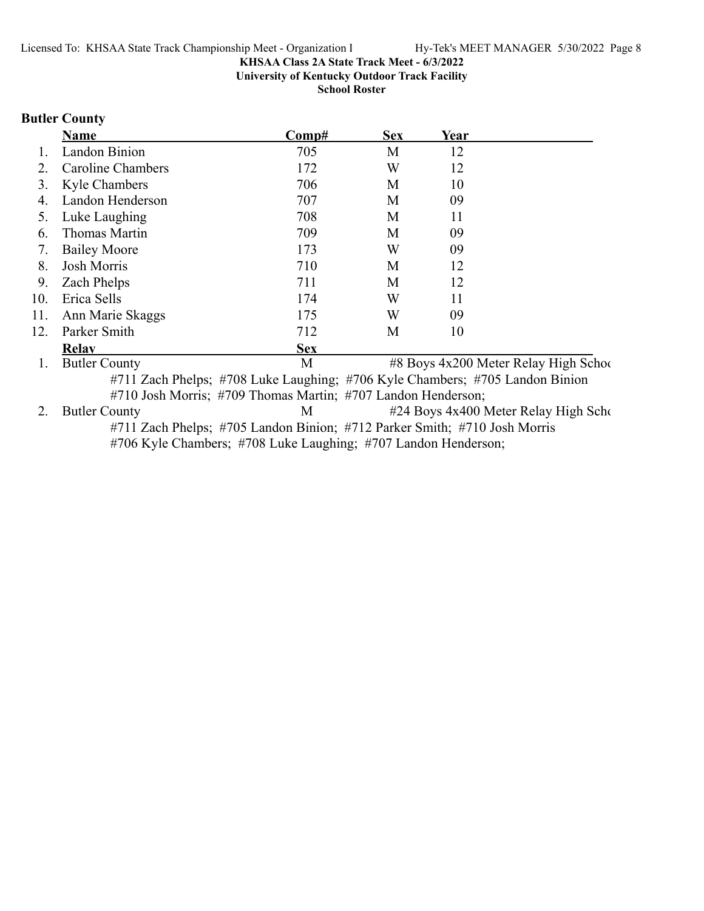**KHSAA Class 2A State Track Meet - 6/3/2022**
**University of Kentucky Outdoor Track Facility**
**School Roster**

## Butler County

| | Name | Comp# | Sex | Year |
|---|---|---|---|---|
| 1. | Landon Binion | 705 | M | 12 |
| 2. | Caroline Chambers | 172 | W | 12 |
| 3. | Kyle Chambers | 706 | M | 10 |
| 4. | Landon Henderson | 707 | M | 09 |
| 5. | Luke Laughing | 708 | M | 11 |
| 6. | Thomas Martin | 709 | M | 09 |
| 7. | Bailey Moore | 173 | W | 09 |
| 8. | Josh Morris | 710 | M | 12 |
| 9. | Zach Phelps | 711 | M | 12 |
| 10. | Erica Sells | 174 | W | 11 |
| 11. | Ann Marie Skaggs | 175 | W | 09 |
| 12. | Parker Smith | 712 | M | 10 |

| | Relay | Sex | Event |
|---|---|---|---|
| 1. | Butler County | M | #8 Boys 4x200 Meter Relay High Schoo |
| | #711 Zach Phelps; #708 Luke Laughing; #706 Kyle Chambers; #705 Landon Binion; #710 Josh Morris; #709 Thomas Martin; #707 Landon Henderson; | | |
| 2. | Butler County | M | #24 Boys 4x400 Meter Relay High Scho |
| | #711 Zach Phelps; #705 Landon Binion; #712 Parker Smith; #710 Josh Morris; #706 Kyle Chambers; #708 Luke Laughing; #707 Landon Henderson; | | |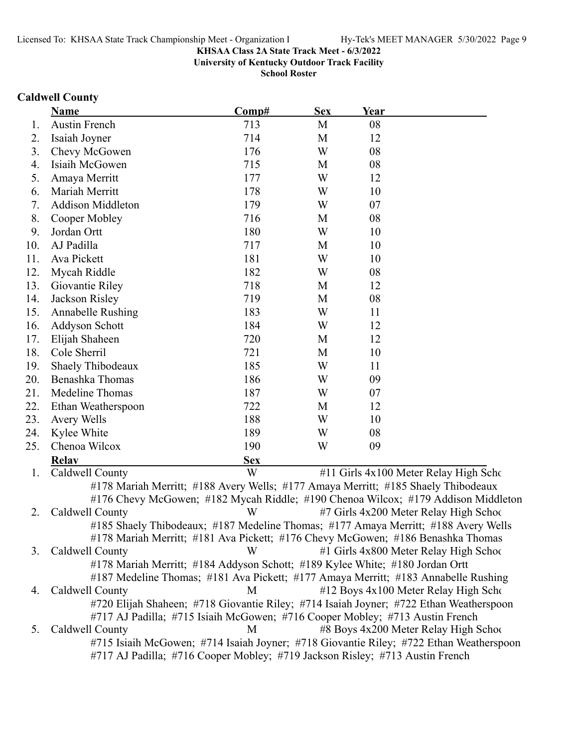KHSAA Class 2A State Track Meet - 6/3/2022
University of Kentucky Outdoor Track Facility
School Roster

## Caldwell County

| | Name | Comp# | Sex | Year |
|---|---|---|---|---|
| 1. | Austin French | 713 | M | 08 |
| 2. | Isaiah Joyner | 714 | M | 12 |
| 3. | Chevy McGowen | 176 | W | 08 |
| 4. | Isiaih McGowen | 715 | M | 08 |
| 5. | Amaya Merritt | 177 | W | 12 |
| 6. | Mariah Merritt | 178 | W | 10 |
| 7. | Addison Middleton | 179 | W | 07 |
| 8. | Cooper Mobley | 716 | M | 08 |
| 9. | Jordan Ortt | 180 | W | 10 |
| 10. | AJ Padilla | 717 | M | 10 |
| 11. | Ava Pickett | 181 | W | 10 |
| 12. | Mycah Riddle | 182 | W | 08 |
| 13. | Giovantie Riley | 718 | M | 12 |
| 14. | Jackson Risley | 719 | M | 08 |
| 15. | Annabelle Rushing | 183 | W | 11 |
| 16. | Addyson Schott | 184 | W | 12 |
| 17. | Elijah Shaheen | 720 | M | 12 |
| 18. | Cole Sherril | 721 | M | 10 |
| 19. | Shaely Thibodeaux | 185 | W | 11 |
| 20. | Benashka Thomas | 186 | W | 09 |
| 21. | Medeline Thomas | 187 | W | 07 |
| 22. | Ethan Weatherspoon | 722 | M | 12 |
| 23. | Avery Wells | 188 | W | 10 |
| 24. | Kylee White | 189 | W | 08 |
| 25. | Chenoa Wilcox | 190 | W | 09 |

| | Relay | Sex | |
|---|---|---|---|
| 1. | Caldwell County | W | #11 Girls 4x100 Meter Relay High Scho |
| | #178 Mariah Merritt; #188 Avery Wells; #177 Amaya Merritt; #185 Shaely Thibodeaux<br>#176 Chevy McGowen; #182 Mycah Riddle; #190 Chenoa Wilcox; #179 Addison Middleton | | |
| 2. | Caldwell County | W | #7 Girls 4x200 Meter Relay High Schoo |
| | #185 Shaely Thibodeaux; #187 Medeline Thomas; #177 Amaya Merritt; #188 Avery Wells<br>#178 Mariah Merritt; #181 Ava Pickett; #176 Chevy McGowen; #186 Benashka Thomas | | |
| 3. | Caldwell County | W | #1 Girls 4x800 Meter Relay High Schoo |
| | #178 Mariah Merritt; #184 Addyson Schott; #189 Kylee White; #180 Jordan Ortt<br>#187 Medeline Thomas; #181 Ava Pickett; #177 Amaya Merritt; #183 Annabelle Rushing | | |
| 4. | Caldwell County | M | #12 Boys 4x100 Meter Relay High Scho |
| | #720 Elijah Shaheen; #718 Giovantie Riley; #714 Isaiah Joyner; #722 Ethan Weatherspoon<br>#717 AJ Padilla; #715 Isiaih McGowen; #716 Cooper Mobley; #713 Austin French | | |
| 5. | Caldwell County | M | #8 Boys 4x200 Meter Relay High Schoo |
| | #715 Isiaih McGowen; #714 Isaiah Joyner; #718 Giovantie Riley; #722 Ethan Weatherspoon<br>#717 AJ Padilla; #716 Cooper Mobley; #719 Jackson Risley; #713 Austin French | | |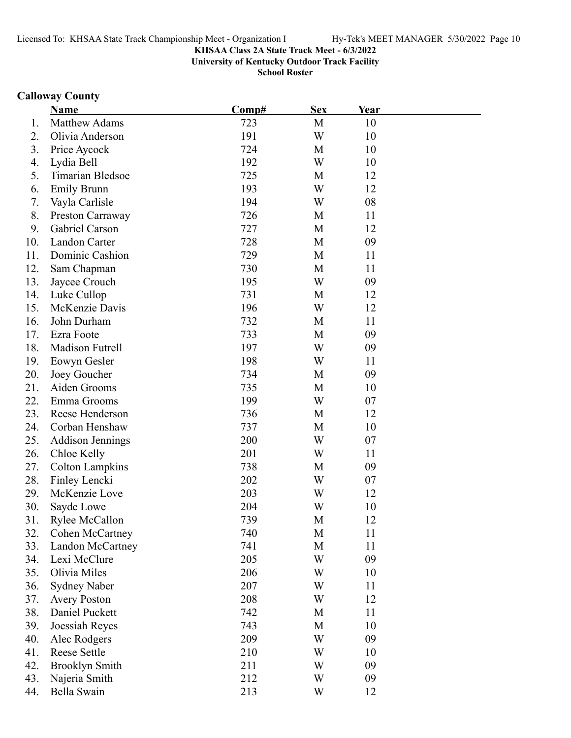KHSAA Class 2A State Track Meet - 6/3/2022
University of Kentucky Outdoor Track Facility
School Roster

## Calloway County

| | Name | Comp# | Sex | Year |
|---|---|---|---|---|
| 1. | Matthew Adams | 723 | M | 10 |
| 2. | Olivia Anderson | 191 | W | 10 |
| 3. | Price Aycock | 724 | M | 10 |
| 4. | Lydia Bell | 192 | W | 10 |
| 5. | Timarian Bledsoe | 725 | M | 12 |
| 6. | Emily Brunn | 193 | W | 12 |
| 7. | Vayla Carlisle | 194 | W | 08 |
| 8. | Preston Carraway | 726 | M | 11 |
| 9. | Gabriel Carson | 727 | M | 12 |
| 10. | Landon Carter | 728 | M | 09 |
| 11. | Dominic Cashion | 729 | M | 11 |
| 12. | Sam Chapman | 730 | M | 11 |
| 13. | Jaycee Crouch | 195 | W | 09 |
| 14. | Luke Cullop | 731 | M | 12 |
| 15. | McKenzie Davis | 196 | W | 12 |
| 16. | John Durham | 732 | M | 11 |
| 17. | Ezra Foote | 733 | M | 09 |
| 18. | Madison Futrell | 197 | W | 09 |
| 19. | Eowyn Gesler | 198 | W | 11 |
| 20. | Joey Goucher | 734 | M | 09 |
| 21. | Aiden Grooms | 735 | M | 10 |
| 22. | Emma Grooms | 199 | W | 07 |
| 23. | Reese Henderson | 736 | M | 12 |
| 24. | Corban Henshaw | 737 | M | 10 |
| 25. | Addison Jennings | 200 | W | 07 |
| 26. | Chloe Kelly | 201 | W | 11 |
| 27. | Colton Lampkins | 738 | M | 09 |
| 28. | Finley Lencki | 202 | W | 07 |
| 29. | McKenzie Love | 203 | W | 12 |
| 30. | Sayde Lowe | 204 | W | 10 |
| 31. | Rylee McCallon | 739 | M | 12 |
| 32. | Cohen McCartney | 740 | M | 11 |
| 33. | Landon McCartney | 741 | M | 11 |
| 34. | Lexi McClure | 205 | W | 09 |
| 35. | Olivia Miles | 206 | W | 10 |
| 36. | Sydney Naber | 207 | W | 11 |
| 37. | Avery Poston | 208 | W | 12 |
| 38. | Daniel Puckett | 742 | M | 11 |
| 39. | Joessiah Reyes | 743 | M | 10 |
| 40. | Alec Rodgers | 209 | W | 09 |
| 41. | Reese Settle | 210 | W | 10 |
| 42. | Brooklyn Smith | 211 | W | 09 |
| 43. | Najeria Smith | 212 | W | 09 |
| 44. | Bella Swain | 213 | W | 12 |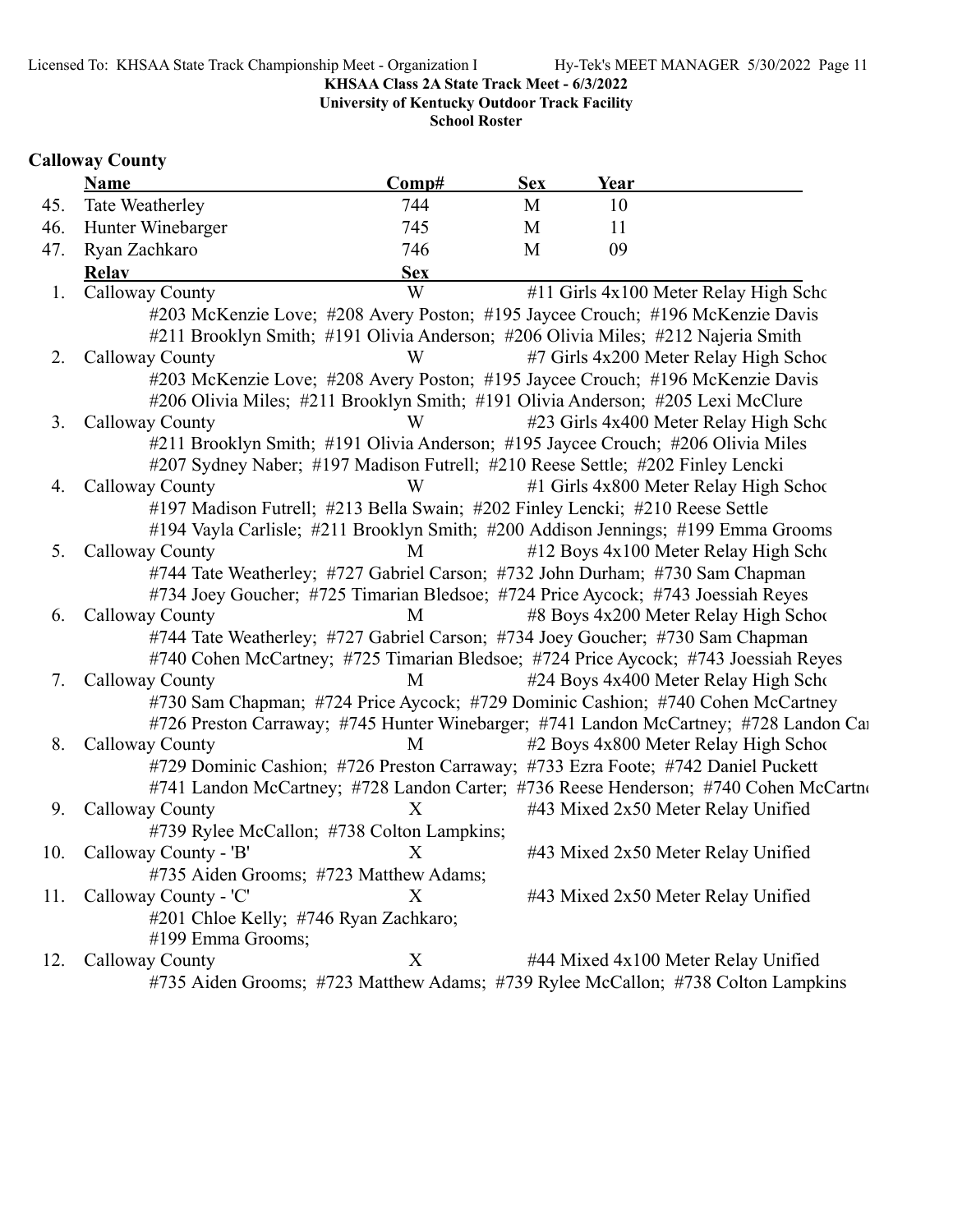KHSAA Class 2A State Track Meet - 6/3/2022

University of Kentucky Outdoor Track Facility

School Roster

## Calloway County

|  | Name | Comp# | Sex | Year |
|---|---|---|---|---|
| 45. | Tate Weatherley | 744 | M | 10 |
| 46. | Hunter Winebarger | 745 | M | 11 |
| 47. | Ryan Zachkaro | 746 | M | 09 |

|  | Relay | Sex | Event |
|---|---|---|---|
| 1. | Calloway County | W | #11 Girls 4x100 Meter Relay High Scho |
|  | #203 McKenzie Love; #208 Avery Poston; #195 Jaycee Crouch; #196 McKenzie Davis<br>#211 Brooklyn Smith; #191 Olivia Anderson; #206 Olivia Miles; #212 Najeria Smith | | |
| 2. | Calloway County | W | #7 Girls 4x200 Meter Relay High Schoo |
|  | #203 McKenzie Love; #208 Avery Poston; #195 Jaycee Crouch; #196 McKenzie Davis<br>#206 Olivia Miles; #211 Brooklyn Smith; #191 Olivia Anderson; #205 Lexi McClure | | |
| 3. | Calloway County | W | #23 Girls 4x400 Meter Relay High Scho |
|  | #211 Brooklyn Smith; #191 Olivia Anderson; #195 Jaycee Crouch; #206 Olivia Miles<br>#207 Sydney Naber; #197 Madison Futrell; #210 Reese Settle; #202 Finley Lencki | | |
| 4. | Calloway County | W | #1 Girls 4x800 Meter Relay High Schoo |
|  | #197 Madison Futrell; #213 Bella Swain; #202 Finley Lencki; #210 Reese Settle<br>#194 Vayla Carlisle; #211 Brooklyn Smith; #200 Addison Jennings; #199 Emma Grooms | | |
| 5. | Calloway County | M | #12 Boys 4x100 Meter Relay High Scho |
|  | #744 Tate Weatherley; #727 Gabriel Carson; #732 John Durham; #730 Sam Chapman<br>#734 Joey Goucher; #725 Timarian Bledsoe; #724 Price Aycock; #743 Joessiah Reyes | | |
| 6. | Calloway County | M | #8 Boys 4x200 Meter Relay High Schoo |
|  | #744 Tate Weatherley; #727 Gabriel Carson; #734 Joey Goucher; #730 Sam Chapman<br>#740 Cohen McCartney; #725 Timarian Bledsoe; #724 Price Aycock; #743 Joessiah Reyes | | |
| 7. | Calloway County | M | #24 Boys 4x400 Meter Relay High Scho |
|  | #730 Sam Chapman; #724 Price Aycock; #729 Dominic Cashion; #740 Cohen McCartney<br>#726 Preston Carraway; #745 Hunter Winebarger; #741 Landon McCartney; #728 Landon Ca | | |
| 8. | Calloway County | M | #2 Boys 4x800 Meter Relay High Schoo |
|  | #729 Dominic Cashion; #726 Preston Carraway; #733 Ezra Foote; #742 Daniel Puckett<br>#741 Landon McCartney; #728 Landon Carter; #736 Reese Henderson; #740 Cohen McCartn | | |
| 9. | Calloway County | X | #43 Mixed 2x50 Meter Relay Unified |
|  | #739 Rylee McCallon; #738 Colton Lampkins; | | |
| 10. | Calloway County - 'B' | X | #43 Mixed 2x50 Meter Relay Unified |
|  | #735 Aiden Grooms; #723 Matthew Adams; | | |
| 11. | Calloway County - 'C' | X | #43 Mixed 2x50 Meter Relay Unified |
|  | #201 Chloe Kelly; #746 Ryan Zachkaro;<br>#199 Emma Grooms; | | |
| 12. | Calloway County | X | #44 Mixed 4x100 Meter Relay Unified |
|  | #735 Aiden Grooms; #723 Matthew Adams; #739 Rylee McCallon; #738 Colton Lampkins | | |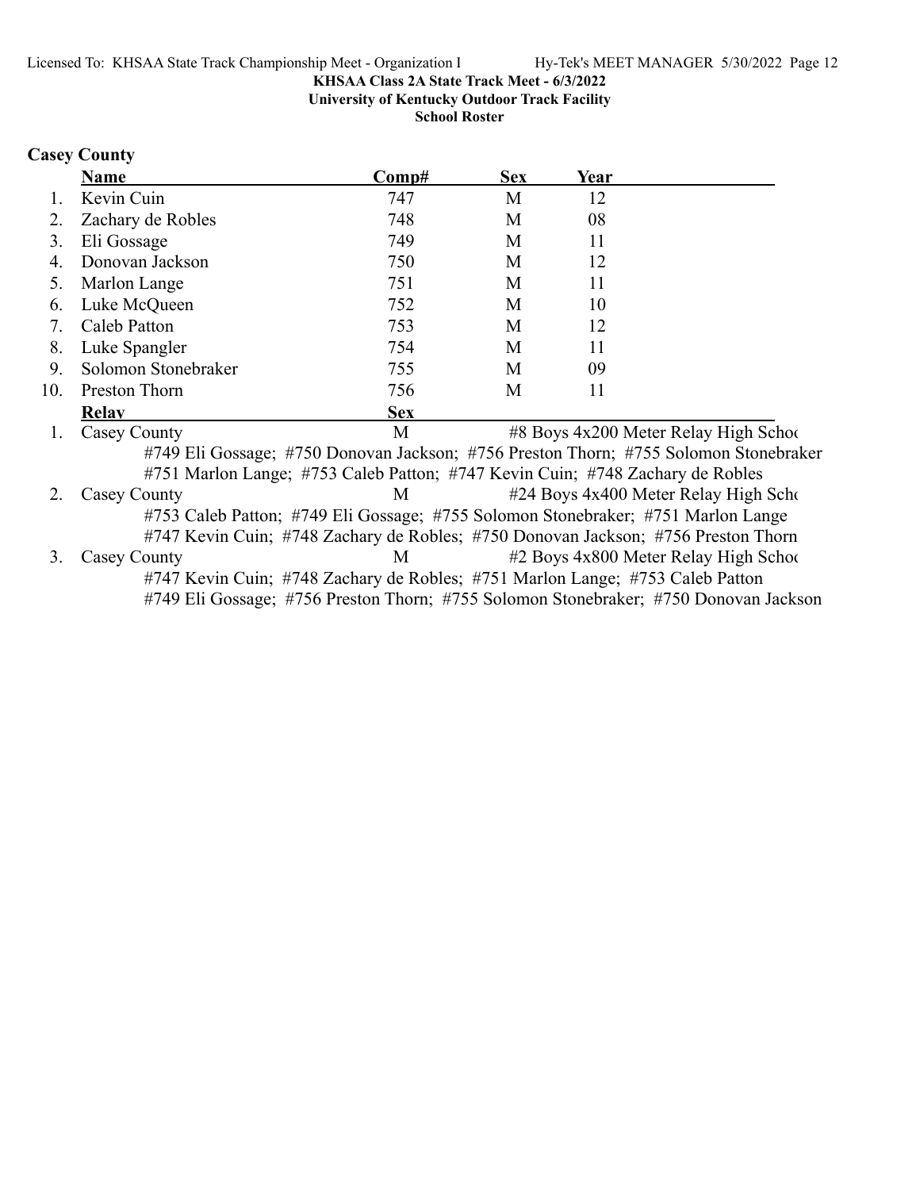KHSAA Class 2A State Track Meet - 6/3/2022

University of Kentucky Outdoor Track Facility

School Roster

## Casey County

| | Name | Comp# | Sex | Year |
|---|---|---|---|---|
| 1. | Kevin Cuin | 747 | M | 12 |
| 2. | Zachary de Robles | 748 | M | 08 |
| 3. | Eli Gossage | 749 | M | 11 |
| 4. | Donovan Jackson | 750 | M | 12 |
| 5. | Marlon Lange | 751 | M | 11 |
| 6. | Luke McQueen | 752 | M | 10 |
| 7. | Caleb Patton | 753 | M | 12 |
| 8. | Luke Spangler | 754 | M | 11 |
| 9. | Solomon Stonebraker | 755 | M | 09 |
| 10. | Preston Thorn | 756 | M | 11 |

| | Relay | Sex | |
|---|---|---|---|
| 1. | Casey County | M | #8 Boys 4x200 Meter Relay High Schoo |
| | #749 Eli Gossage; #750 Donovan Jackson; #756 Preston Thorn; #755 Solomon Stonebraker<br>#751 Marlon Lange; #753 Caleb Patton; #747 Kevin Cuin; #748 Zachary de Robles | | |
| 2. | Casey County | M | #24 Boys 4x400 Meter Relay High Scho |
| | #753 Caleb Patton; #749 Eli Gossage; #755 Solomon Stonebraker; #751 Marlon Lange<br>#747 Kevin Cuin; #748 Zachary de Robles; #750 Donovan Jackson; #756 Preston Thorn | | |
| 3. | Casey County | M | #2 Boys 4x800 Meter Relay High Schoo |
| | #747 Kevin Cuin; #748 Zachary de Robles; #751 Marlon Lange; #753 Caleb Patton<br>#749 Eli Gossage; #756 Preston Thorn; #755 Solomon Stonebraker; #750 Donovan Jackson | | |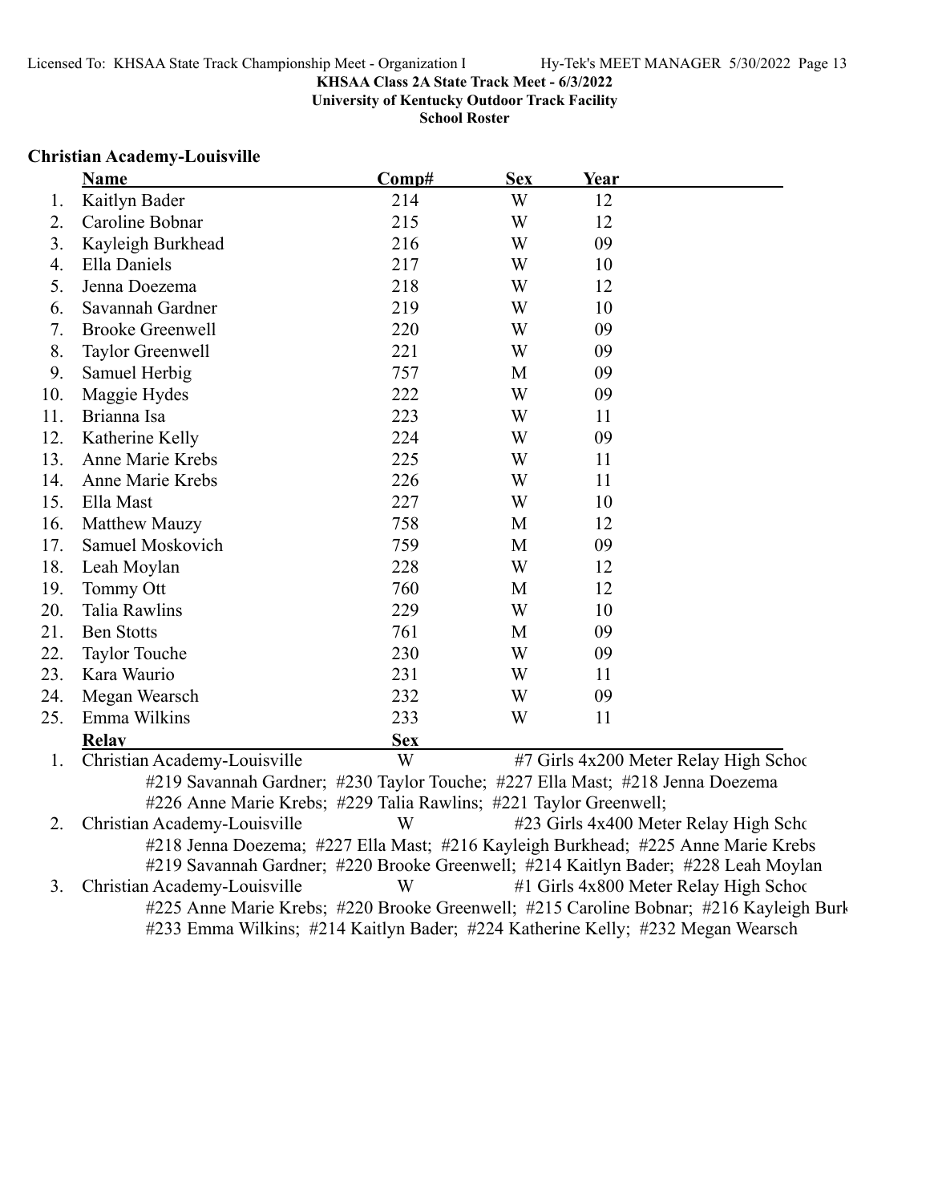**KHSAA Class 2A State Track Meet - 6/3/2022**
**University of Kentucky Outdoor Track Facility**
**School Roster**

## Christian Academy-Louisville

| | Name | Comp# | Sex | Year |
|---|---|---|---|---|
| 1. | Kaitlyn Bader | 214 | W | 12 |
| 2. | Caroline Bobnar | 215 | W | 12 |
| 3. | Kayleigh Burkhead | 216 | W | 09 |
| 4. | Ella Daniels | 217 | W | 10 |
| 5. | Jenna Doezema | 218 | W | 12 |
| 6. | Savannah Gardner | 219 | W | 10 |
| 7. | Brooke Greenwell | 220 | W | 09 |
| 8. | Taylor Greenwell | 221 | W | 09 |
| 9. | Samuel Herbig | 757 | M | 09 |
| 10. | Maggie Hydes | 222 | W | 09 |
| 11. | Brianna Isa | 223 | W | 11 |
| 12. | Katherine Kelly | 224 | W | 09 |
| 13. | Anne Marie Krebs | 225 | W | 11 |
| 14. | Anne Marie Krebs | 226 | W | 11 |
| 15. | Ella Mast | 227 | W | 10 |
| 16. | Matthew Mauzy | 758 | M | 12 |
| 17. | Samuel Moskovich | 759 | M | 09 |
| 18. | Leah Moylan | 228 | W | 12 |
| 19. | Tommy Ott | 760 | M | 12 |
| 20. | Talia Rawlins | 229 | W | 10 |
| 21. | Ben Stotts | 761 | M | 09 |
| 22. | Taylor Touche | 230 | W | 09 |
| 23. | Kara Waurio | 231 | W | 11 |
| 24. | Megan Wearsch | 232 | W | 09 |
| 25. | Emma Wilkins | 233 | W | 11 |

| | Relay | Sex | Event |
|---|---|---|---|
| 1. | Christian Academy-Louisville | W | #7 Girls 4x200 Meter Relay High Schoo |
| | #219 Savannah Gardner; #230 Taylor Touche; #227 Ella Mast; #218 Jenna Doezema; #226 Anne Marie Krebs; #229 Talia Rawlins; #221 Taylor Greenwell; | | |
| 2. | Christian Academy-Louisville | W | #23 Girls 4x400 Meter Relay High Scho |
| | #218 Jenna Doezema; #227 Ella Mast; #216 Kayleigh Burkhead; #225 Anne Marie Krebs; #219 Savannah Gardner; #220 Brooke Greenwell; #214 Kaitlyn Bader; #228 Leah Moylan | | |
| 3. | Christian Academy-Louisville | W | #1 Girls 4x800 Meter Relay High Schoo |
| | #225 Anne Marie Krebs; #220 Brooke Greenwell; #215 Caroline Bobnar; #216 Kayleigh Burk; #233 Emma Wilkins; #214 Kaitlyn Bader; #224 Katherine Kelly; #232 Megan Wearsch | | |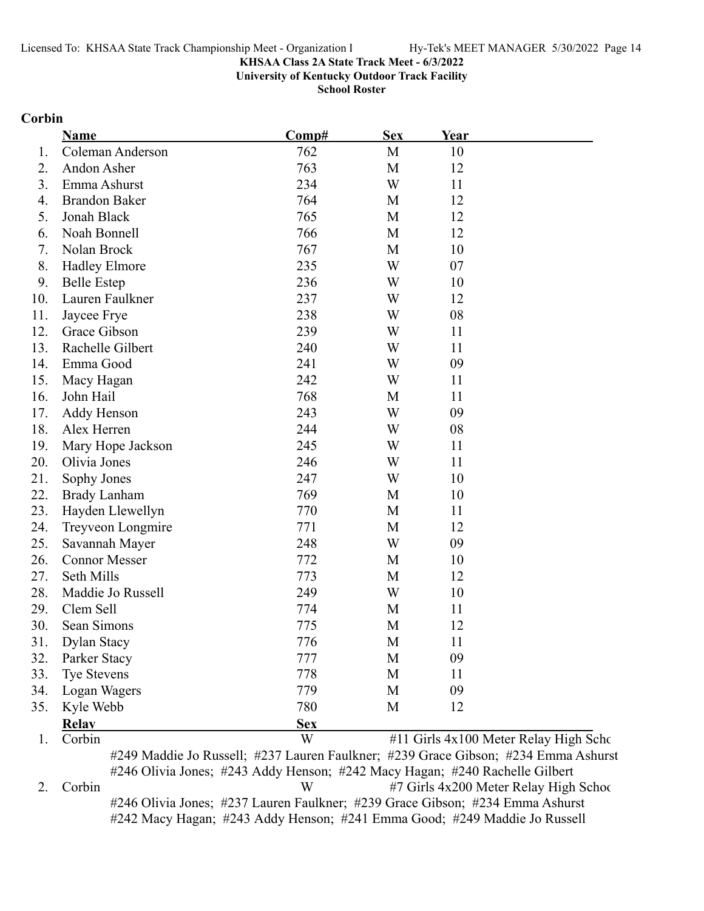KHSAA Class 2A State Track Meet - 6/3/2022
University of Kentucky Outdoor Track Facility
School Roster

## Corbin

| | Name | Comp# | Sex | Year |
|---|---|---|---|---|
| 1. | Coleman Anderson | 762 | M | 10 |
| 2. | Andon Asher | 763 | M | 12 |
| 3. | Emma Ashurst | 234 | W | 11 |
| 4. | Brandon Baker | 764 | M | 12 |
| 5. | Jonah Black | 765 | M | 12 |
| 6. | Noah Bonnell | 766 | M | 12 |
| 7. | Nolan Brock | 767 | M | 10 |
| 8. | Hadley Elmore | 235 | W | 07 |
| 9. | Belle Estep | 236 | W | 10 |
| 10. | Lauren Faulkner | 237 | W | 12 |
| 11. | Jaycee Frye | 238 | W | 08 |
| 12. | Grace Gibson | 239 | W | 11 |
| 13. | Rachelle Gilbert | 240 | W | 11 |
| 14. | Emma Good | 241 | W | 09 |
| 15. | Macy Hagan | 242 | W | 11 |
| 16. | John Hail | 768 | M | 11 |
| 17. | Addy Henson | 243 | W | 09 |
| 18. | Alex Herren | 244 | W | 08 |
| 19. | Mary Hope Jackson | 245 | W | 11 |
| 20. | Olivia Jones | 246 | W | 11 |
| 21. | Sophy Jones | 247 | W | 10 |
| 22. | Brady Lanham | 769 | M | 10 |
| 23. | Hayden Llewellyn | 770 | M | 11 |
| 24. | Treyveon Longmire | 771 | M | 12 |
| 25. | Savannah Mayer | 248 | W | 09 |
| 26. | Connor Messer | 772 | M | 10 |
| 27. | Seth Mills | 773 | M | 12 |
| 28. | Maddie Jo Russell | 249 | W | 10 |
| 29. | Clem Sell | 774 | M | 11 |
| 30. | Sean Simons | 775 | M | 12 |
| 31. | Dylan Stacy | 776 | M | 11 |
| 32. | Parker Stacy | 777 | M | 09 |
| 33. | Tye Stevens | 778 | M | 11 |
| 34. | Logan Wagers | 779 | M | 09 |
| 35. | Kyle Webb | 780 | M | 12 |

| | Relay | Sex | Event |
|---|---|---|---|
| 1. | Corbin | W | #11 Girls 4x100 Meter Relay High Scho |
| | #249 Maddie Jo Russell; #237 Lauren Faulkner; #239 Grace Gibson; #234 Emma Ashurst; #246 Olivia Jones; #243 Addy Henson; #242 Macy Hagan; #240 Rachelle Gilbert | | |
| 2. | Corbin | W | #7 Girls 4x200 Meter Relay High Schoo |
| | #246 Olivia Jones; #237 Lauren Faulkner; #239 Grace Gibson; #234 Emma Ashurst; #242 Macy Hagan; #243 Addy Henson; #241 Emma Good; #249 Maddie Jo Russell | | |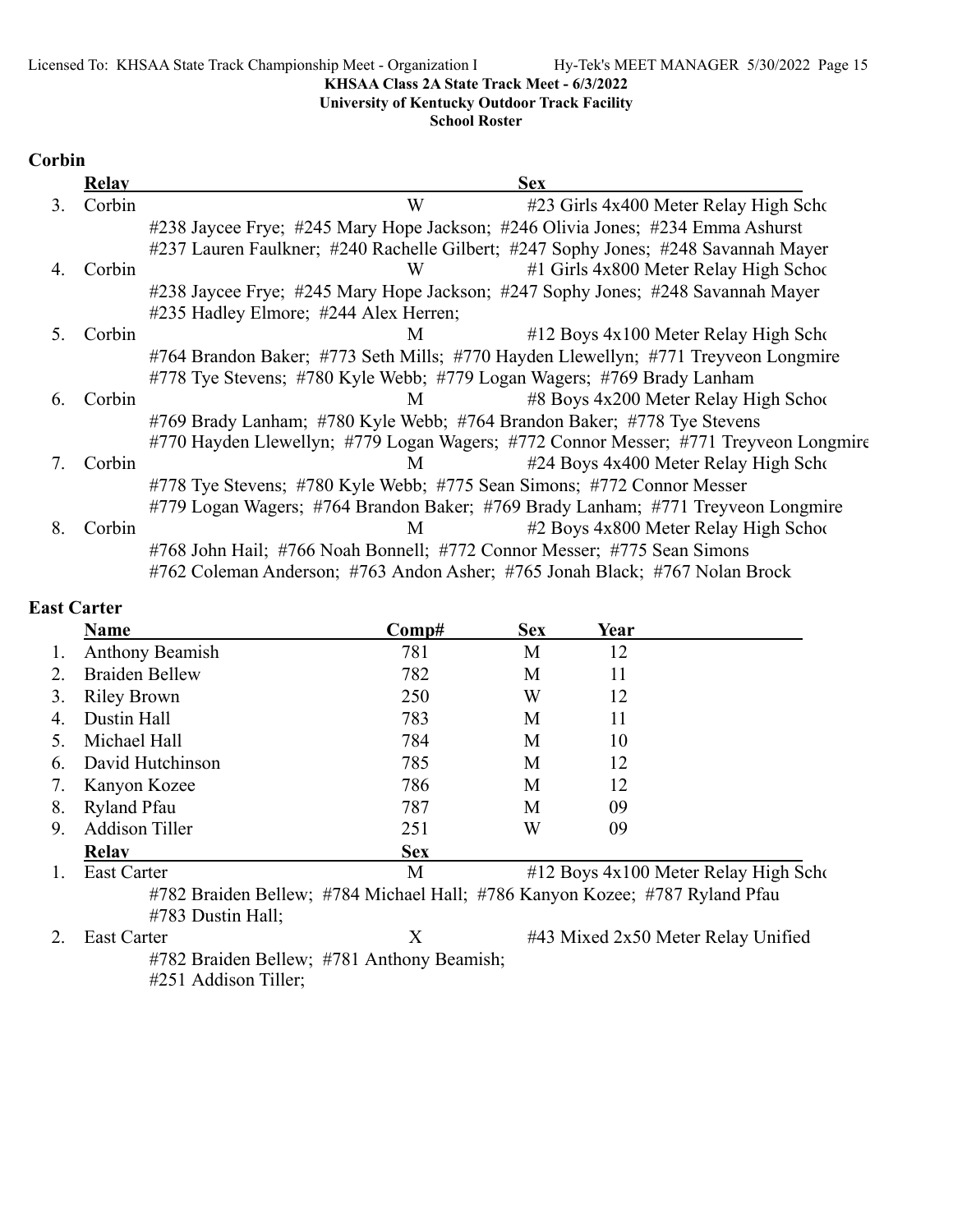KHSAA Class 2A State Track Meet - 6/3/2022
University of Kentucky Outdoor Track Facility
School Roster

## Corbin

| | Relay | Sex | |
|---|---|---|---|
| 3. | Corbin | W | #23 Girls 4x400 Meter Relay High Scho |
| | #238 Jaycee Frye; #245 Mary Hope Jackson; #246 Olivia Jones; #234 Emma Ashurst<br>#237 Lauren Faulkner; #240 Rachelle Gilbert; #247 Sophy Jones; #248 Savannah Mayer | | |
| 4. | Corbin | W | #1 Girls 4x800 Meter Relay High Schoo |
| | #238 Jaycee Frye; #245 Mary Hope Jackson; #247 Sophy Jones; #248 Savannah Mayer<br>#235 Hadley Elmore; #244 Alex Herren; | | |
| 5. | Corbin | M | #12 Boys 4x100 Meter Relay High Scho |
| | #764 Brandon Baker; #773 Seth Mills; #770 Hayden Llewellyn; #771 Treyveon Longmire<br>#778 Tye Stevens; #780 Kyle Webb; #779 Logan Wagers; #769 Brady Lanham | | |
| 6. | Corbin | M | #8 Boys 4x200 Meter Relay High Schoo |
| | #769 Brady Lanham; #780 Kyle Webb; #764 Brandon Baker; #778 Tye Stevens<br>#770 Hayden Llewellyn; #779 Logan Wagers; #772 Connor Messer; #771 Treyveon Longmire | | |
| 7. | Corbin | M | #24 Boys 4x400 Meter Relay High Scho |
| | #778 Tye Stevens; #780 Kyle Webb; #775 Sean Simons; #772 Connor Messer<br>#779 Logan Wagers; #764 Brandon Baker; #769 Brady Lanham; #771 Treyveon Longmire | | |
| 8. | Corbin | M | #2 Boys 4x800 Meter Relay High Schoo |
| | #768 John Hail; #766 Noah Bonnell; #772 Connor Messer; #775 Sean Simons<br>#762 Coleman Anderson; #763 Andon Asher; #765 Jonah Black; #767 Nolan Brock | | |

## East Carter

| | Name | Comp# | Sex | Year |
|---|---|---|---|---|
| 1. | Anthony Beamish | 781 | M | 12 |
| 2. | Braiden Bellew | 782 | M | 11 |
| 3. | Riley Brown | 250 | W | 12 |
| 4. | Dustin Hall | 783 | M | 11 |
| 5. | Michael Hall | 784 | M | 10 |
| 6. | David Hutchinson | 785 | M | 12 |
| 7. | Kanyon Kozee | 786 | M | 12 |
| 8. | Ryland Pfau | 787 | M | 09 |
| 9. | Addison Tiller | 251 | W | 09 |

| | Relay | Sex | |
|---|---|---|---|
| 1. | East Carter | M | #12 Boys 4x100 Meter Relay High Scho |
| | #782 Braiden Bellew; #784 Michael Hall; #786 Kanyon Kozee; #787 Ryland Pfau<br>#783 Dustin Hall; | | |
| 2. | East Carter | X | #43 Mixed 2x50 Meter Relay Unified |
| | #782 Braiden Bellew; #781 Anthony Beamish;<br>#251 Addison Tiller; | | |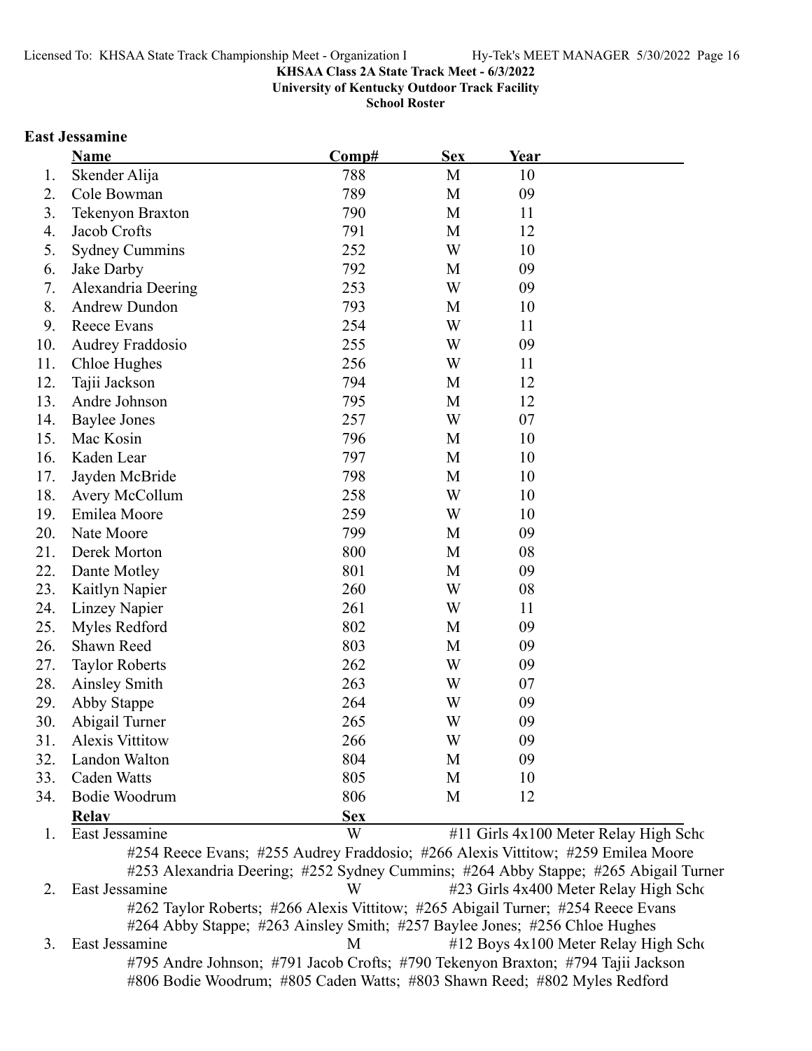**KHSAA Class 2A State Track Meet - 6/3/2022**
**University of Kentucky Outdoor Track Facility**
**School Roster**

## East Jessamine

| | Name | Comp# | Sex | Year |
|---|---|---|---|---|
| 1. | Skender Alija | 788 | M | 10 |
| 2. | Cole Bowman | 789 | M | 09 |
| 3. | Tekenyon Braxton | 790 | M | 11 |
| 4. | Jacob Crofts | 791 | M | 12 |
| 5. | Sydney Cummins | 252 | W | 10 |
| 6. | Jake Darby | 792 | M | 09 |
| 7. | Alexandria Deering | 253 | W | 09 |
| 8. | Andrew Dundon | 793 | M | 10 |
| 9. | Reece Evans | 254 | W | 11 |
| 10. | Audrey Fraddosio | 255 | W | 09 |
| 11. | Chloe Hughes | 256 | W | 11 |
| 12. | Tajii Jackson | 794 | M | 12 |
| 13. | Andre Johnson | 795 | M | 12 |
| 14. | Baylee Jones | 257 | W | 07 |
| 15. | Mac Kosin | 796 | M | 10 |
| 16. | Kaden Lear | 797 | M | 10 |
| 17. | Jayden McBride | 798 | M | 10 |
| 18. | Avery McCollum | 258 | W | 10 |
| 19. | Emilea Moore | 259 | W | 10 |
| 20. | Nate Moore | 799 | M | 09 |
| 21. | Derek Morton | 800 | M | 08 |
| 22. | Dante Motley | 801 | M | 09 |
| 23. | Kaitlyn Napier | 260 | W | 08 |
| 24. | Linzey Napier | 261 | W | 11 |
| 25. | Myles Redford | 802 | M | 09 |
| 26. | Shawn Reed | 803 | M | 09 |
| 27. | Taylor Roberts | 262 | W | 09 |
| 28. | Ainsley Smith | 263 | W | 07 |
| 29. | Abby Stappe | 264 | W | 09 |
| 30. | Abigail Turner | 265 | W | 09 |
| 31. | Alexis Vittitow | 266 | W | 09 |
| 32. | Landon Walton | 804 | M | 09 |
| 33. | Caden Watts | 805 | M | 10 |
| 34. | Bodie Woodrum | 806 | M | 12 |

| | Relay | Sex | Event |
|---|---|---|---|
| 1. | East Jessamine | W | #11 Girls 4x100 Meter Relay High Scho |
| | #254 Reece Evans; #255 Audrey Fraddosio; #266 Alexis Vittitow; #259 Emilea Moore<br>#253 Alexandria Deering; #252 Sydney Cummins; #264 Abby Stappe; #265 Abigail Turner | | |
| 2. | East Jessamine | W | #23 Girls 4x400 Meter Relay High Scho |
| | #262 Taylor Roberts; #266 Alexis Vittitow; #265 Abigail Turner; #254 Reece Evans<br>#264 Abby Stappe; #263 Ainsley Smith; #257 Baylee Jones; #256 Chloe Hughes | | |
| 3. | East Jessamine | M | #12 Boys 4x100 Meter Relay High Scho |
| | #795 Andre Johnson; #791 Jacob Crofts; #790 Tekenyon Braxton; #794 Tajii Jackson<br>#806 Bodie Woodrum; #805 Caden Watts; #803 Shawn Reed; #802 Myles Redford | | |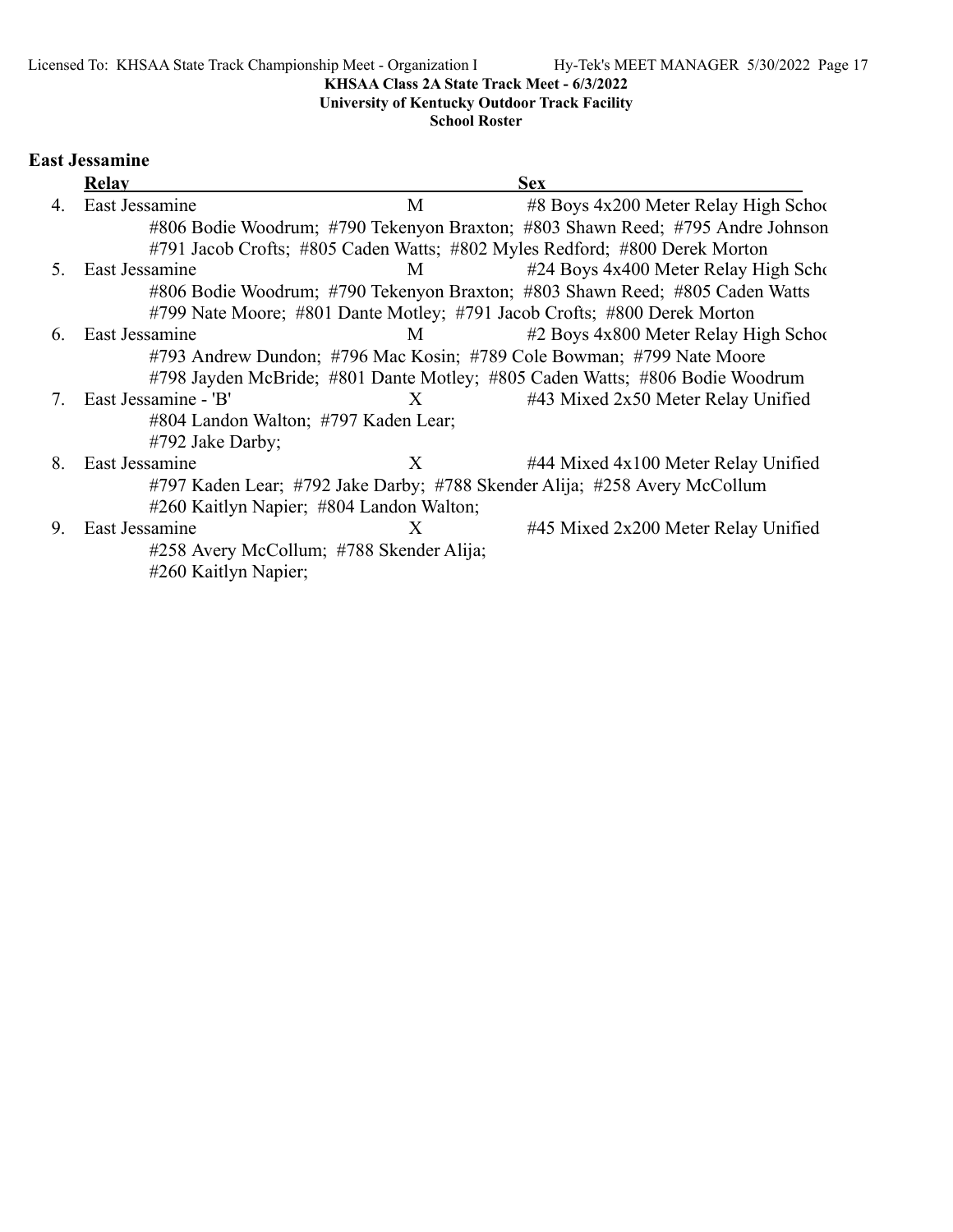**KHSAA Class 2A State Track Meet - 6/3/2022**
**University of Kentucky Outdoor Track Facility**
**School Roster**

## East Jessamine

| | Relay | Sex | |
|---|---|---|---|
| 4. | East Jessamine | M | #8 Boys 4x200 Meter Relay High Schoo |
| | #806 Bodie Woodrum; #790 Tekenyon Braxton; #803 Shawn Reed; #795 Andre Johnson; #791 Jacob Crofts; #805 Caden Watts; #802 Myles Redford; #800 Derek Morton | | |
| 5. | East Jessamine | M | #24 Boys 4x400 Meter Relay High Scho |
| | #806 Bodie Woodrum; #790 Tekenyon Braxton; #803 Shawn Reed; #805 Caden Watts; #799 Nate Moore; #801 Dante Motley; #791 Jacob Crofts; #800 Derek Morton | | |
| 6. | East Jessamine | M | #2 Boys 4x800 Meter Relay High Schoo |
| | #793 Andrew Dundon; #796 Mac Kosin; #789 Cole Bowman; #799 Nate Moore; #798 Jayden McBride; #801 Dante Motley; #805 Caden Watts; #806 Bodie Woodrum | | |
| 7. | East Jessamine - 'B' | X | #43 Mixed 2x50 Meter Relay Unified |
| | #804 Landon Walton; #797 Kaden Lear; #792 Jake Darby; | | |
| 8. | East Jessamine | X | #44 Mixed 4x100 Meter Relay Unified |
| | #797 Kaden Lear; #792 Jake Darby; #788 Skender Alija; #258 Avery McCollum; #260 Kaitlyn Napier; #804 Landon Walton; | | |
| 9. | East Jessamine | X | #45 Mixed 2x200 Meter Relay Unified |
| | #258 Avery McCollum; #788 Skender Alija; #260 Kaitlyn Napier; | | |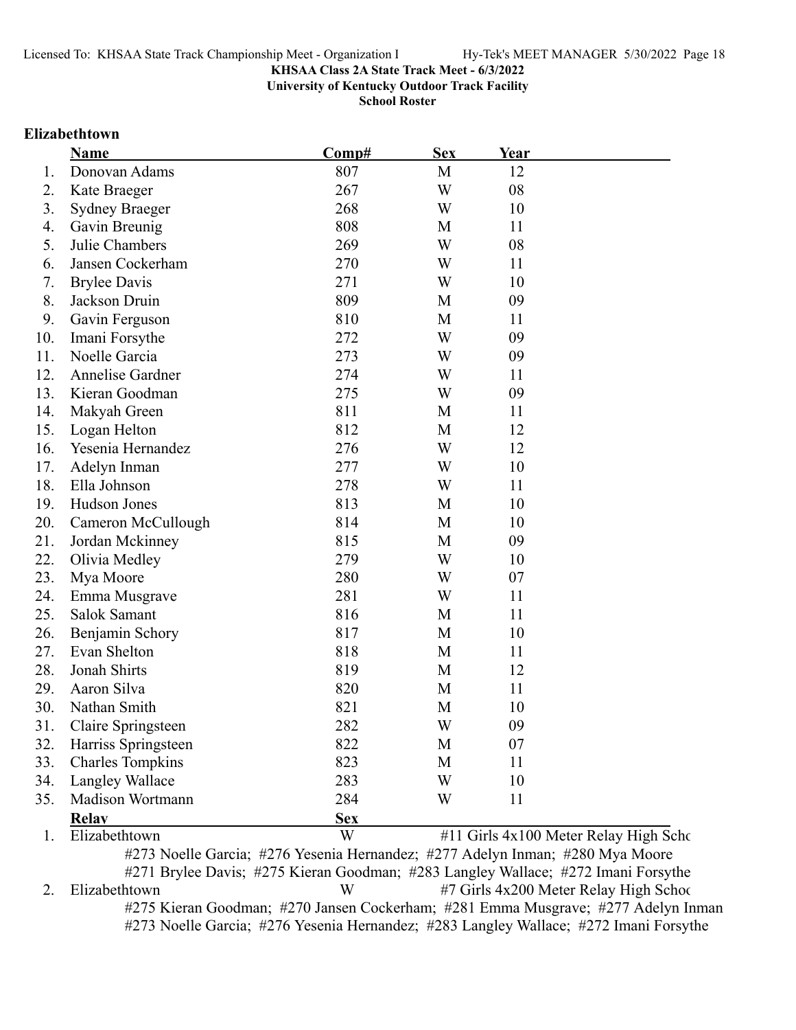**KHSAA Class 2A State Track Meet - 6/3/2022**
**University of Kentucky Outdoor Track Facility**
**School Roster**

### Elizabethtown

| | Name | Comp# | Sex | Year |
|---|---|---|---|---|
| 1. | Donovan Adams | 807 | M | 12 |
| 2. | Kate Braeger | 267 | W | 08 |
| 3. | Sydney Braeger | 268 | W | 10 |
| 4. | Gavin Breunig | 808 | M | 11 |
| 5. | Julie Chambers | 269 | W | 08 |
| 6. | Jansen Cockerham | 270 | W | 11 |
| 7. | Brylee Davis | 271 | W | 10 |
| 8. | Jackson Druin | 809 | M | 09 |
| 9. | Gavin Ferguson | 810 | M | 11 |
| 10. | Imani Forsythe | 272 | W | 09 |
| 11. | Noelle Garcia | 273 | W | 09 |
| 12. | Annelise Gardner | 274 | W | 11 |
| 13. | Kieran Goodman | 275 | W | 09 |
| 14. | Makyah Green | 811 | M | 11 |
| 15. | Logan Helton | 812 | M | 12 |
| 16. | Yesenia Hernandez | 276 | W | 12 |
| 17. | Adelyn Inman | 277 | W | 10 |
| 18. | Ella Johnson | 278 | W | 11 |
| 19. | Hudson Jones | 813 | M | 10 |
| 20. | Cameron McCullough | 814 | M | 10 |
| 21. | Jordan Mckinney | 815 | M | 09 |
| 22. | Olivia Medley | 279 | W | 10 |
| 23. | Mya Moore | 280 | W | 07 |
| 24. | Emma Musgrave | 281 | W | 11 |
| 25. | Salok Samant | 816 | M | 11 |
| 26. | Benjamin Schory | 817 | M | 10 |
| 27. | Evan Shelton | 818 | M | 11 |
| 28. | Jonah Shirts | 819 | M | 12 |
| 29. | Aaron Silva | 820 | M | 11 |
| 30. | Nathan Smith | 821 | M | 10 |
| 31. | Claire Springsteen | 282 | W | 09 |
| 32. | Harriss Springsteen | 822 | M | 07 |
| 33. | Charles Tompkins | 823 | M | 11 |
| 34. | Langley Wallace | 283 | W | 10 |
| 35. | Madison Wortmann | 284 | W | 11 |

| | Relay | Sex | |
|---|---|---|---|
| 1. | Elizabethtown | W | #11 Girls 4x100 Meter Relay High Scho |
| | #273 Noelle Garcia; #276 Yesenia Hernandez; #277 Adelyn Inman; #280 Mya Moore<br>#271 Brylee Davis; #275 Kieran Goodman; #283 Langley Wallace; #272 Imani Forsythe | | |
| 2. | Elizabethtown | W | #7 Girls 4x200 Meter Relay High Schoo |
| | #275 Kieran Goodman; #270 Jansen Cockerham; #281 Emma Musgrave; #277 Adelyn Inman<br>#273 Noelle Garcia; #276 Yesenia Hernandez; #283 Langley Wallace; #272 Imani Forsythe | | |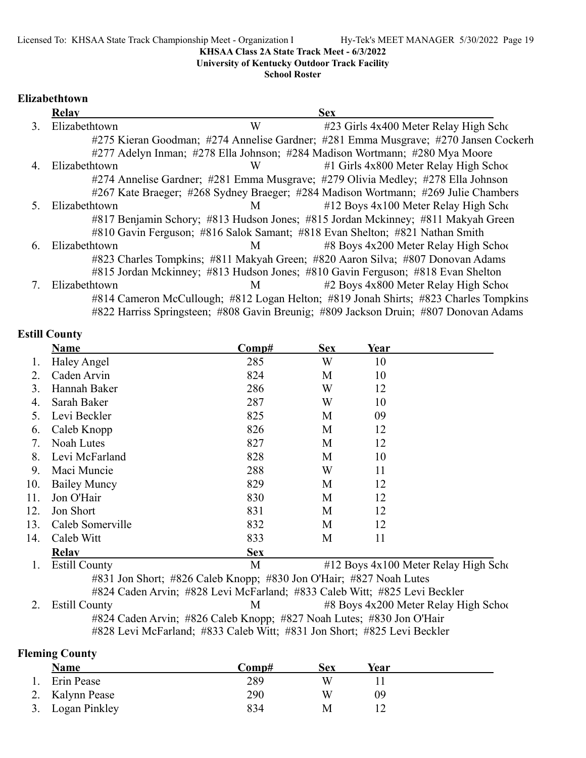KHSAA Class 2A State Track Meet - 6/3/2022
University of Kentucky Outdoor Track Facility
School Roster

## Elizabethtown

| | Relay | Sex | |
|---|---|---|---|
| 3. | Elizabethtown | W | #23 Girls 4x400 Meter Relay High Scho |
| | #275 Kieran Goodman; #274 Annelise Gardner; #281 Emma Musgrave; #270 Jansen Cockerh<br>#277 Adelyn Inman; #278 Ella Johnson; #284 Madison Wortmann; #280 Mya Moore | | |
| 4. | Elizabethtown | W | #1 Girls 4x800 Meter Relay High Schoo |
| | #274 Annelise Gardner; #281 Emma Musgrave; #279 Olivia Medley; #278 Ella Johnson<br>#267 Kate Braeger; #268 Sydney Braeger; #284 Madison Wortmann; #269 Julie Chambers | | |
| 5. | Elizabethtown | M | #12 Boys 4x100 Meter Relay High Scho |
| | #817 Benjamin Schory; #813 Hudson Jones; #815 Jordan Mckinney; #811 Makyah Green<br>#810 Gavin Ferguson; #816 Salok Samant; #818 Evan Shelton; #821 Nathan Smith | | |
| 6. | Elizabethtown | M | #8 Boys 4x200 Meter Relay High Schoo |
| | #823 Charles Tompkins; #811 Makyah Green; #820 Aaron Silva; #807 Donovan Adams<br>#815 Jordan Mckinney; #813 Hudson Jones; #810 Gavin Ferguson; #818 Evan Shelton | | |
| 7. | Elizabethtown | M | #2 Boys 4x800 Meter Relay High Schoo |
| | #814 Cameron McCullough; #812 Logan Helton; #819 Jonah Shirts; #823 Charles Tompkins<br>#822 Harriss Springsteen; #808 Gavin Breunig; #809 Jackson Druin; #807 Donovan Adams | | |

## Estill County

| | Name | Comp# | Sex | Year |
|---|---|---|---|---|
| 1. | Haley Angel | 285 | W | 10 |
| 2. | Caden Arvin | 824 | M | 10 |
| 3. | Hannah Baker | 286 | W | 12 |
| 4. | Sarah Baker | 287 | W | 10 |
| 5. | Levi Beckler | 825 | M | 09 |
| 6. | Caleb Knopp | 826 | M | 12 |
| 7. | Noah Lutes | 827 | M | 12 |
| 8. | Levi McFarland | 828 | M | 10 |
| 9. | Maci Muncie | 288 | W | 11 |
| 10. | Bailey Muncy | 829 | M | 12 |
| 11. | Jon O'Hair | 830 | M | 12 |
| 12. | Jon Short | 831 | M | 12 |
| 13. | Caleb Somerville | 832 | M | 12 |
| 14. | Caleb Witt | 833 | M | 11 |

| | Relay | Sex | |
|---|---|---|---|
| 1. | Estill County | M | #12 Boys 4x100 Meter Relay High Scho |
| | #831 Jon Short; #826 Caleb Knopp; #830 Jon O'Hair; #827 Noah Lutes<br>#824 Caden Arvin; #828 Levi McFarland; #833 Caleb Witt; #825 Levi Beckler | | |
| 2. | Estill County | M | #8 Boys 4x200 Meter Relay High Schoo |
| | #824 Caden Arvin; #826 Caleb Knopp; #827 Noah Lutes; #830 Jon O'Hair<br>#828 Levi McFarland; #833 Caleb Witt; #831 Jon Short; #825 Levi Beckler | | |

## Fleming County

| | Name | Comp# | Sex | Year |
|---|---|---|---|---|
| 1. | Erin Pease | 289 | W | 11 |
| 2. | Kalynn Pease | 290 | W | 09 |
| 3. | Logan Pinkley | 834 | M | 12 |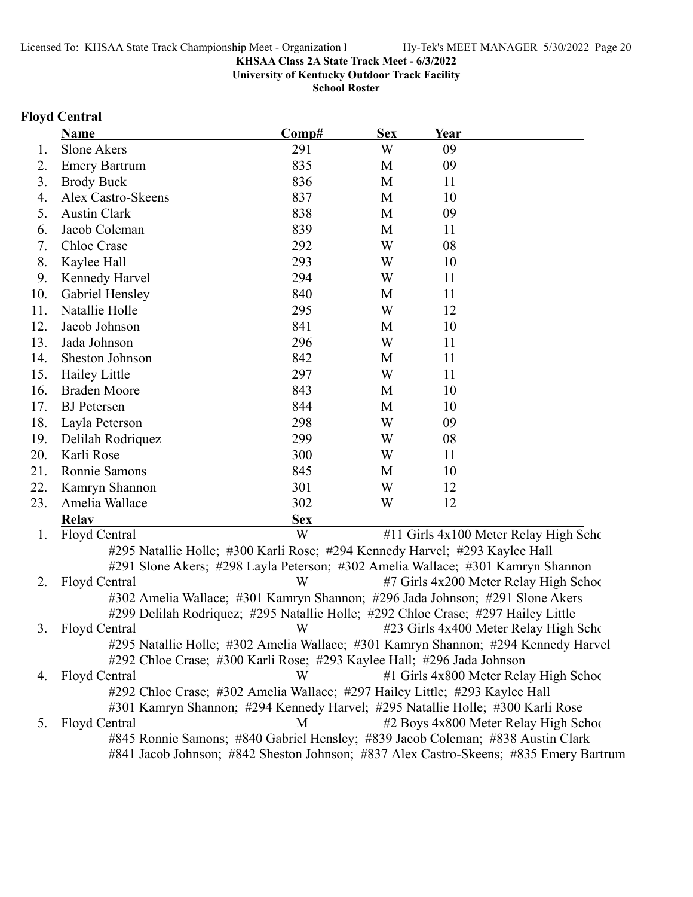**KHSAA Class 2A State Track Meet - 6/3/2022**
**University of Kentucky Outdoor Track Facility**
**School Roster**

## Floyd Central

| | Name | Comp# | Sex | Year |
|---|---|---|---|---|
| 1. | Slone Akers | 291 | W | 09 |
| 2. | Emery Bartrum | 835 | M | 09 |
| 3. | Brody Buck | 836 | M | 11 |
| 4. | Alex Castro-Skeens | 837 | M | 10 |
| 5. | Austin Clark | 838 | M | 09 |
| 6. | Jacob Coleman | 839 | M | 11 |
| 7. | Chloe Crase | 292 | W | 08 |
| 8. | Kaylee Hall | 293 | W | 10 |
| 9. | Kennedy Harvel | 294 | W | 11 |
| 10. | Gabriel Hensley | 840 | M | 11 |
| 11. | Natallie Holle | 295 | W | 12 |
| 12. | Jacob Johnson | 841 | M | 10 |
| 13. | Jada Johnson | 296 | W | 11 |
| 14. | Sheston Johnson | 842 | M | 11 |
| 15. | Hailey Little | 297 | W | 11 |
| 16. | Braden Moore | 843 | M | 10 |
| 17. | BJ Petersen | 844 | M | 10 |
| 18. | Layla Peterson | 298 | W | 09 |
| 19. | Delilah Rodriquez | 299 | W | 08 |
| 20. | Karli Rose | 300 | W | 11 |
| 21. | Ronnie Samons | 845 | M | 10 |
| 22. | Kamryn Shannon | 301 | W | 12 |
| 23. | Amelia Wallace | 302 | W | 12 |

| | Relay | Sex | Event |
|---|---|---|---|
| 1. | Floyd Central | W | #11 Girls 4x100 Meter Relay High Scho |
| | #295 Natallie Holle; #300 Karli Rose; #294 Kennedy Harvel; #293 Kaylee Hall<br>#291 Slone Akers; #298 Layla Peterson; #302 Amelia Wallace; #301 Kamryn Shannon | | |
| 2. | Floyd Central | W | #7 Girls 4x200 Meter Relay High Schoo |
| | #302 Amelia Wallace; #301 Kamryn Shannon; #296 Jada Johnson; #291 Slone Akers<br>#299 Delilah Rodriquez; #295 Natallie Holle; #292 Chloe Crase; #297 Hailey Little | | |
| 3. | Floyd Central | W | #23 Girls 4x400 Meter Relay High Scho |
| | #295 Natallie Holle; #302 Amelia Wallace; #301 Kamryn Shannon; #294 Kennedy Harvel<br>#292 Chloe Crase; #300 Karli Rose; #293 Kaylee Hall; #296 Jada Johnson | | |
| 4. | Floyd Central | W | #1 Girls 4x800 Meter Relay High Schoo |
| | #292 Chloe Crase; #302 Amelia Wallace; #297 Hailey Little; #293 Kaylee Hall<br>#301 Kamryn Shannon; #294 Kennedy Harvel; #295 Natallie Holle; #300 Karli Rose | | |
| 5. | Floyd Central | M | #2 Boys 4x800 Meter Relay High Schoo |
| | #845 Ronnie Samons; #840 Gabriel Hensley; #839 Jacob Coleman; #838 Austin Clark<br>#841 Jacob Johnson; #842 Sheston Johnson; #837 Alex Castro-Skeens; #835 Emery Bartrum | | |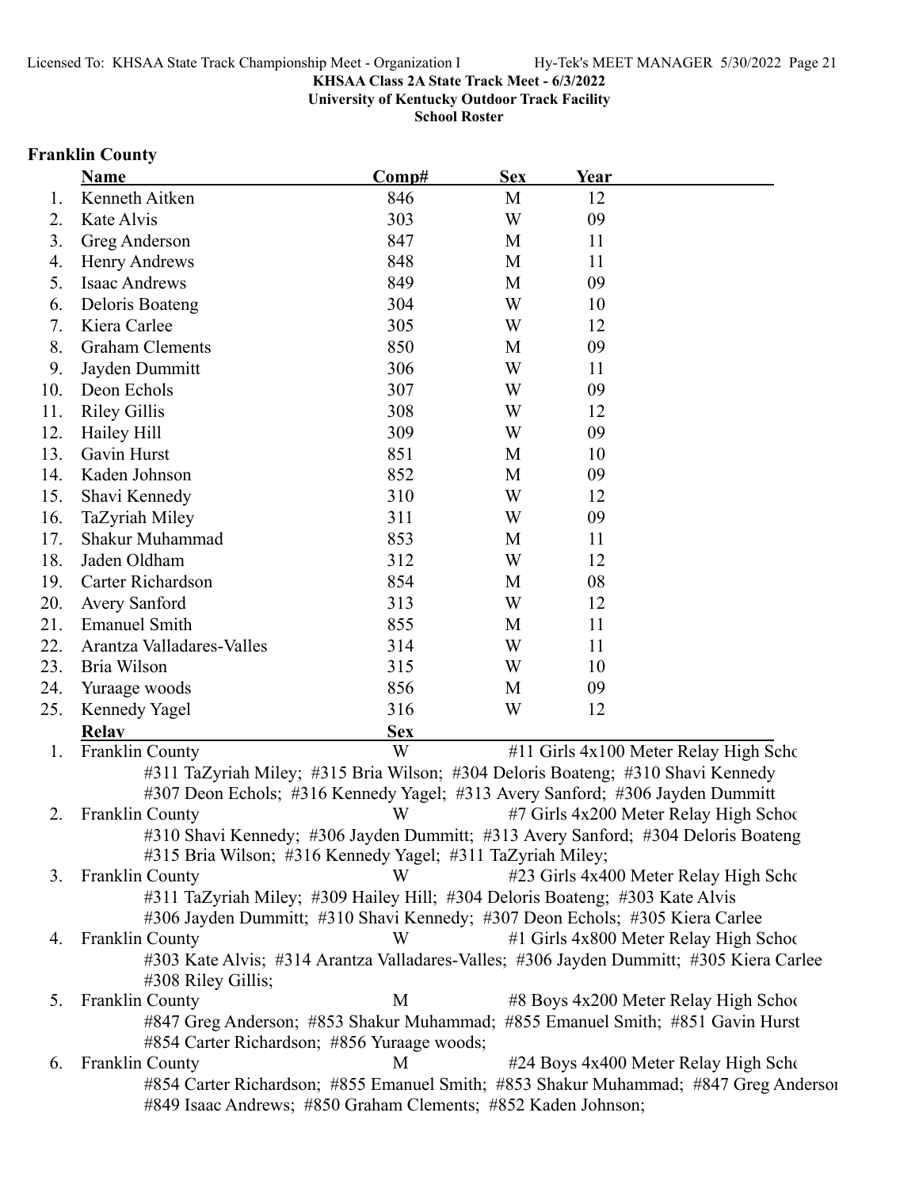KHSAA Class 2A State Track Meet - 6/3/2022
University of Kentucky Outdoor Track Facility
School Roster

## Franklin County

| | Name | Comp# | Sex | Year |
|---|---|---|---|---|
| 1. | Kenneth Aitken | 846 | M | 12 |
| 2. | Kate Alvis | 303 | W | 09 |
| 3. | Greg Anderson | 847 | M | 11 |
| 4. | Henry Andrews | 848 | M | 11 |
| 5. | Isaac Andrews | 849 | M | 09 |
| 6. | Deloris Boateng | 304 | W | 10 |
| 7. | Kiera Carlee | 305 | W | 12 |
| 8. | Graham Clements | 850 | M | 09 |
| 9. | Jayden Dummitt | 306 | W | 11 |
| 10. | Deon Echols | 307 | W | 09 |
| 11. | Riley Gillis | 308 | W | 12 |
| 12. | Hailey Hill | 309 | W | 09 |
| 13. | Gavin Hurst | 851 | M | 10 |
| 14. | Kaden Johnson | 852 | M | 09 |
| 15. | Shavi Kennedy | 310 | W | 12 |
| 16. | TaZyriah Miley | 311 | W | 09 |
| 17. | Shakur Muhammad | 853 | M | 11 |
| 18. | Jaden Oldham | 312 | W | 12 |
| 19. | Carter Richardson | 854 | M | 08 |
| 20. | Avery Sanford | 313 | W | 12 |
| 21. | Emanuel Smith | 855 | M | 11 |
| 22. | Arantza Valladares-Valles | 314 | W | 11 |
| 23. | Bria Wilson | 315 | W | 10 |
| 24. | Yuraage woods | 856 | M | 09 |
| 25. | Kennedy Yagel | 316 | W | 12 |

| | Relay | Sex | |
|---|---|---|---|
| 1. | Franklin County | W | #11 Girls 4x100 Meter Relay High Scho |
| | #311 TaZyriah Miley; #315 Bria Wilson; #304 Deloris Boateng; #310 Shavi Kennedy #307 Deon Echols; #316 Kennedy Yagel; #313 Avery Sanford; #306 Jayden Dummitt | | |
| 2. | Franklin County | W | #7 Girls 4x200 Meter Relay High Schoo |
| | #310 Shavi Kennedy; #306 Jayden Dummitt; #313 Avery Sanford; #304 Deloris Boateng #315 Bria Wilson; #316 Kennedy Yagel; #311 TaZyriah Miley; | | |
| 3. | Franklin County | W | #23 Girls 4x400 Meter Relay High Scho |
| | #311 TaZyriah Miley; #309 Hailey Hill; #304 Deloris Boateng; #303 Kate Alvis #306 Jayden Dummitt; #310 Shavi Kennedy; #307 Deon Echols; #305 Kiera Carlee | | |
| 4. | Franklin County | W | #1 Girls 4x800 Meter Relay High Schoo |
| | #303 Kate Alvis; #314 Arantza Valladares-Valles; #306 Jayden Dummitt; #305 Kiera Carlee #308 Riley Gillis; | | |
| 5. | Franklin County | M | #8 Boys 4x200 Meter Relay High Schoo |
| | #847 Greg Anderson; #853 Shakur Muhammad; #855 Emanuel Smith; #851 Gavin Hurst #854 Carter Richardson; #856 Yuraage woods; | | |
| 6. | Franklin County | M | #24 Boys 4x400 Meter Relay High Scho |
| | #854 Carter Richardson; #855 Emanuel Smith; #853 Shakur Muhammad; #847 Greg Andersor #849 Isaac Andrews; #850 Graham Clements; #852 Kaden Johnson; | | |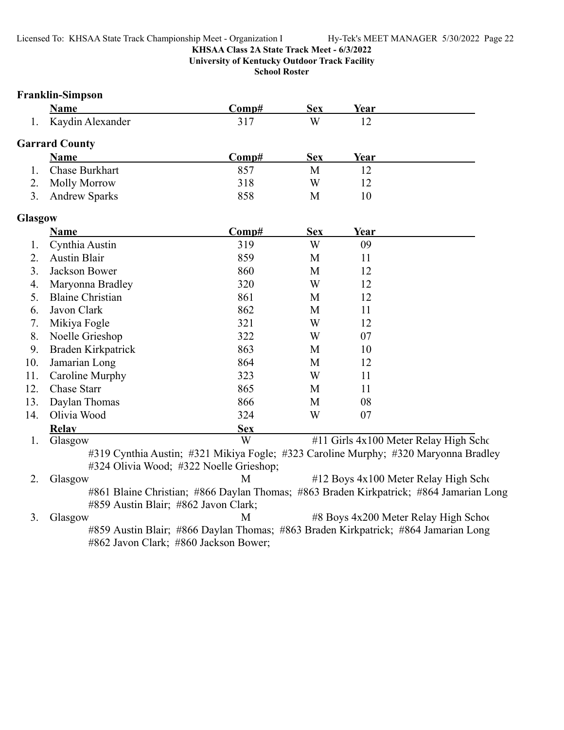KHSAA Class 2A State Track Meet - 6/3/2022
University of Kentucky Outdoor Track Facility
School Roster

**Franklin-Simpson**

| | Name | Comp# | Sex | Year |
|---|---|---|---|---|
| 1. | Kaydin Alexander | 317 | W | 12 |

**Garrard County**

| | Name | Comp# | Sex | Year |
|---|---|---|---|---|
| 1. | Chase Burkhart | 857 | M | 12 |
| 2. | Molly Morrow | 318 | W | 12 |
| 3. | Andrew Sparks | 858 | M | 10 |

**Glasgow**

| | Name | Comp# | Sex | Year |
|---|---|---|---|---|
| 1. | Cynthia Austin | 319 | W | 09 |
| 2. | Austin Blair | 859 | M | 11 |
| 3. | Jackson Bower | 860 | M | 12 |
| 4. | Maryonna Bradley | 320 | W | 12 |
| 5. | Blaine Christian | 861 | M | 12 |
| 6. | Javon Clark | 862 | M | 11 |
| 7. | Mikiya Fogle | 321 | W | 12 |
| 8. | Noelle Grieshop | 322 | W | 07 |
| 9. | Braden Kirkpatrick | 863 | M | 10 |
| 10. | Jamarian Long | 864 | M | 12 |
| 11. | Caroline Murphy | 323 | W | 11 |
| 12. | Chase Starr | 865 | M | 11 |
| 13. | Daylan Thomas | 866 | M | 08 |
| 14. | Olivia Wood | 324 | W | 07 |

| | Relay | Sex | |
|---|---|---|---|
| 1. | Glasgow | W | #11 Girls 4x100 Meter Relay High Scho |
| | #319 Cynthia Austin; #321 Mikiya Fogle; #323 Caroline Murphy; #320 Maryonna Bradley #324 Olivia Wood; #322 Noelle Grieshop; | | |
| 2. | Glasgow | M | #12 Boys 4x100 Meter Relay High Scho |
| | #861 Blaine Christian; #866 Daylan Thomas; #863 Braden Kirkpatrick; #864 Jamarian Long #859 Austin Blair; #862 Javon Clark; | | |
| 3. | Glasgow | M | #8 Boys 4x200 Meter Relay High Schoo |
| | #859 Austin Blair; #866 Daylan Thomas; #863 Braden Kirkpatrick; #864 Jamarian Long #862 Javon Clark; #860 Jackson Bower; | | |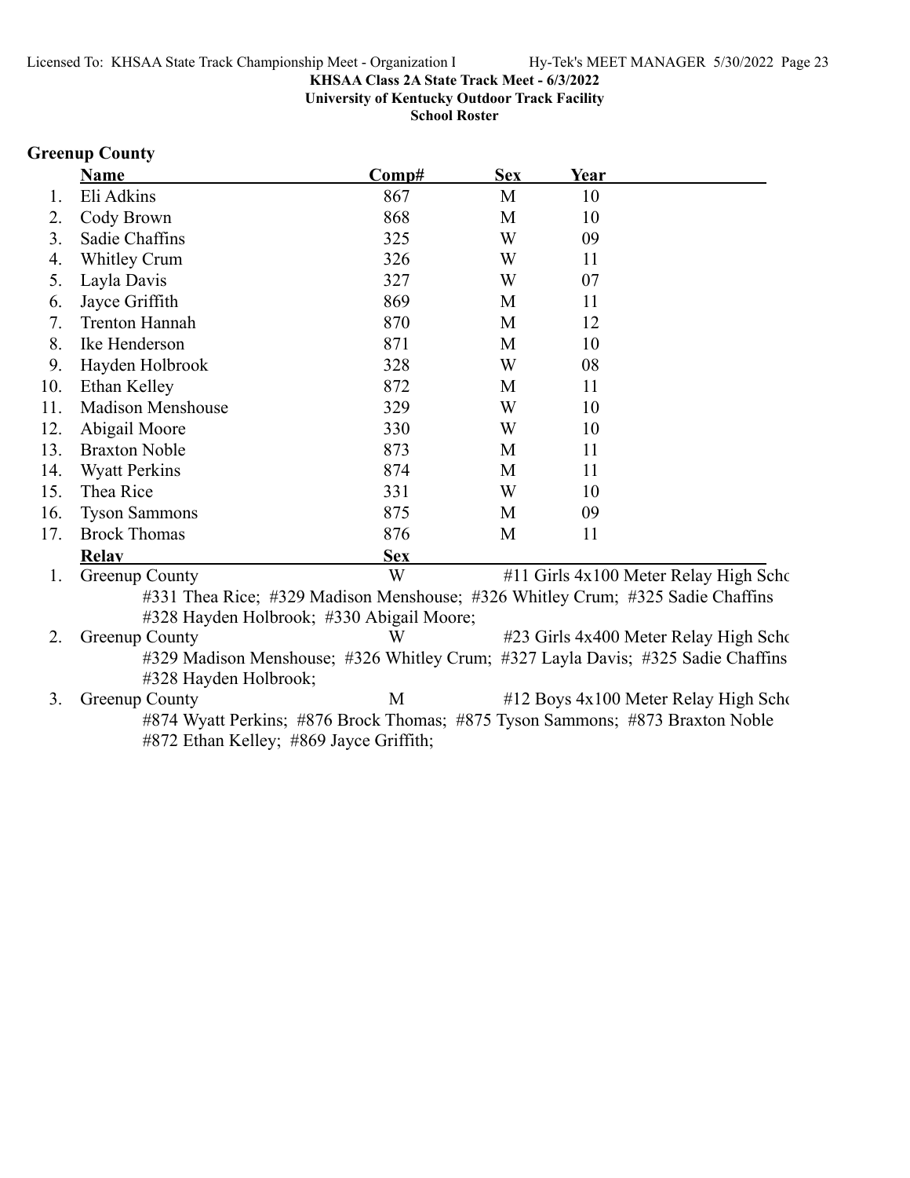**KHSAA Class 2A State Track Meet - 6/3/2022**
**University of Kentucky Outdoor Track Facility**
**School Roster**

## Greenup County

| | Name | Comp# | Sex | Year |
|---|---|---|---|---|
| 1. | Eli Adkins | 867 | M | 10 |
| 2. | Cody Brown | 868 | M | 10 |
| 3. | Sadie Chaffins | 325 | W | 09 |
| 4. | Whitley Crum | 326 | W | 11 |
| 5. | Layla Davis | 327 | W | 07 |
| 6. | Jayce Griffith | 869 | M | 11 |
| 7. | Trenton Hannah | 870 | M | 12 |
| 8. | Ike Henderson | 871 | M | 10 |
| 9. | Hayden Holbrook | 328 | W | 08 |
| 10. | Ethan Kelley | 872 | M | 11 |
| 11. | Madison Menshouse | 329 | W | 10 |
| 12. | Abigail Moore | 330 | W | 10 |
| 13. | Braxton Noble | 873 | M | 11 |
| 14. | Wyatt Perkins | 874 | M | 11 |
| 15. | Thea Rice | 331 | W | 10 |
| 16. | Tyson Sammons | 875 | M | 09 |
| 17. | Brock Thomas | 876 | M | 11 |

| | Relay | Sex | Event |
|---|---|---|---|
| 1. | Greenup County | W | #11 Girls 4x100 Meter Relay High Scho |
| | #331 Thea Rice; #329 Madison Menshouse; #326 Whitley Crum; #325 Sadie Chaffins #328 Hayden Holbrook; #330 Abigail Moore; | | |
| 2. | Greenup County | W | #23 Girls 4x400 Meter Relay High Scho |
| | #329 Madison Menshouse; #326 Whitley Crum; #327 Layla Davis; #325 Sadie Chaffins #328 Hayden Holbrook; | | |
| 3. | Greenup County | M | #12 Boys 4x100 Meter Relay High Scho |
| | #874 Wyatt Perkins; #876 Brock Thomas; #875 Tyson Sammons; #873 Braxton Noble #872 Ethan Kelley; #869 Jayce Griffith; | | |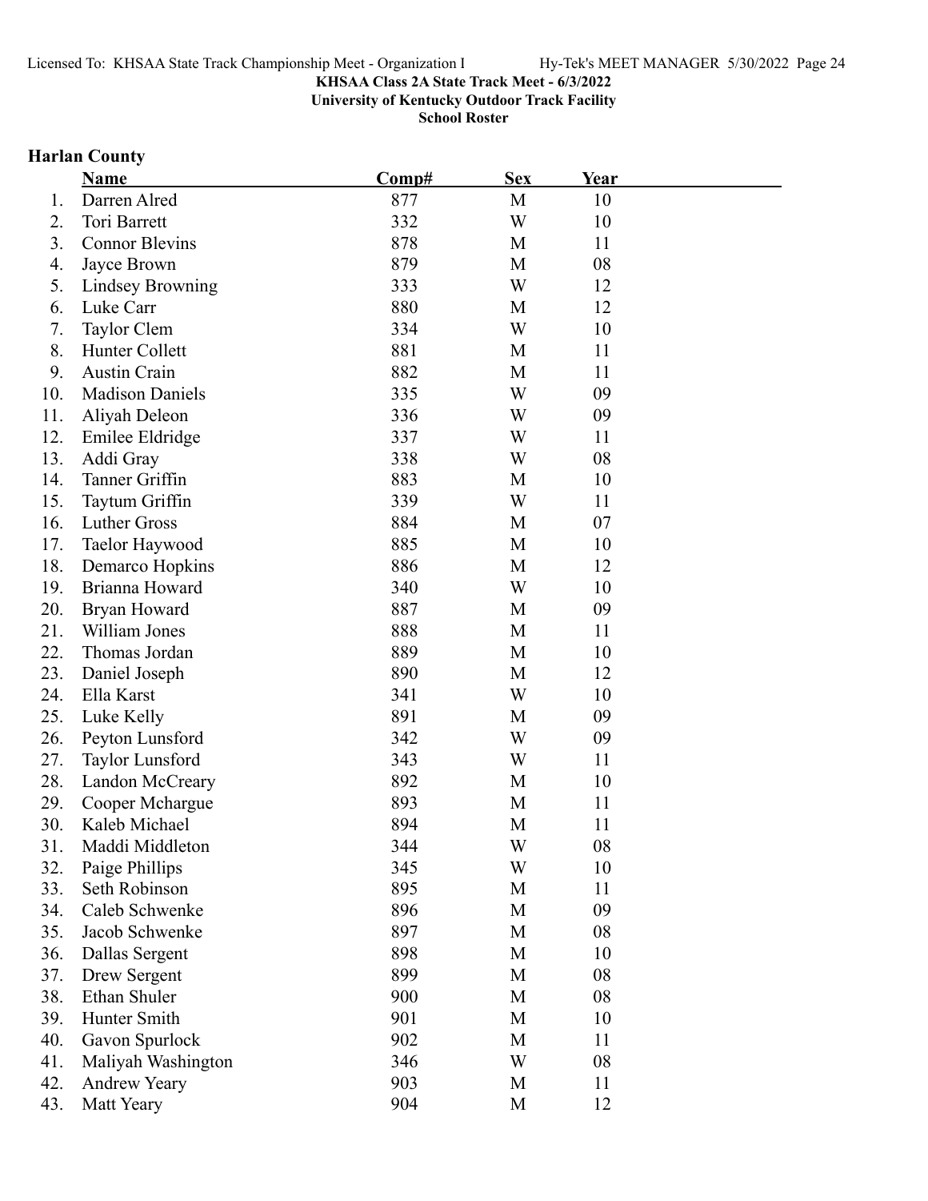**KHSAA Class 2A State Track Meet - 6/3/2022**
**University of Kentucky Outdoor Track Facility**
**School Roster**

## Harlan County

| | Name | Comp# | Sex | Year |
|---|---|---|---|---|
| 1. | Darren Alred | 877 | M | 10 |
| 2. | Tori Barrett | 332 | W | 10 |
| 3. | Connor Blevins | 878 | M | 11 |
| 4. | Jayce Brown | 879 | M | 08 |
| 5. | Lindsey Browning | 333 | W | 12 |
| 6. | Luke Carr | 880 | M | 12 |
| 7. | Taylor Clem | 334 | W | 10 |
| 8. | Hunter Collett | 881 | M | 11 |
| 9. | Austin Crain | 882 | M | 11 |
| 10. | Madison Daniels | 335 | W | 09 |
| 11. | Aliyah Deleon | 336 | W | 09 |
| 12. | Emilee Eldridge | 337 | W | 11 |
| 13. | Addi Gray | 338 | W | 08 |
| 14. | Tanner Griffin | 883 | M | 10 |
| 15. | Taytum Griffin | 339 | W | 11 |
| 16. | Luther Gross | 884 | M | 07 |
| 17. | Taelor Haywood | 885 | M | 10 |
| 18. | Demarco Hopkins | 886 | M | 12 |
| 19. | Brianna Howard | 340 | W | 10 |
| 20. | Bryan Howard | 887 | M | 09 |
| 21. | William Jones | 888 | M | 11 |
| 22. | Thomas Jordan | 889 | M | 10 |
| 23. | Daniel Joseph | 890 | M | 12 |
| 24. | Ella Karst | 341 | W | 10 |
| 25. | Luke Kelly | 891 | M | 09 |
| 26. | Peyton Lunsford | 342 | W | 09 |
| 27. | Taylor Lunsford | 343 | W | 11 |
| 28. | Landon McCreary | 892 | M | 10 |
| 29. | Cooper Mchargue | 893 | M | 11 |
| 30. | Kaleb Michael | 894 | M | 11 |
| 31. | Maddi Middleton | 344 | W | 08 |
| 32. | Paige Phillips | 345 | W | 10 |
| 33. | Seth Robinson | 895 | M | 11 |
| 34. | Caleb Schwenke | 896 | M | 09 |
| 35. | Jacob Schwenke | 897 | M | 08 |
| 36. | Dallas Sergent | 898 | M | 10 |
| 37. | Drew Sergent | 899 | M | 08 |
| 38. | Ethan Shuler | 900 | M | 08 |
| 39. | Hunter Smith | 901 | M | 10 |
| 40. | Gavon Spurlock | 902 | M | 11 |
| 41. | Maliyah Washington | 346 | W | 08 |
| 42. | Andrew Yeary | 903 | M | 11 |
| 43. | Matt Yeary | 904 | M | 12 |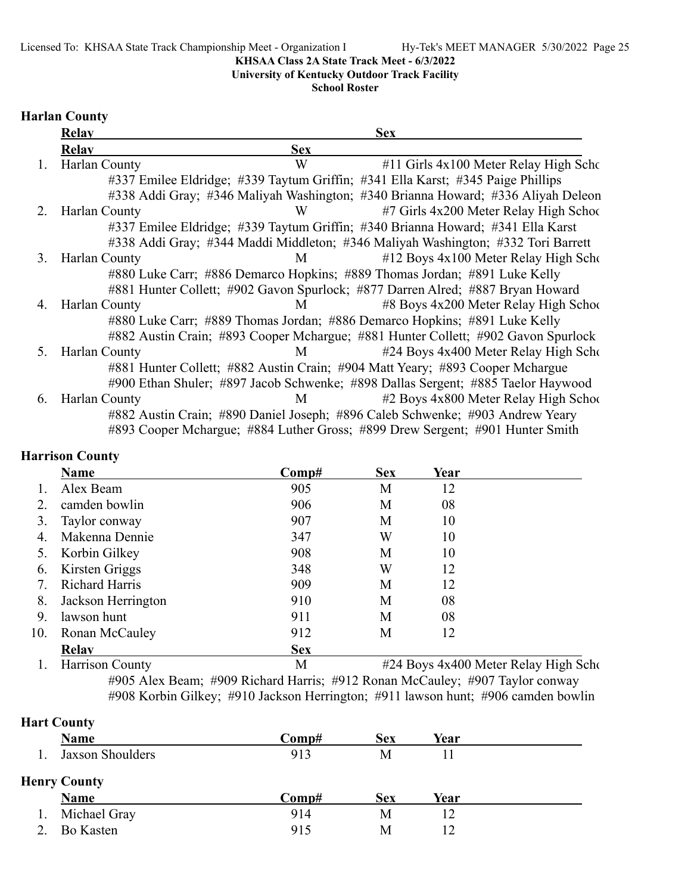KHSAA Class 2A State Track Meet - 6/3/2022
University of Kentucky Outdoor Track Facility
School Roster

### Harlan County

| | Relay | Sex | |
|---|---|---|---|
| 1. | Harlan County | W | #11 Girls 4x100 Meter Relay High Scho |
| | #337 Emilee Eldridge; #339 Taytum Griffin; #341 Ella Karst; #345 Paige Phillips | | |
| | #338 Addi Gray; #346 Maliyah Washington; #340 Brianna Howard; #336 Aliyah Deleon | | |
| 2. | Harlan County | W | #7 Girls 4x200 Meter Relay High Schoo |
| | #337 Emilee Eldridge; #339 Taytum Griffin; #340 Brianna Howard; #341 Ella Karst | | |
| | #338 Addi Gray; #344 Maddi Middleton; #346 Maliyah Washington; #332 Tori Barrett | | |
| 3. | Harlan County | M | #12 Boys 4x100 Meter Relay High Scho |
| | #880 Luke Carr; #886 Demarco Hopkins; #889 Thomas Jordan; #891 Luke Kelly | | |
| | #881 Hunter Collett; #902 Gavon Spurlock; #877 Darren Alred; #887 Bryan Howard | | |
| 4. | Harlan County | M | #8 Boys 4x200 Meter Relay High Schoo |
| | #880 Luke Carr; #889 Thomas Jordan; #886 Demarco Hopkins; #891 Luke Kelly | | |
| | #882 Austin Crain; #893 Cooper Mchargue; #881 Hunter Collett; #902 Gavon Spurlock | | |
| 5. | Harlan County | M | #24 Boys 4x400 Meter Relay High Scho |
| | #881 Hunter Collett; #882 Austin Crain; #904 Matt Yeary; #893 Cooper Mchargue | | |
| | #900 Ethan Shuler; #897 Jacob Schwenke; #898 Dallas Sergent; #885 Taelor Haywood | | |
| 6. | Harlan County | M | #2 Boys 4x800 Meter Relay High Schoo |
| | #882 Austin Crain; #890 Daniel Joseph; #896 Caleb Schwenke; #903 Andrew Yeary | | |
| | #893 Cooper Mchargue; #884 Luther Gross; #899 Drew Sergent; #901 Hunter Smith | | |

### Harrison County

| | Name | Comp# | Sex | Year |
|---|---|---|---|---|
| 1. | Alex Beam | 905 | M | 12 |
| 2. | camden bowlin | 906 | M | 08 |
| 3. | Taylor conway | 907 | M | 10 |
| 4. | Makenna Dennie | 347 | W | 10 |
| 5. | Korbin Gilkey | 908 | M | 10 |
| 6. | Kirsten Griggs | 348 | W | 12 |
| 7. | Richard Harris | 909 | M | 12 |
| 8. | Jackson Herrington | 910 | M | 08 |
| 9. | lawson hunt | 911 | M | 08 |
| 10. | Ronan McCauley | 912 | M | 12 |

| | Relay | Sex | |
|---|---|---|---|
| 1. | Harrison County | M | #24 Boys 4x400 Meter Relay High Scho |
| | #905 Alex Beam; #909 Richard Harris; #912 Ronan McCauley; #907 Taylor conway | | |
| | #908 Korbin Gilkey; #910 Jackson Herrington; #911 lawson hunt; #906 camden bowlin | | |

### Hart County

| | Name | Comp# | Sex | Year |
|---|---|---|---|---|
| 1. | Jaxson Shoulders | 913 | M | 11 |

### Henry County

| | Name | Comp# | Sex | Year |
|---|---|---|---|---|
| 1. | Michael Gray | 914 | M | 12 |
| 2. | Bo Kasten | 915 | M | 12 |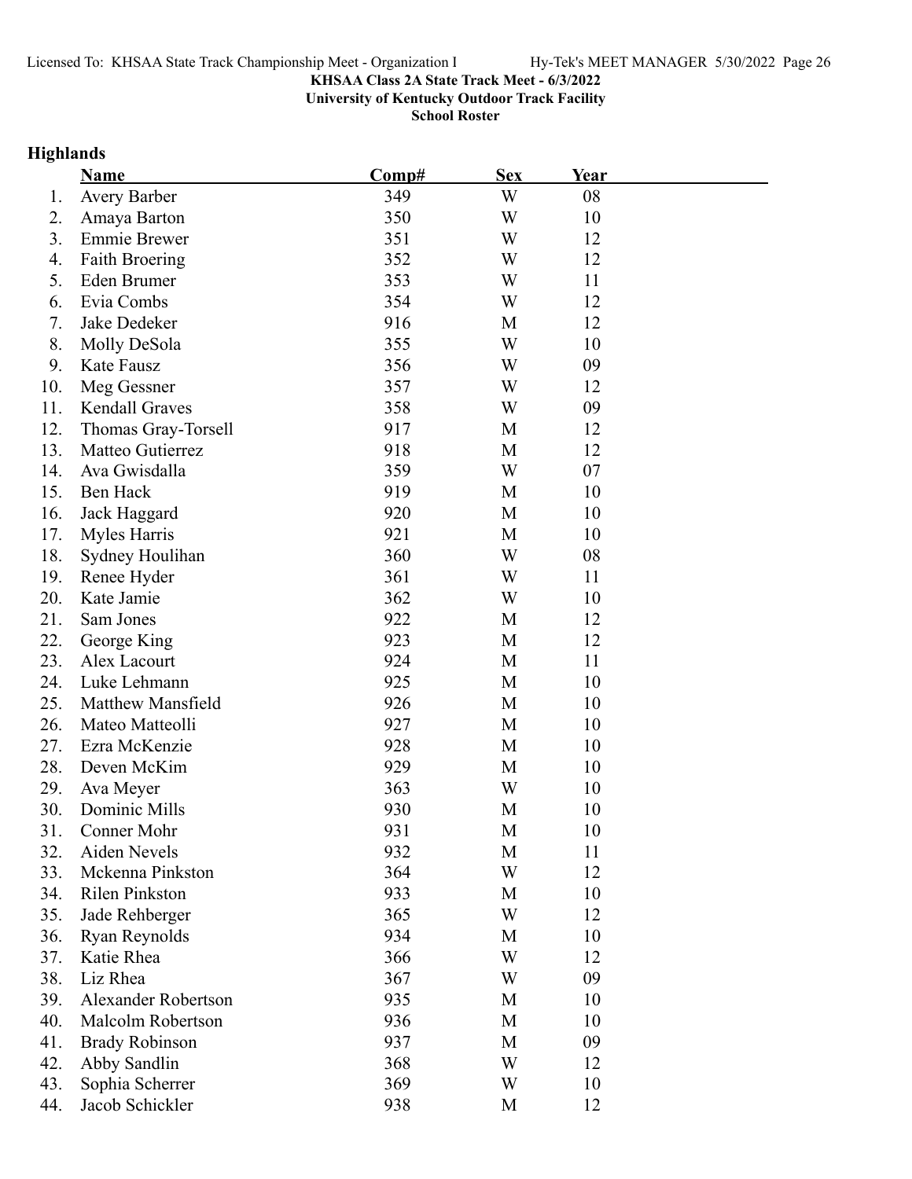KHSAA Class 2A State Track Meet - 6/3/2022

University of Kentucky Outdoor Track Facility

School Roster

## Highlands

| | Name | Comp# | Sex | Year |
|---|---|---|---|---|
| 1. | Avery Barber | 349 | W | 08 |
| 2. | Amaya Barton | 350 | W | 10 |
| 3. | Emmie Brewer | 351 | W | 12 |
| 4. | Faith Broering | 352 | W | 12 |
| 5. | Eden Brumer | 353 | W | 11 |
| 6. | Evia Combs | 354 | W | 12 |
| 7. | Jake Dedeker | 916 | M | 12 |
| 8. | Molly DeSola | 355 | W | 10 |
| 9. | Kate Fausz | 356 | W | 09 |
| 10. | Meg Gessner | 357 | W | 12 |
| 11. | Kendall Graves | 358 | W | 09 |
| 12. | Thomas Gray-Torsell | 917 | M | 12 |
| 13. | Matteo Gutierrez | 918 | M | 12 |
| 14. | Ava Gwisdalla | 359 | W | 07 |
| 15. | Ben Hack | 919 | M | 10 |
| 16. | Jack Haggard | 920 | M | 10 |
| 17. | Myles Harris | 921 | M | 10 |
| 18. | Sydney Houlihan | 360 | W | 08 |
| 19. | Renee Hyder | 361 | W | 11 |
| 20. | Kate Jamie | 362 | W | 10 |
| 21. | Sam Jones | 922 | M | 12 |
| 22. | George King | 923 | M | 12 |
| 23. | Alex Lacourt | 924 | M | 11 |
| 24. | Luke Lehmann | 925 | M | 10 |
| 25. | Matthew Mansfield | 926 | M | 10 |
| 26. | Mateo Matteolli | 927 | M | 10 |
| 27. | Ezra McKenzie | 928 | M | 10 |
| 28. | Deven McKim | 929 | M | 10 |
| 29. | Ava Meyer | 363 | W | 10 |
| 30. | Dominic Mills | 930 | M | 10 |
| 31. | Conner Mohr | 931 | M | 10 |
| 32. | Aiden Nevels | 932 | M | 11 |
| 33. | Mckenna Pinkston | 364 | W | 12 |
| 34. | Rilen Pinkston | 933 | M | 10 |
| 35. | Jade Rehberger | 365 | W | 12 |
| 36. | Ryan Reynolds | 934 | M | 10 |
| 37. | Katie Rhea | 366 | W | 12 |
| 38. | Liz Rhea | 367 | W | 09 |
| 39. | Alexander Robertson | 935 | M | 10 |
| 40. | Malcolm Robertson | 936 | M | 10 |
| 41. | Brady Robinson | 937 | M | 09 |
| 42. | Abby Sandlin | 368 | W | 12 |
| 43. | Sophia Scherrer | 369 | W | 10 |
| 44. | Jacob Schickler | 938 | M | 12 |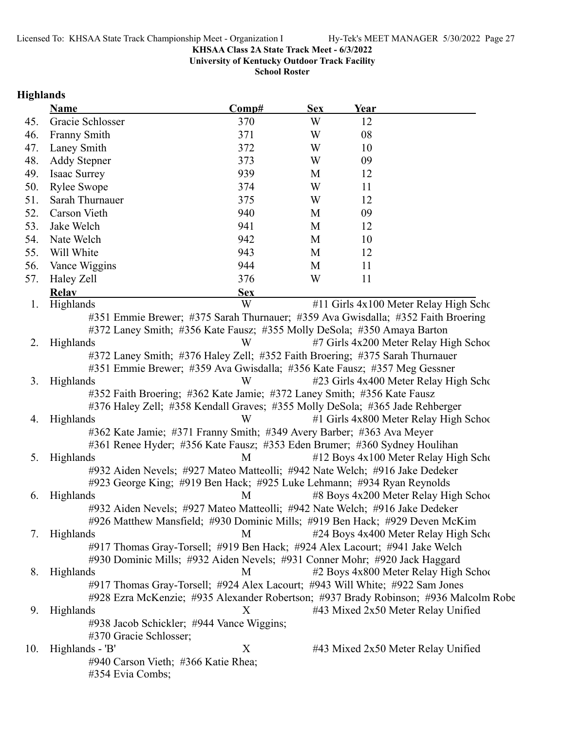KHSAA Class 2A State Track Meet - 6/3/2022
University of Kentucky Outdoor Track Facility
School Roster

## Highlands

| | Name | Comp# | Sex | Year |
|---|---|---|---|---|
| 45. | Gracie Schlosser | 370 | W | 12 |
| 46. | Franny Smith | 371 | W | 08 |
| 47. | Laney Smith | 372 | W | 10 |
| 48. | Addy Stepner | 373 | W | 09 |
| 49. | Isaac Surrey | 939 | M | 12 |
| 50. | Rylee Swope | 374 | W | 11 |
| 51. | Sarah Thurnauer | 375 | W | 12 |
| 52. | Carson Vieth | 940 | M | 09 |
| 53. | Jake Welch | 941 | M | 12 |
| 54. | Nate Welch | 942 | M | 10 |
| 55. | Will White | 943 | M | 12 |
| 56. | Vance Wiggins | 944 | M | 11 |
| 57. | Haley Zell | 376 | W | 11 |

| | Relay | Sex | Event |
|---|---|---|---|
| 1. | Highlands | W | #11 Girls 4x100 Meter Relay High Scho |
| | #351 Emmie Brewer; #375 Sarah Thurnauer; #359 Ava Gwisdalla; #352 Faith Broering; #372 Laney Smith; #356 Kate Fausz; #355 Molly DeSola; #350 Amaya Barton | | |
| 2. | Highlands | W | #7 Girls 4x200 Meter Relay High Schoo |
| | #372 Laney Smith; #376 Haley Zell; #352 Faith Broering; #375 Sarah Thurnauer; #351 Emmie Brewer; #359 Ava Gwisdalla; #356 Kate Fausz; #357 Meg Gessner | | |
| 3. | Highlands | W | #23 Girls 4x400 Meter Relay High Scho |
| | #352 Faith Broering; #362 Kate Jamie; #372 Laney Smith; #356 Kate Fausz; #376 Haley Zell; #358 Kendall Graves; #355 Molly DeSola; #365 Jade Rehberger | | |
| 4. | Highlands | W | #1 Girls 4x800 Meter Relay High Schoo |
| | #362 Kate Jamie; #371 Franny Smith; #349 Avery Barber; #363 Ava Meyer; #361 Renee Hyder; #356 Kate Fausz; #353 Eden Brumer; #360 Sydney Houlihan | | |
| 5. | Highlands | M | #12 Boys 4x100 Meter Relay High Scho |
| | #932 Aiden Nevels; #927 Mateo Matteolli; #942 Nate Welch; #916 Jake Dedeker; #923 George King; #919 Ben Hack; #925 Luke Lehmann; #934 Ryan Reynolds | | |
| 6. | Highlands | M | #8 Boys 4x200 Meter Relay High Schoo |
| | #932 Aiden Nevels; #927 Mateo Matteolli; #942 Nate Welch; #916 Jake Dedeker; #926 Matthew Mansfield; #930 Dominic Mills; #919 Ben Hack; #929 Deven McKim | | |
| 7. | Highlands | M | #24 Boys 4x400 Meter Relay High Scho |
| | #917 Thomas Gray-Torsell; #919 Ben Hack; #924 Alex Lacourt; #941 Jake Welch; #930 Dominic Mills; #932 Aiden Nevels; #931 Conner Mohr; #920 Jack Haggard | | |
| 8. | Highlands | M | #2 Boys 4x800 Meter Relay High Schoo |
| | #917 Thomas Gray-Torsell; #924 Alex Lacourt; #943 Will White; #922 Sam Jones; #928 Ezra McKenzie; #935 Alexander Robertson; #937 Brady Robinson; #936 Malcolm Robe | | |
| 9. | Highlands | X | #43 Mixed 2x50 Meter Relay Unified |
| | #938 Jacob Schickler; #944 Vance Wiggins; #370 Gracie Schlosser; | | |
| 10. | Highlands - 'B' | X | #43 Mixed 2x50 Meter Relay Unified |
| | #940 Carson Vieth; #366 Katie Rhea; #354 Evia Combs; | | |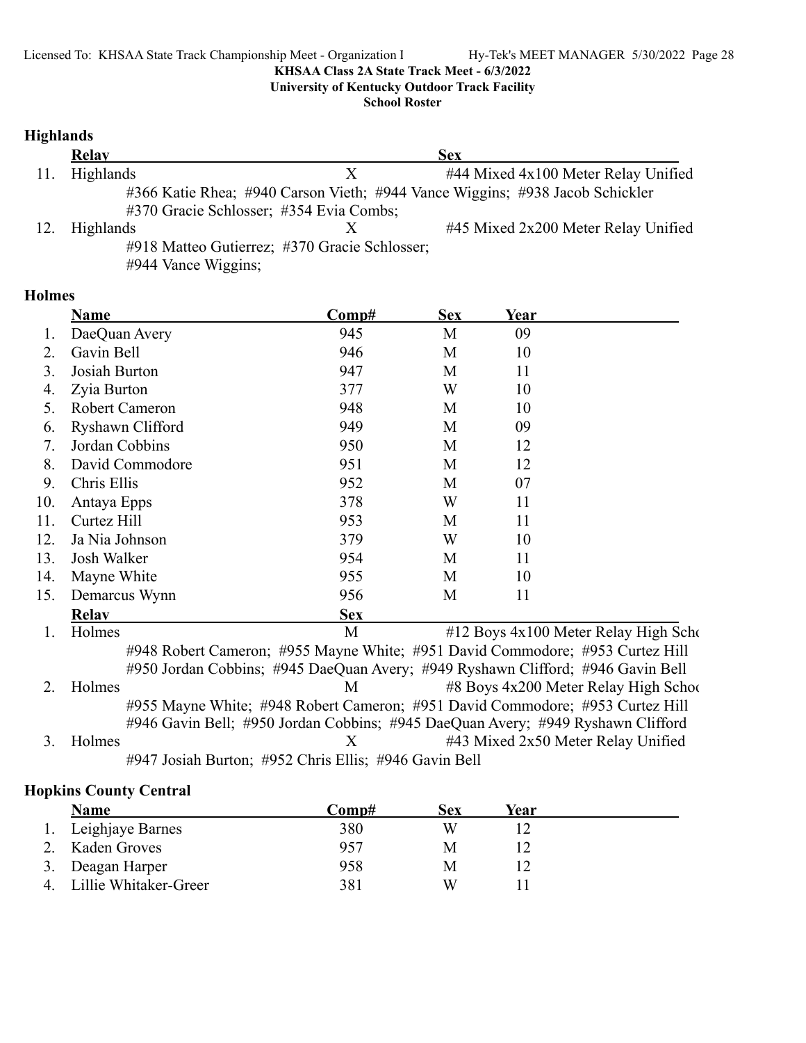KHSAA Class 2A State Track Meet - 6/3/2022
University of Kentucky Outdoor Track Facility
School Roster

### Highlands

| | Relay | Sex | |
|---|---|---|---|
| 11. | Highlands | X | #44 Mixed 4x100 Meter Relay Unified |
| | #366 Katie Rhea; #940 Carson Vieth; #944 Vance Wiggins; #938 Jacob Schickler #370 Gracie Schlosser; #354 Evia Combs; | | |
| 12. | Highlands | X | #45 Mixed 2x200 Meter Relay Unified |
| | #918 Matteo Gutierrez; #370 Gracie Schlosser; #944 Vance Wiggins; | | |

### Holmes

| | Name | Comp# | Sex | Year |
|---|---|---|---|---|
| 1. | DaeQuan Avery | 945 | M | 09 |
| 2. | Gavin Bell | 946 | M | 10 |
| 3. | Josiah Burton | 947 | M | 11 |
| 4. | Zyia Burton | 377 | W | 10 |
| 5. | Robert Cameron | 948 | M | 10 |
| 6. | Ryshawn Clifford | 949 | M | 09 |
| 7. | Jordan Cobbins | 950 | M | 12 |
| 8. | David Commodore | 951 | M | 12 |
| 9. | Chris Ellis | 952 | M | 07 |
| 10. | Antaya Epps | 378 | W | 11 |
| 11. | Curtez Hill | 953 | M | 11 |
| 12. | Ja Nia Johnson | 379 | W | 10 |
| 13. | Josh Walker | 954 | M | 11 |
| 14. | Mayne White | 955 | M | 10 |
| 15. | Demarcus Wynn | 956 | M | 11 |

| | Relay | Sex | |
|---|---|---|---|
| 1. | Holmes | M | #12 Boys 4x100 Meter Relay High Scho |
| | #948 Robert Cameron; #955 Mayne White; #951 David Commodore; #953 Curtez Hill #950 Jordan Cobbins; #945 DaeQuan Avery; #949 Ryshawn Clifford; #946 Gavin Bell | | |
| 2. | Holmes | M | #8 Boys 4x200 Meter Relay High Schoo |
| | #955 Mayne White; #948 Robert Cameron; #951 David Commodore; #953 Curtez Hill #946 Gavin Bell; #950 Jordan Cobbins; #945 DaeQuan Avery; #949 Ryshawn Clifford | | |
| 3. | Holmes | X | #43 Mixed 2x50 Meter Relay Unified |
| | #947 Josiah Burton; #952 Chris Ellis; #946 Gavin Bell | | |

### Hopkins County Central

| | Name | Comp# | Sex | Year |
|---|---|---|---|---|
| 1. | Leighjaye Barnes | 380 | W | 12 |
| 2. | Kaden Groves | 957 | M | 12 |
| 3. | Deagan Harper | 958 | M | 12 |
| 4. | Lillie Whitaker-Greer | 381 | W | 11 |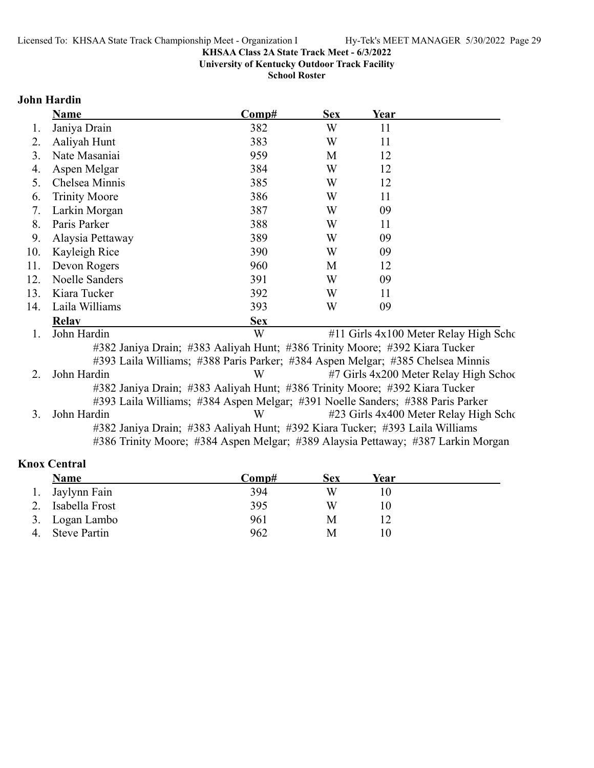KHSAA Class 2A State Track Meet - 6/3/2022
University of Kentucky Outdoor Track Facility
School Roster

## John Hardin

| | Name | Comp# | Sex | Year |
|---|---|---|---|---|
| 1. | Janiya Drain | 382 | W | 11 |
| 2. | Aaliyah Hunt | 383 | W | 11 |
| 3. | Nate Masaniai | 959 | M | 12 |
| 4. | Aspen Melgar | 384 | W | 12 |
| 5. | Chelsea Minnis | 385 | W | 12 |
| 6. | Trinity Moore | 386 | W | 11 |
| 7. | Larkin Morgan | 387 | W | 09 |
| 8. | Paris Parker | 388 | W | 11 |
| 9. | Alaysia Pettaway | 389 | W | 09 |
| 10. | Kayleigh Rice | 390 | W | 09 |
| 11. | Devon Rogers | 960 | M | 12 |
| 12. | Noelle Sanders | 391 | W | 09 |
| 13. | Kiara Tucker | 392 | W | 11 |
| 14. | Laila Williams | 393 | W | 09 |

| | Relay | Sex | Event |
|---|---|---|---|
| 1. | John Hardin | W | #11 Girls 4x100 Meter Relay High Scho |
| | #382 Janiya Drain; #383 Aaliyah Hunt; #386 Trinity Moore; #392 Kiara Tucker<br>#393 Laila Williams; #388 Paris Parker; #384 Aspen Melgar; #385 Chelsea Minnis | | |
| 2. | John Hardin | W | #7 Girls 4x200 Meter Relay High Schoo |
| | #382 Janiya Drain; #383 Aaliyah Hunt; #386 Trinity Moore; #392 Kiara Tucker<br>#393 Laila Williams; #384 Aspen Melgar; #391 Noelle Sanders; #388 Paris Parker | | |
| 3. | John Hardin | W | #23 Girls 4x400 Meter Relay High Scho |
| | #382 Janiya Drain; #383 Aaliyah Hunt; #392 Kiara Tucker; #393 Laila Williams<br>#386 Trinity Moore; #384 Aspen Melgar; #389 Alaysia Pettaway; #387 Larkin Morgan | | |

## Knox Central

| | Name | Comp# | Sex | Year |
|---|---|---|---|---|
| 1. | Jaylynn Fain | 394 | W | 10 |
| 2. | Isabella Frost | 395 | W | 10 |
| 3. | Logan Lambo | 961 | M | 12 |
| 4. | Steve Partin | 962 | M | 10 |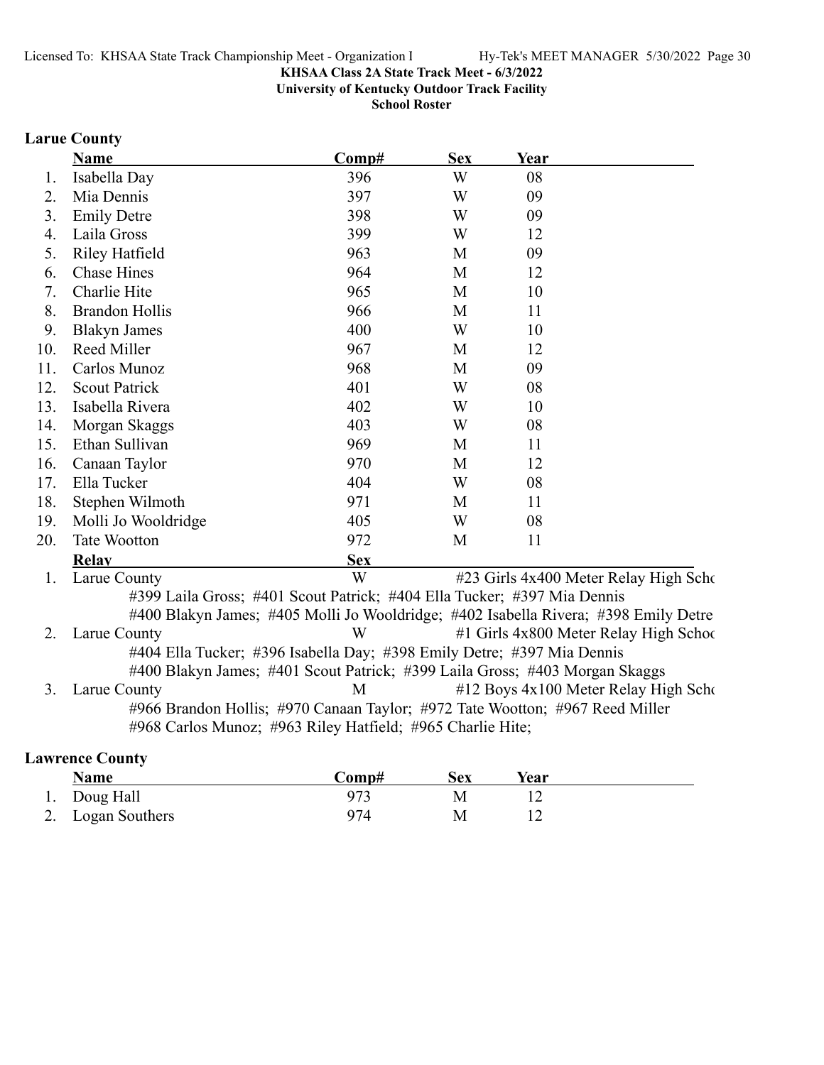**KHSAA Class 2A State Track Meet - 6/3/2022**
**University of Kentucky Outdoor Track Facility**
**School Roster**

## Larue County

| | Name | Comp# | Sex | Year |
|---|---|---|---|---|
| 1. | Isabella Day | 396 | W | 08 |
| 2. | Mia Dennis | 397 | W | 09 |
| 3. | Emily Detre | 398 | W | 09 |
| 4. | Laila Gross | 399 | W | 12 |
| 5. | Riley Hatfield | 963 | M | 09 |
| 6. | Chase Hines | 964 | M | 12 |
| 7. | Charlie Hite | 965 | M | 10 |
| 8. | Brandon Hollis | 966 | M | 11 |
| 9. | Blakyn James | 400 | W | 10 |
| 10. | Reed Miller | 967 | M | 12 |
| 11. | Carlos Munoz | 968 | M | 09 |
| 12. | Scout Patrick | 401 | W | 08 |
| 13. | Isabella Rivera | 402 | W | 10 |
| 14. | Morgan Skaggs | 403 | W | 08 |
| 15. | Ethan Sullivan | 969 | M | 11 |
| 16. | Canaan Taylor | 970 | M | 12 |
| 17. | Ella Tucker | 404 | W | 08 |
| 18. | Stephen Wilmoth | 971 | M | 11 |
| 19. | Molli Jo Wooldridge | 405 | W | 08 |
| 20. | Tate Wootton | 972 | M | 11 |

| | Relay | Sex | |
|---|---|---|---|
| 1. | Larue County | W | #23 Girls 4x400 Meter Relay High Scho |

#399 Laila Gross; #401 Scout Patrick; #404 Ella Tucker; #397 Mia Dennis
#400 Blakyn James; #405 Molli Jo Wooldridge; #402 Isabella Rivera; #398 Emily Detre

| | Relay | Sex | |
|---|---|---|---|
| 2. | Larue County | W | #1 Girls 4x800 Meter Relay High Schoo |

#404 Ella Tucker; #396 Isabella Day; #398 Emily Detre; #397 Mia Dennis
#400 Blakyn James; #401 Scout Patrick; #399 Laila Gross; #403 Morgan Skaggs

| | Relay | Sex | |
|---|---|---|---|
| 3. | Larue County | M | #12 Boys 4x100 Meter Relay High Scho |

#966 Brandon Hollis; #970 Canaan Taylor; #972 Tate Wootton; #967 Reed Miller
#968 Carlos Munoz; #963 Riley Hatfield; #965 Charlie Hite;

## Lawrence County

| | Name | Comp# | Sex | Year |
|---|---|---|---|---|
| 1. | Doug Hall | 973 | M | 12 |
| 2. | Logan Southers | 974 | M | 12 |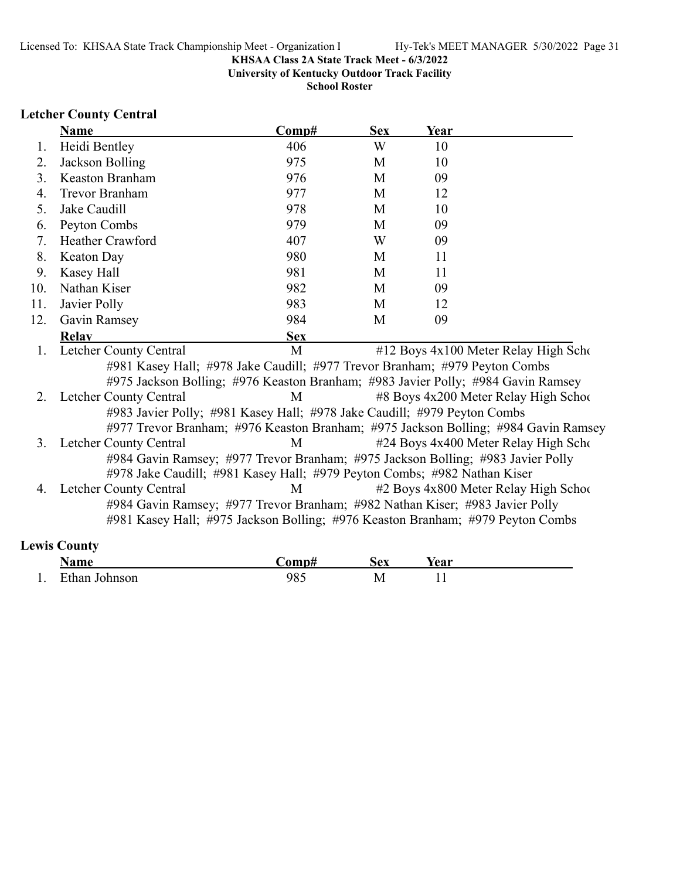**KHSAA Class 2A State Track Meet - 6/3/2022**
**University of Kentucky Outdoor Track Facility**
**School Roster**

### Letcher County Central

| | Name | Comp# | Sex | Year |
|---|---|---|---|---|
| 1. | Heidi Bentley | 406 | W | 10 |
| 2. | Jackson Bolling | 975 | M | 10 |
| 3. | Keaston Branham | 976 | M | 09 |
| 4. | Trevor Branham | 977 | M | 12 |
| 5. | Jake Caudill | 978 | M | 10 |
| 6. | Peyton Combs | 979 | M | 09 |
| 7. | Heather Crawford | 407 | W | 09 |
| 8. | Keaton Day | 980 | M | 11 |
| 9. | Kasey Hall | 981 | M | 11 |
| 10. | Nathan Kiser | 982 | M | 09 |
| 11. | Javier Polly | 983 | M | 12 |
| 12. | Gavin Ramsey | 984 | M | 09 |

| | Relay | Sex | |
|---|---|---|---|
| 1. | Letcher County Central | M | #12 Boys 4x100 Meter Relay High Scho |
| | #981 Kasey Hall; #978 Jake Caudill; #977 Trevor Branham; #979 Peyton Combs<br>#975 Jackson Bolling; #976 Keaston Branham; #983 Javier Polly; #984 Gavin Ramsey | | |
| 2. | Letcher County Central | M | #8 Boys 4x200 Meter Relay High Schoo |
| | #983 Javier Polly; #981 Kasey Hall; #978 Jake Caudill; #979 Peyton Combs<br>#977 Trevor Branham; #976 Keaston Branham; #975 Jackson Bolling; #984 Gavin Ramsey | | |
| 3. | Letcher County Central | M | #24 Boys 4x400 Meter Relay High Scho |
| | #984 Gavin Ramsey; #977 Trevor Branham; #975 Jackson Bolling; #983 Javier Polly<br>#978 Jake Caudill; #981 Kasey Hall; #979 Peyton Combs; #982 Nathan Kiser | | |
| 4. | Letcher County Central | M | #2 Boys 4x800 Meter Relay High Schoo |
| | #984 Gavin Ramsey; #977 Trevor Branham; #982 Nathan Kiser; #983 Javier Polly<br>#981 Kasey Hall; #975 Jackson Bolling; #976 Keaston Branham; #979 Peyton Combs | | |

### Lewis County

| | Name | Comp# | Sex | Year |
|---|---|---|---|---|
| 1. | Ethan Johnson | 985 | M | 11 |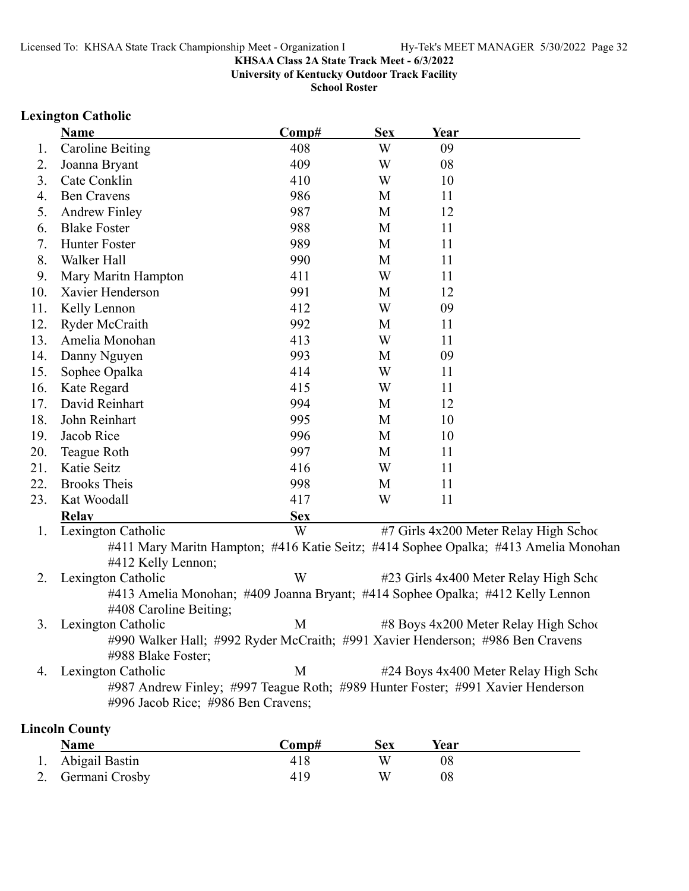**KHSAA Class 2A State Track Meet - 6/3/2022**
**University of Kentucky Outdoor Track Facility**
**School Roster**

### Lexington Catholic

| | Name | Comp# | Sex | Year |
|---|---|---|---|---|
| 1. | Caroline Beiting | 408 | W | 09 |
| 2. | Joanna Bryant | 409 | W | 08 |
| 3. | Cate Conklin | 410 | W | 10 |
| 4. | Ben Cravens | 986 | M | 11 |
| 5. | Andrew Finley | 987 | M | 12 |
| 6. | Blake Foster | 988 | M | 11 |
| 7. | Hunter Foster | 989 | M | 11 |
| 8. | Walker Hall | 990 | M | 11 |
| 9. | Mary Maritn Hampton | 411 | W | 11 |
| 10. | Xavier Henderson | 991 | M | 12 |
| 11. | Kelly Lennon | 412 | W | 09 |
| 12. | Ryder McCraith | 992 | M | 11 |
| 13. | Amelia Monohan | 413 | W | 11 |
| 14. | Danny Nguyen | 993 | M | 09 |
| 15. | Sophee Opalka | 414 | W | 11 |
| 16. | Kate Regard | 415 | W | 11 |
| 17. | David Reinhart | 994 | M | 12 |
| 18. | John Reinhart | 995 | M | 10 |
| 19. | Jacob Rice | 996 | M | 10 |
| 20. | Teague Roth | 997 | M | 11 |
| 21. | Katie Seitz | 416 | W | 11 |
| 22. | Brooks Theis | 998 | M | 11 |
| 23. | Kat Woodall | 417 | W | 11 |

| | Relay | Sex | Event |
|---|---|---|---|
| 1. | Lexington Catholic | W | #7 Girls 4x200 Meter Relay High Schoo |
| | #411 Mary Maritn Hampton; #416 Katie Seitz; #414 Sophee Opalka; #413 Amelia Monohan #412 Kelly Lennon; | | |
| 2. | Lexington Catholic | W | #23 Girls 4x400 Meter Relay High Scho |
| | #413 Amelia Monohan; #409 Joanna Bryant; #414 Sophee Opalka; #412 Kelly Lennon #408 Caroline Beiting; | | |
| 3. | Lexington Catholic | M | #8 Boys 4x200 Meter Relay High Schoo |
| | #990 Walker Hall; #992 Ryder McCraith; #991 Xavier Henderson; #986 Ben Cravens #988 Blake Foster; | | |
| 4. | Lexington Catholic | M | #24 Boys 4x400 Meter Relay High Scho |
| | #987 Andrew Finley; #997 Teague Roth; #989 Hunter Foster; #991 Xavier Henderson #996 Jacob Rice; #986 Ben Cravens; | | |

### Lincoln County

| | Name | Comp# | Sex | Year |
|---|---|---|---|---|
| 1. | Abigail Bastin | 418 | W | 08 |
| 2. | Germani Crosby | 419 | W | 08 |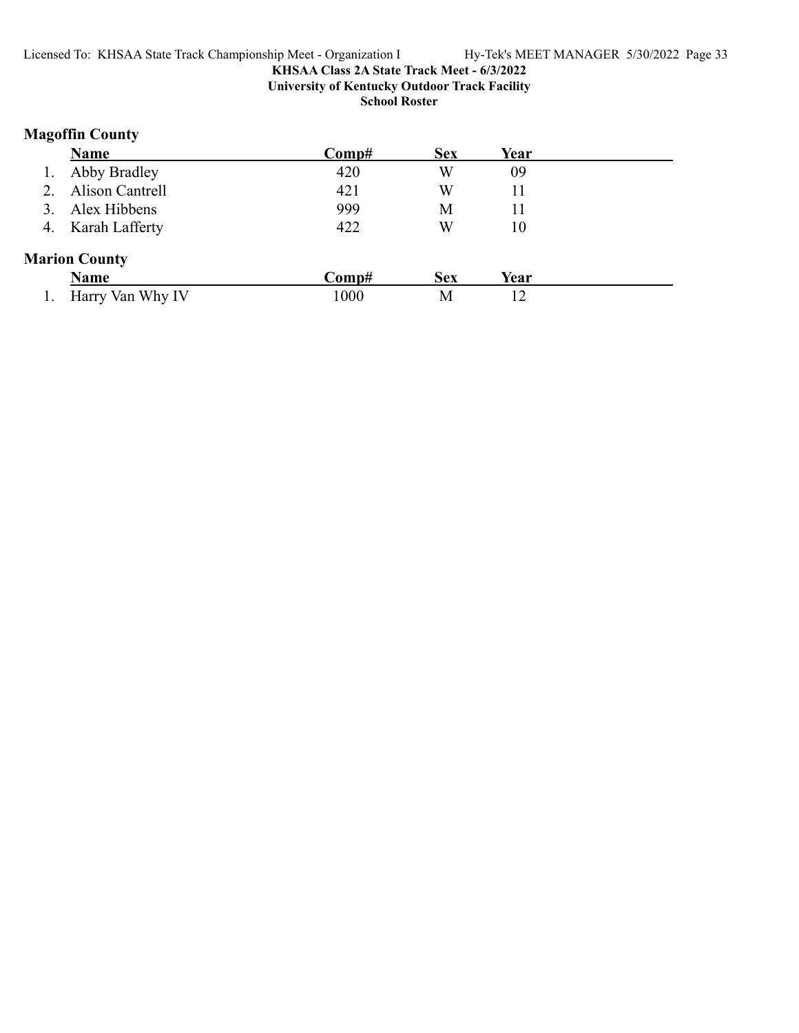KHSAA Class 2A State Track Meet - 6/3/2022

University of Kentucky Outdoor Track Facility

School Roster

## Magoffin County

| | Name | Comp# | Sex | Year |
|---|---|---|---|---|
| 1. | Abby Bradley | 420 | W | 09 |
| 2. | Alison Cantrell | 421 | W | 11 |
| 3. | Alex Hibbens | 999 | M | 11 |
| 4. | Karah Lafferty | 422 | W | 10 |

## Marion County

| | Name | Comp# | Sex | Year |
|---|---|---|---|---|
| 1. | Harry Van Why IV | 1000 | M | 12 |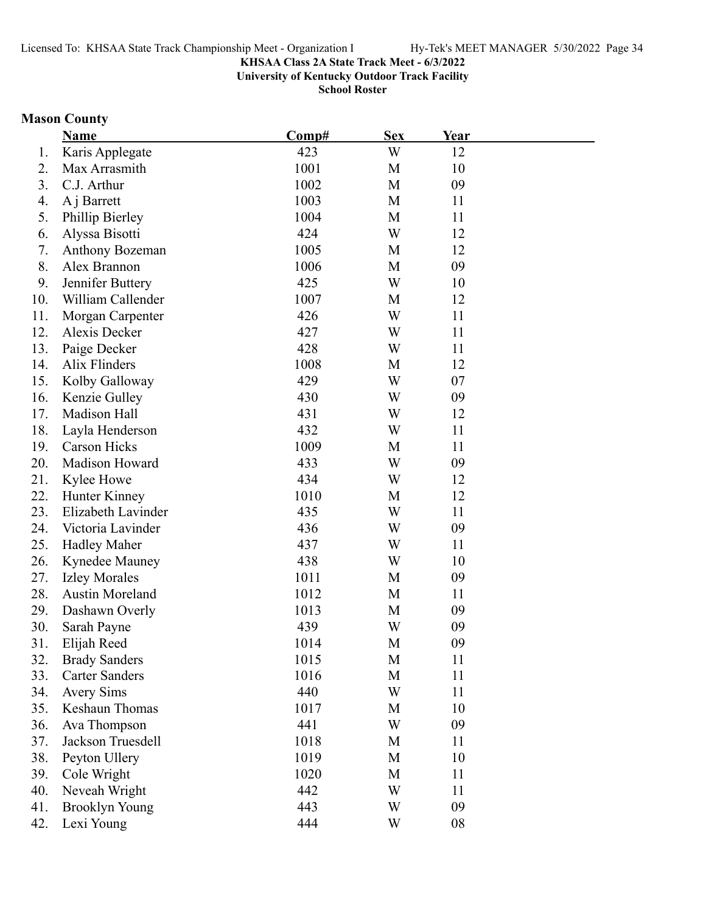KHSAA Class 2A State Track Meet - 6/3/2022
University of Kentucky Outdoor Track Facility
School Roster

**Mason County**

| | Name | Comp# | Sex | Year |
|---|---|---|---|---|
| 1. | Karis Applegate | 423 | W | 12 |
| 2. | Max Arrasmith | 1001 | M | 10 |
| 3. | C.J. Arthur | 1002 | M | 09 |
| 4. | A j Barrett | 1003 | M | 11 |
| 5. | Phillip Bierley | 1004 | M | 11 |
| 6. | Alyssa Bisotti | 424 | W | 12 |
| 7. | Anthony Bozeman | 1005 | M | 12 |
| 8. | Alex Brannon | 1006 | M | 09 |
| 9. | Jennifer Buttery | 425 | W | 10 |
| 10. | William Callender | 1007 | M | 12 |
| 11. | Morgan Carpenter | 426 | W | 11 |
| 12. | Alexis Decker | 427 | W | 11 |
| 13. | Paige Decker | 428 | W | 11 |
| 14. | Alix Flinders | 1008 | M | 12 |
| 15. | Kolby Galloway | 429 | W | 07 |
| 16. | Kenzie Gulley | 430 | W | 09 |
| 17. | Madison Hall | 431 | W | 12 |
| 18. | Layla Henderson | 432 | W | 11 |
| 19. | Carson Hicks | 1009 | M | 11 |
| 20. | Madison Howard | 433 | W | 09 |
| 21. | Kylee Howe | 434 | W | 12 |
| 22. | Hunter Kinney | 1010 | M | 12 |
| 23. | Elizabeth Lavinder | 435 | W | 11 |
| 24. | Victoria Lavinder | 436 | W | 09 |
| 25. | Hadley Maher | 437 | W | 11 |
| 26. | Kynedee Mauney | 438 | W | 10 |
| 27. | Izley Morales | 1011 | M | 09 |
| 28. | Austin Moreland | 1012 | M | 11 |
| 29. | Dashawn Overly | 1013 | M | 09 |
| 30. | Sarah Payne | 439 | W | 09 |
| 31. | Elijah Reed | 1014 | M | 09 |
| 32. | Brady Sanders | 1015 | M | 11 |
| 33. | Carter Sanders | 1016 | M | 11 |
| 34. | Avery Sims | 440 | W | 11 |
| 35. | Keshaun Thomas | 1017 | M | 10 |
| 36. | Ava Thompson | 441 | W | 09 |
| 37. | Jackson Truesdell | 1018 | M | 11 |
| 38. | Peyton Ullery | 1019 | M | 10 |
| 39. | Cole Wright | 1020 | M | 11 |
| 40. | Neveah Wright | 442 | W | 11 |
| 41. | Brooklyn Young | 443 | W | 09 |
| 42. | Lexi Young | 444 | W | 08 |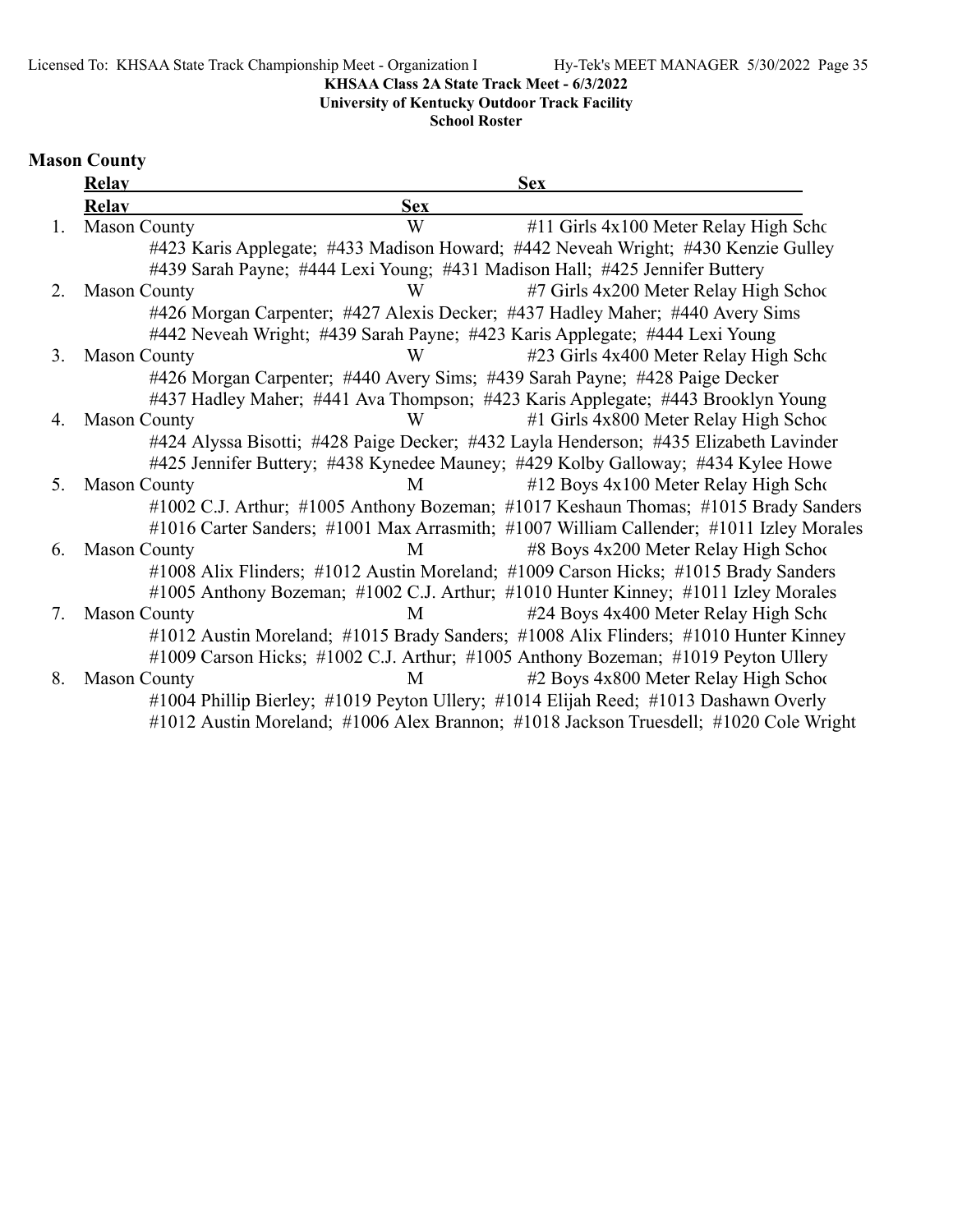KHSAA Class 2A State Track Meet - 6/3/2022
University of Kentucky Outdoor Track Facility
School Roster

## Mason County

| | Relay | Sex | Event |
|---|---|---|---|
| 1. | Mason County | W | #11 Girls 4x100 Meter Relay High Scho |
| | #423 Karis Applegate; #433 Madison Howard; #442 Neveah Wright; #430 Kenzie Gulley; #439 Sarah Payne; #444 Lexi Young; #431 Madison Hall; #425 Jennifer Buttery | | |
| 2. | Mason County | W | #7 Girls 4x200 Meter Relay High Schoo |
| | #426 Morgan Carpenter; #427 Alexis Decker; #437 Hadley Maher; #440 Avery Sims; #442 Neveah Wright; #439 Sarah Payne; #423 Karis Applegate; #444 Lexi Young | | |
| 3. | Mason County | W | #23 Girls 4x400 Meter Relay High Scho |
| | #426 Morgan Carpenter; #440 Avery Sims; #439 Sarah Payne; #428 Paige Decker; #437 Hadley Maher; #441 Ava Thompson; #423 Karis Applegate; #443 Brooklyn Young | | |
| 4. | Mason County | W | #1 Girls 4x800 Meter Relay High Schoo |
| | #424 Alyssa Bisotti; #428 Paige Decker; #432 Layla Henderson; #435 Elizabeth Lavinder; #425 Jennifer Buttery; #438 Kynedee Mauney; #429 Kolby Galloway; #434 Kylee Howe | | |
| 5. | Mason County | M | #12 Boys 4x100 Meter Relay High Scho |
| | #1002 C.J. Arthur; #1005 Anthony Bozeman; #1017 Keshaun Thomas; #1015 Brady Sanders; #1016 Carter Sanders; #1001 Max Arrasmith; #1007 William Callender; #1011 Izley Morales | | |
| 6. | Mason County | M | #8 Boys 4x200 Meter Relay High Schoo |
| | #1008 Alix Flinders; #1012 Austin Moreland; #1009 Carson Hicks; #1015 Brady Sanders; #1005 Anthony Bozeman; #1002 C.J. Arthur; #1010 Hunter Kinney; #1011 Izley Morales | | |
| 7. | Mason County | M | #24 Boys 4x400 Meter Relay High Scho |
| | #1012 Austin Moreland; #1015 Brady Sanders; #1008 Alix Flinders; #1010 Hunter Kinney; #1009 Carson Hicks; #1002 C.J. Arthur; #1005 Anthony Bozeman; #1019 Peyton Ullery | | |
| 8. | Mason County | M | #2 Boys 4x800 Meter Relay High Schoo |
| | #1004 Phillip Bierley; #1019 Peyton Ullery; #1014 Elijah Reed; #1013 Dashawn Overly; #1012 Austin Moreland; #1006 Alex Brannon; #1018 Jackson Truesdell; #1020 Cole Wright | | |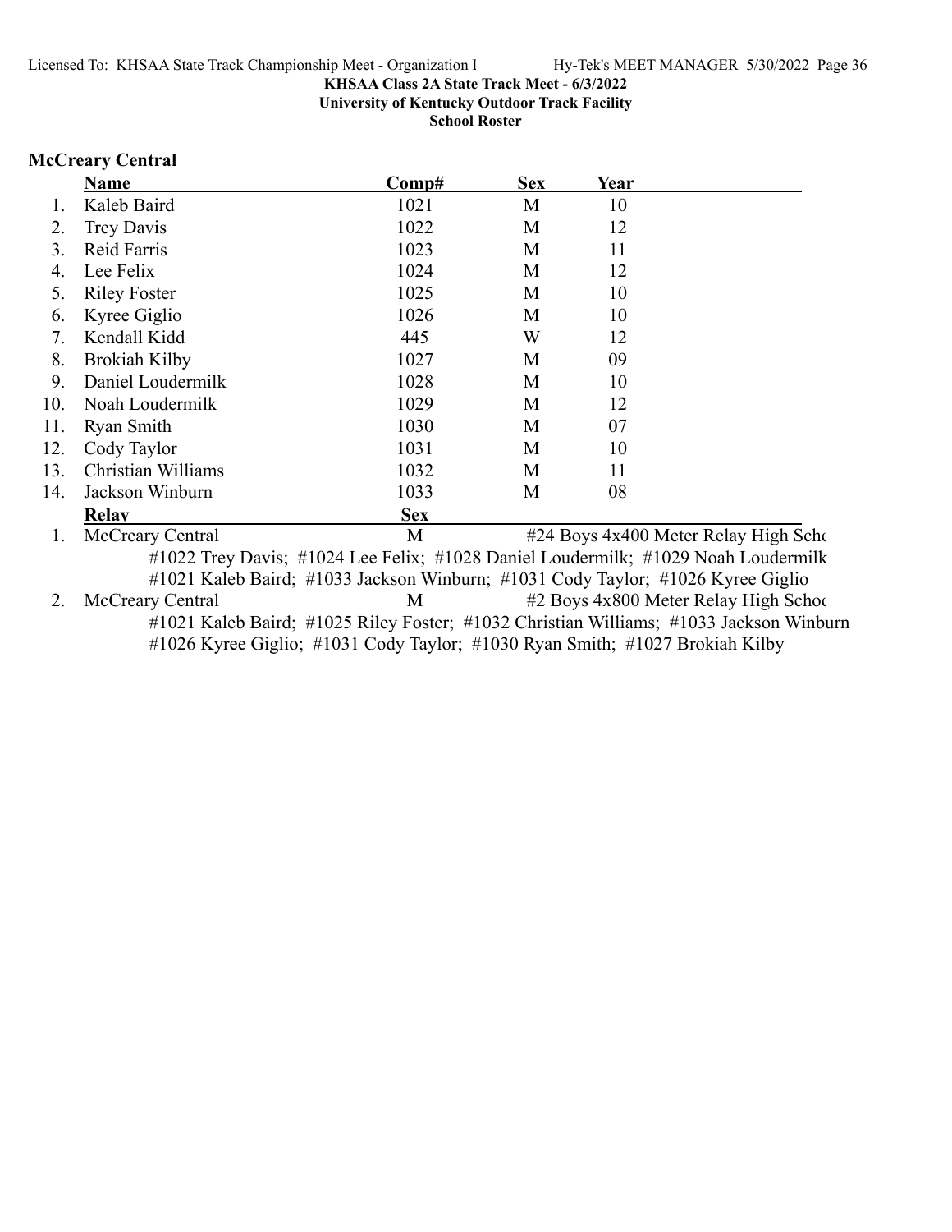KHSAA Class 2A State Track Meet - 6/3/2022
University of Kentucky Outdoor Track Facility
School Roster

## McCreary Central

|  | Name | Comp# | Sex | Year |
|---|---|---|---|---|
| 1. | Kaleb Baird | 1021 | M | 10 |
| 2. | Trey Davis | 1022 | M | 12 |
| 3. | Reid Farris | 1023 | M | 11 |
| 4. | Lee Felix | 1024 | M | 12 |
| 5. | Riley Foster | 1025 | M | 10 |
| 6. | Kyree Giglio | 1026 | M | 10 |
| 7. | Kendall Kidd | 445 | W | 12 |
| 8. | Brokiah Kilby | 1027 | M | 09 |
| 9. | Daniel Loudermilk | 1028 | M | 10 |
| 10. | Noah Loudermilk | 1029 | M | 12 |
| 11. | Ryan Smith | 1030 | M | 07 |
| 12. | Cody Taylor | 1031 | M | 10 |
| 13. | Christian Williams | 1032 | M | 11 |
| 14. | Jackson Winburn | 1033 | M | 08 |

|  | Relay | Sex |  |
|---|---|---|---|
| 1. | McCreary Central | M | #24 Boys 4x400 Meter Relay High Scho |

#1022 Trey Davis; #1024 Lee Felix; #1028 Daniel Loudermilk; #1029 Noah Loudermilk
#1021 Kaleb Baird; #1033 Jackson Winburn; #1031 Cody Taylor; #1026 Kyree Giglio

|  | Relay | Sex |  |
|---|---|---|---|
| 2. | McCreary Central | M | #2 Boys 4x800 Meter Relay High Schoo |

#1021 Kaleb Baird; #1025 Riley Foster; #1032 Christian Williams; #1033 Jackson Winburn
#1026 Kyree Giglio; #1031 Cody Taylor; #1030 Ryan Smith; #1027 Brokiah Kilby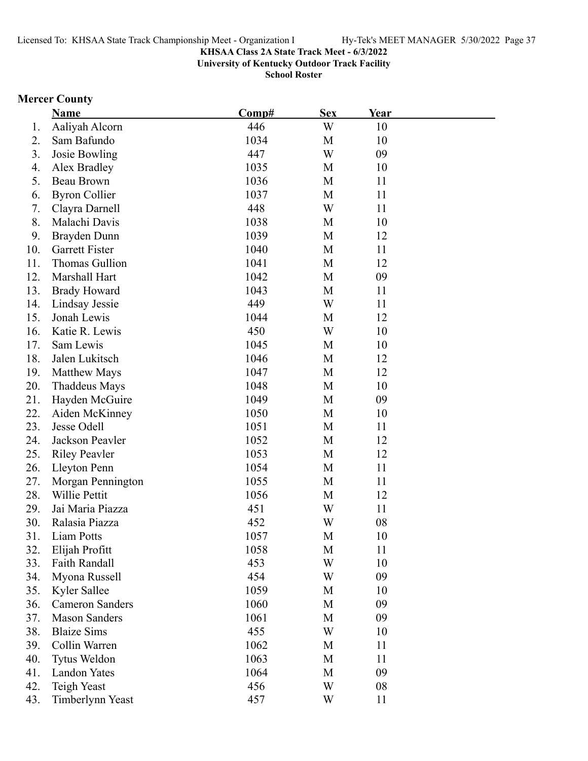KHSAA Class 2A State Track Meet - 6/3/2022

University of Kentucky Outdoor Track Facility

School Roster

## Mercer County

| | Name | Comp# | Sex | Year |
|---|---|---|---|---|
| 1. | Aaliyah Alcorn | 446 | W | 10 |
| 2. | Sam Bafundo | 1034 | M | 10 |
| 3. | Josie Bowling | 447 | W | 09 |
| 4. | Alex Bradley | 1035 | M | 10 |
| 5. | Beau Brown | 1036 | M | 11 |
| 6. | Byron Collier | 1037 | M | 11 |
| 7. | Clayra Darnell | 448 | W | 11 |
| 8. | Malachi Davis | 1038 | M | 10 |
| 9. | Brayden Dunn | 1039 | M | 12 |
| 10. | Garrett Fister | 1040 | M | 11 |
| 11. | Thomas Gullion | 1041 | M | 12 |
| 12. | Marshall Hart | 1042 | M | 09 |
| 13. | Brady Howard | 1043 | M | 11 |
| 14. | Lindsay Jessie | 449 | W | 11 |
| 15. | Jonah Lewis | 1044 | M | 12 |
| 16. | Katie R. Lewis | 450 | W | 10 |
| 17. | Sam Lewis | 1045 | M | 10 |
| 18. | Jalen Lukitsch | 1046 | M | 12 |
| 19. | Matthew Mays | 1047 | M | 12 |
| 20. | Thaddeus Mays | 1048 | M | 10 |
| 21. | Hayden McGuire | 1049 | M | 09 |
| 22. | Aiden McKinney | 1050 | M | 10 |
| 23. | Jesse Odell | 1051 | M | 11 |
| 24. | Jackson Peavler | 1052 | M | 12 |
| 25. | Riley Peavler | 1053 | M | 12 |
| 26. | Lleyton Penn | 1054 | M | 11 |
| 27. | Morgan Pennington | 1055 | M | 11 |
| 28. | Willie Pettit | 1056 | M | 12 |
| 29. | Jai Maria Piazza | 451 | W | 11 |
| 30. | Ralasia Piazza | 452 | W | 08 |
| 31. | Liam Potts | 1057 | M | 10 |
| 32. | Elijah Profitt | 1058 | M | 11 |
| 33. | Faith Randall | 453 | W | 10 |
| 34. | Myona Russell | 454 | W | 09 |
| 35. | Kyler Sallee | 1059 | M | 10 |
| 36. | Cameron Sanders | 1060 | M | 09 |
| 37. | Mason Sanders | 1061 | M | 09 |
| 38. | Blaize Sims | 455 | W | 10 |
| 39. | Collin Warren | 1062 | M | 11 |
| 40. | Tytus Weldon | 1063 | M | 11 |
| 41. | Landon Yates | 1064 | M | 09 |
| 42. | Teigh Yeast | 456 | W | 08 |
| 43. | Timberlynn Yeast | 457 | W | 11 |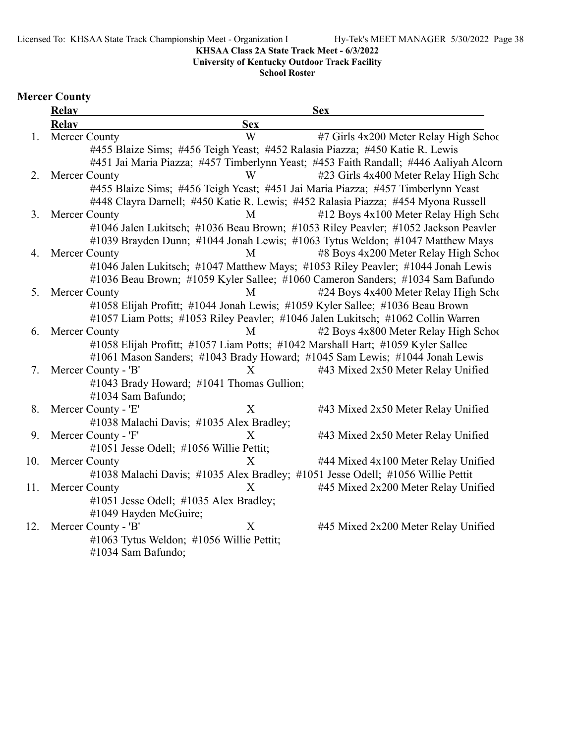KHSAA Class 2A State Track Meet - 6/3/2022
University of Kentucky Outdoor Track Facility
School Roster

## Mercer County

| | Relay | Sex | Sex |
|---|---|---|---|
| 1. | Mercer County | W | #7 Girls 4x200 Meter Relay High Schoo |
| | #455 Blaize Sims; #456 Teigh Yeast; #452 Ralasia Piazza; #450 Katie R. Lewis; #451 Jai Maria Piazza; #457 Timberlynn Yeast; #453 Faith Randall; #446 Aaliyah Alcorn | | |
| 2. | Mercer County | W | #23 Girls 4x400 Meter Relay High Scho |
| | #455 Blaize Sims; #456 Teigh Yeast; #451 Jai Maria Piazza; #457 Timberlynn Yeast; #448 Clayra Darnell; #450 Katie R. Lewis; #452 Ralasia Piazza; #454 Myona Russell | | |
| 3. | Mercer County | M | #12 Boys 4x100 Meter Relay High Scho |
| | #1046 Jalen Lukitsch; #1036 Beau Brown; #1053 Riley Peavler; #1052 Jackson Peavler; #1039 Brayden Dunn; #1044 Jonah Lewis; #1063 Tytus Weldon; #1047 Matthew Mays | | |
| 4. | Mercer County | M | #8 Boys 4x200 Meter Relay High Schoo |
| | #1046 Jalen Lukitsch; #1047 Matthew Mays; #1053 Riley Peavler; #1044 Jonah Lewis; #1036 Beau Brown; #1059 Kyler Sallee; #1060 Cameron Sanders; #1034 Sam Bafundo | | |
| 5. | Mercer County | M | #24 Boys 4x400 Meter Relay High Scho |
| | #1058 Elijah Profitt; #1044 Jonah Lewis; #1059 Kyler Sallee; #1036 Beau Brown; #1057 Liam Potts; #1053 Riley Peavler; #1046 Jalen Lukitsch; #1062 Collin Warren | | |
| 6. | Mercer County | M | #2 Boys 4x800 Meter Relay High Schoo |
| | #1058 Elijah Profitt; #1057 Liam Potts; #1042 Marshall Hart; #1059 Kyler Sallee; #1061 Mason Sanders; #1043 Brady Howard; #1045 Sam Lewis; #1044 Jonah Lewis | | |
| 7. | Mercer County - 'B' | X | #43 Mixed 2x50 Meter Relay Unified |
| | #1043 Brady Howard; #1041 Thomas Gullion; #1034 Sam Bafundo; | | |
| 8. | Mercer County - 'E' | X | #43 Mixed 2x50 Meter Relay Unified |
| | #1038 Malachi Davis; #1035 Alex Bradley; | | |
| 9. | Mercer County - 'F' | X | #43 Mixed 2x50 Meter Relay Unified |
| | #1051 Jesse Odell; #1056 Willie Pettit; | | |
| 10. | Mercer County | X | #44 Mixed 4x100 Meter Relay Unified |
| | #1038 Malachi Davis; #1035 Alex Bradley; #1051 Jesse Odell; #1056 Willie Pettit | | |
| 11. | Mercer County | X | #45 Mixed 2x200 Meter Relay Unified |
| | #1051 Jesse Odell; #1035 Alex Bradley; #1049 Hayden McGuire; | | |
| 12. | Mercer County - 'B' | X | #45 Mixed 2x200 Meter Relay Unified |
| | #1063 Tytus Weldon; #1056 Willie Pettit; #1034 Sam Bafundo; | | |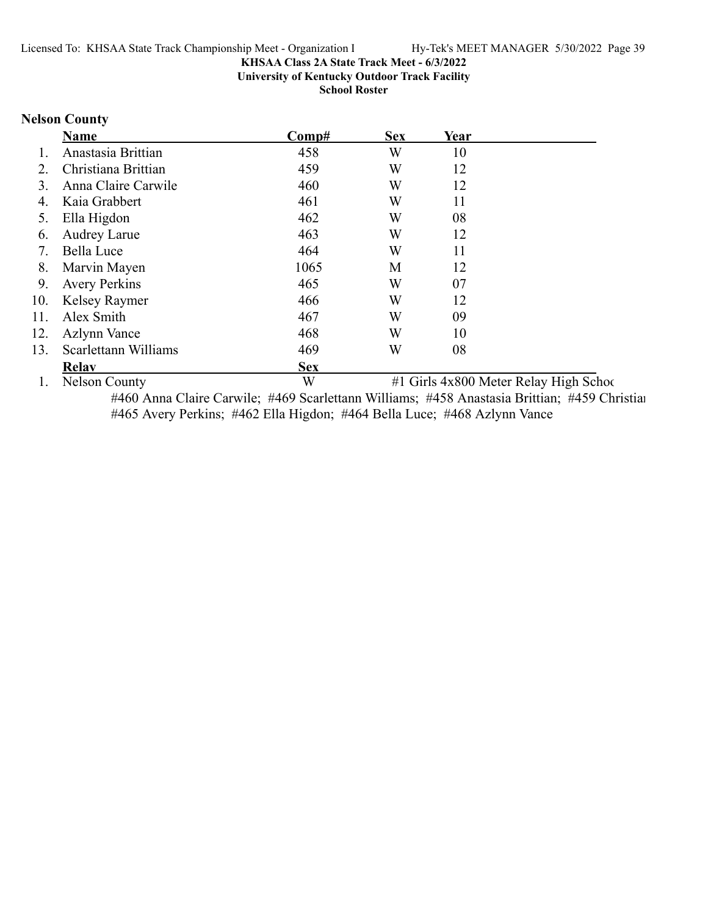**KHSAA Class 2A State Track Meet - 6/3/2022**
**University of Kentucky Outdoor Track Facility**
**School Roster**

## Nelson County

| | Name | Comp# | Sex | Year |
|---|---|---|---|---|
| 1. | Anastasia Brittian | 458 | W | 10 |
| 2. | Christiana Brittian | 459 | W | 12 |
| 3. | Anna Claire Carwile | 460 | W | 12 |
| 4. | Kaia Grabbert | 461 | W | 11 |
| 5. | Ella Higdon | 462 | W | 08 |
| 6. | Audrey Larue | 463 | W | 12 |
| 7. | Bella Luce | 464 | W | 11 |
| 8. | Marvin Mayen | 1065 | M | 12 |
| 9. | Avery Perkins | 465 | W | 07 |
| 10. | Kelsey Raymer | 466 | W | 12 |
| 11. | Alex Smith | 467 | W | 09 |
| 12. | Azlynn Vance | 468 | W | 10 |
| 13. | Scarlettann Williams | 469 | W | 08 |

| | Relay | Sex | |
|---|---|---|---|
| 1. | Nelson County | W | #1 Girls 4x800 Meter Relay High Schoo |

#460 Anna Claire Carwile; #469 Scarlettann Williams; #458 Anastasia Brittian; #459 Christiar
#465 Avery Perkins; #462 Ella Higdon; #464 Bella Luce; #468 Azlynn Vance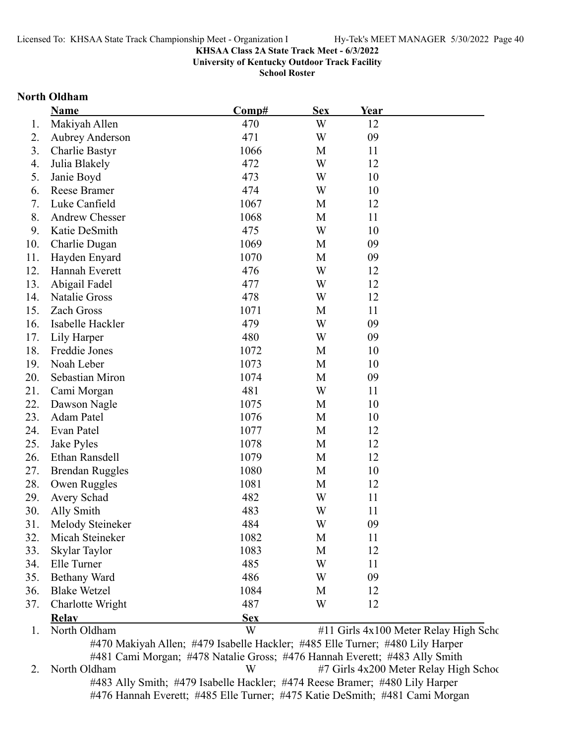KHSAA Class 2A State Track Meet - 6/3/2022
University of Kentucky Outdoor Track Facility
School Roster

## North Oldham

| | Name | Comp# | Sex | Year |
|---|---|---|---|---|
| 1. | Makiyah Allen | 470 | W | 12 |
| 2. | Aubrey Anderson | 471 | W | 09 |
| 3. | Charlie Bastyr | 1066 | M | 11 |
| 4. | Julia Blakely | 472 | W | 12 |
| 5. | Janie Boyd | 473 | W | 10 |
| 6. | Reese Bramer | 474 | W | 10 |
| 7. | Luke Canfield | 1067 | M | 12 |
| 8. | Andrew Chesser | 1068 | M | 11 |
| 9. | Katie DeSmith | 475 | W | 10 |
| 10. | Charlie Dugan | 1069 | M | 09 |
| 11. | Hayden Enyard | 1070 | M | 09 |
| 12. | Hannah Everett | 476 | W | 12 |
| 13. | Abigail Fadel | 477 | W | 12 |
| 14. | Natalie Gross | 478 | W | 12 |
| 15. | Zach Gross | 1071 | M | 11 |
| 16. | Isabelle Hackler | 479 | W | 09 |
| 17. | Lily Harper | 480 | W | 09 |
| 18. | Freddie Jones | 1072 | M | 10 |
| 19. | Noah Leber | 1073 | M | 10 |
| 20. | Sebastian Miron | 1074 | M | 09 |
| 21. | Cami Morgan | 481 | W | 11 |
| 22. | Dawson Nagle | 1075 | M | 10 |
| 23. | Adam Patel | 1076 | M | 10 |
| 24. | Evan Patel | 1077 | M | 12 |
| 25. | Jake Pyles | 1078 | M | 12 |
| 26. | Ethan Ransdell | 1079 | M | 12 |
| 27. | Brendan Ruggles | 1080 | M | 10 |
| 28. | Owen Ruggles | 1081 | M | 12 |
| 29. | Avery Schad | 482 | W | 11 |
| 30. | Ally Smith | 483 | W | 11 |
| 31. | Melody Steineker | 484 | W | 09 |
| 32. | Micah Steineker | 1082 | M | 11 |
| 33. | Skylar Taylor | 1083 | M | 12 |
| 34. | Elle Turner | 485 | W | 11 |
| 35. | Bethany Ward | 486 | W | 09 |
| 36. | Blake Wetzel | 1084 | M | 12 |
| 37. | Charlotte Wright | 487 | W | 12 |

| | Relay | Sex | |
|---|---|---|---|
| 1. | North Oldham | W | #11 Girls 4x100 Meter Relay High Scho |
| 2. | North Oldham | W | #7 Girls 4x200 Meter Relay High Schoo |

1. North Oldham — #470 Makiyah Allen; #479 Isabelle Hackler; #485 Elle Turner; #480 Lily Harper; #481 Cami Morgan; #478 Natalie Gross; #476 Hannah Everett; #483 Ally Smith
2. North Oldham — #483 Ally Smith; #479 Isabelle Hackler; #474 Reese Bramer; #480 Lily Harper; #476 Hannah Everett; #485 Elle Turner; #475 Katie DeSmith; #481 Cami Morgan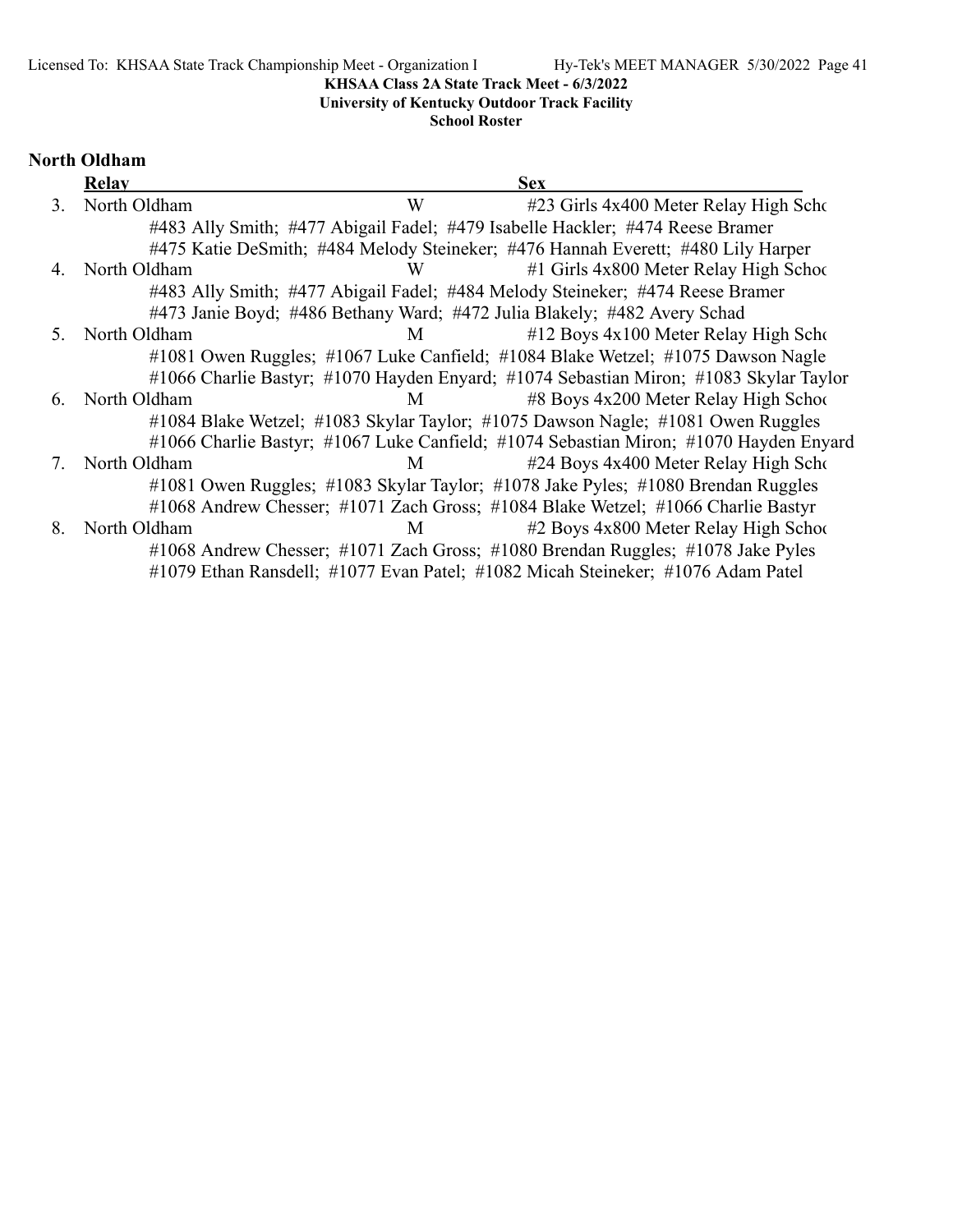**KHSAA Class 2A State Track Meet - 6/3/2022**
**University of Kentucky Outdoor Track Facility**
**School Roster**

## North Oldham

| | Relay | Sex | |
|---|---|---|---|
| 3. | North Oldham | W | #23 Girls 4x400 Meter Relay High Scho |
| | #483 Ally Smith; #477 Abigail Fadel; #479 Isabelle Hackler; #474 Reese Bramer<br>#475 Katie DeSmith; #484 Melody Steineker; #476 Hannah Everett; #480 Lily Harper | | |
| 4. | North Oldham | W | #1 Girls 4x800 Meter Relay High Schoo |
| | #483 Ally Smith; #477 Abigail Fadel; #484 Melody Steineker; #474 Reese Bramer<br>#473 Janie Boyd; #486 Bethany Ward; #472 Julia Blakely; #482 Avery Schad | | |
| 5. | North Oldham | M | #12 Boys 4x100 Meter Relay High Scho |
| | #1081 Owen Ruggles; #1067 Luke Canfield; #1084 Blake Wetzel; #1075 Dawson Nagle<br>#1066 Charlie Bastyr; #1070 Hayden Enyard; #1074 Sebastian Miron; #1083 Skylar Taylor | | |
| 6. | North Oldham | M | #8 Boys 4x200 Meter Relay High Schoo |
| | #1084 Blake Wetzel; #1083 Skylar Taylor; #1075 Dawson Nagle; #1081 Owen Ruggles<br>#1066 Charlie Bastyr; #1067 Luke Canfield; #1074 Sebastian Miron; #1070 Hayden Enyard | | |
| 7. | North Oldham | M | #24 Boys 4x400 Meter Relay High Scho |
| | #1081 Owen Ruggles; #1083 Skylar Taylor; #1078 Jake Pyles; #1080 Brendan Ruggles<br>#1068 Andrew Chesser; #1071 Zach Gross; #1084 Blake Wetzel; #1066 Charlie Bastyr | | |
| 8. | North Oldham | M | #2 Boys 4x800 Meter Relay High Schoo |
| | #1068 Andrew Chesser; #1071 Zach Gross; #1080 Brendan Ruggles; #1078 Jake Pyles<br>#1079 Ethan Ransdell; #1077 Evan Patel; #1082 Micah Steineker; #1076 Adam Patel | | |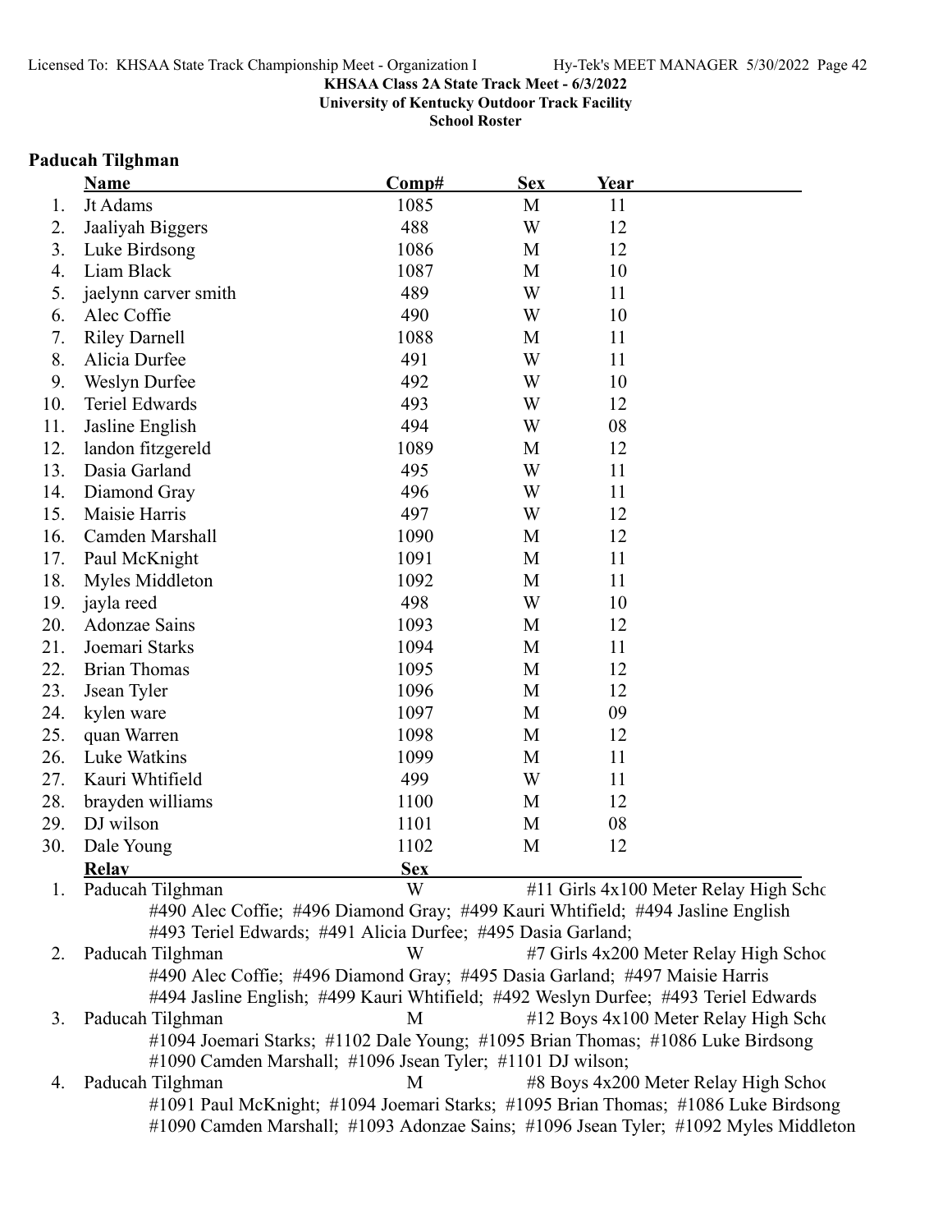**KHSAA Class 2A State Track Meet - 6/3/2022**
**University of Kentucky Outdoor Track Facility**
**School Roster**

## Paducah Tilghman

| | Name | Comp# | Sex | Year |
|---|---|---|---|---|
| 1. | Jt Adams | 1085 | M | 11 |
| 2. | Jaaliyah Biggers | 488 | W | 12 |
| 3. | Luke Birdsong | 1086 | M | 12 |
| 4. | Liam Black | 1087 | M | 10 |
| 5. | jaelynn carver smith | 489 | W | 11 |
| 6. | Alec Coffie | 490 | W | 10 |
| 7. | Riley Darnell | 1088 | M | 11 |
| 8. | Alicia Durfee | 491 | W | 11 |
| 9. | Weslyn Durfee | 492 | W | 10 |
| 10. | Teriel Edwards | 493 | W | 12 |
| 11. | Jasline English | 494 | W | 08 |
| 12. | landon fitzgereld | 1089 | M | 12 |
| 13. | Dasia Garland | 495 | W | 11 |
| 14. | Diamond Gray | 496 | W | 11 |
| 15. | Maisie Harris | 497 | W | 12 |
| 16. | Camden Marshall | 1090 | M | 12 |
| 17. | Paul McKnight | 1091 | M | 11 |
| 18. | Myles Middleton | 1092 | M | 11 |
| 19. | jayla reed | 498 | W | 10 |
| 20. | Adonzae Sains | 1093 | M | 12 |
| 21. | Joemari Starks | 1094 | M | 11 |
| 22. | Brian Thomas | 1095 | M | 12 |
| 23. | Jsean Tyler | 1096 | M | 12 |
| 24. | kylen ware | 1097 | M | 09 |
| 25. | quan Warren | 1098 | M | 12 |
| 26. | Luke Watkins | 1099 | M | 11 |
| 27. | Kauri Whtifield | 499 | W | 11 |
| 28. | brayden williams | 1100 | M | 12 |
| 29. | DJ wilson | 1101 | M | 08 |
| 30. | Dale Young | 1102 | M | 12 |

| | Relay | Sex | |
|---|---|---|---|
| 1. | Paducah Tilghman | W | #11 Girls 4x100 Meter Relay High Scho |
| | #490 Alec Coffie; #496 Diamond Gray; #499 Kauri Whtifield; #494 Jasline English #493 Teriel Edwards; #491 Alicia Durfee; #495 Dasia Garland; | | |
| 2. | Paducah Tilghman | W | #7 Girls 4x200 Meter Relay High Schoo |
| | #490 Alec Coffie; #496 Diamond Gray; #495 Dasia Garland; #497 Maisie Harris #494 Jasline English; #499 Kauri Whtifield; #492 Weslyn Durfee; #493 Teriel Edwards | | |
| 3. | Paducah Tilghman | M | #12 Boys 4x100 Meter Relay High Scho |
| | #1094 Joemari Starks; #1102 Dale Young; #1095 Brian Thomas; #1086 Luke Birdsong #1090 Camden Marshall; #1096 Jsean Tyler; #1101 DJ wilson; | | |
| 4. | Paducah Tilghman | M | #8 Boys 4x200 Meter Relay High Schoo |
| | #1091 Paul McKnight; #1094 Joemari Starks; #1095 Brian Thomas; #1086 Luke Birdsong #1090 Camden Marshall; #1093 Adonzae Sains; #1096 Jsean Tyler; #1092 Myles Middleton | | |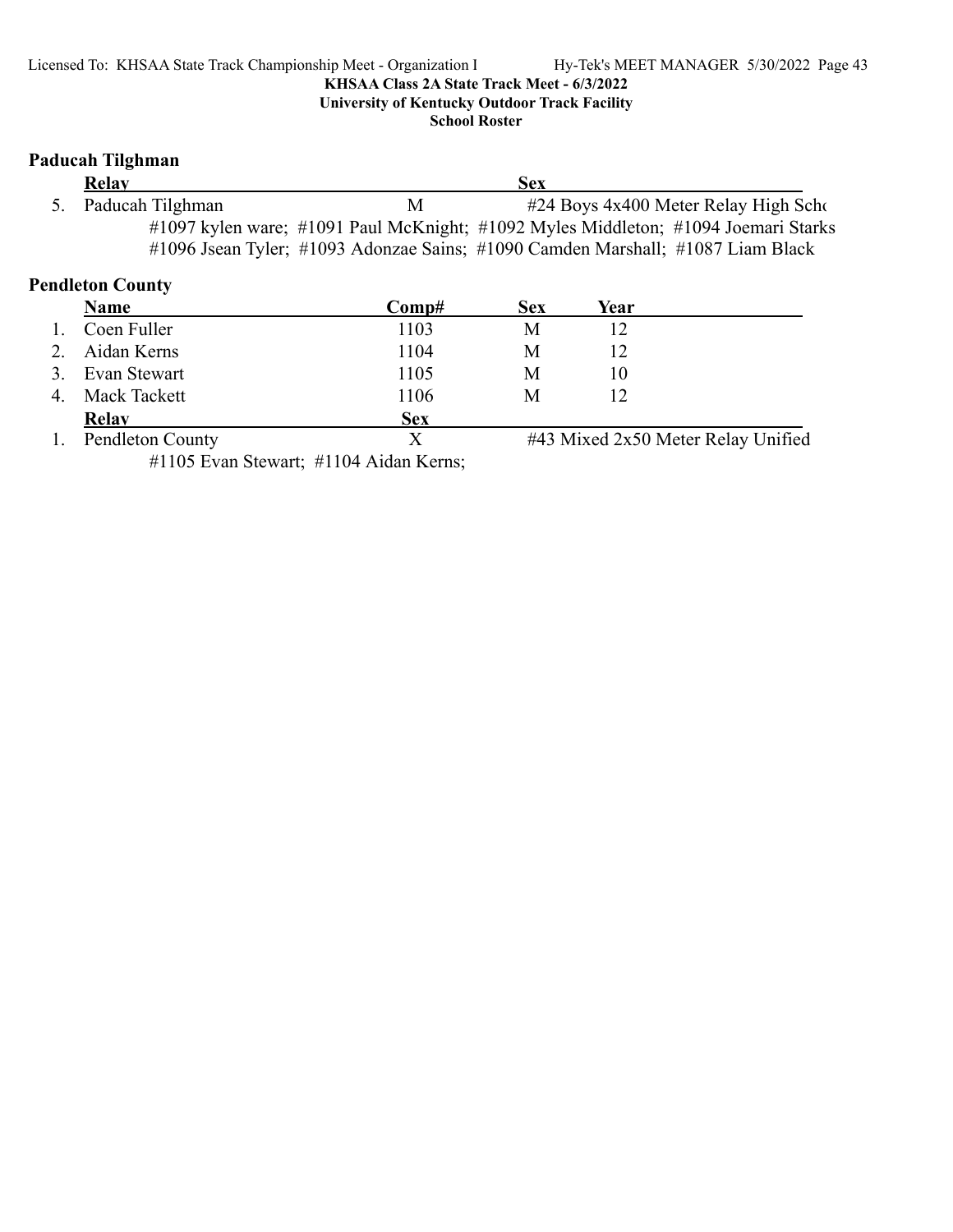## Paducah Tilghman

| | Relay | Sex | |
|---|---|---|---|
| 5. | Paducah Tilghman | M | #24 Boys 4x400 Meter Relay High Scho |

#1097 kylen ware; #1091 Paul McKnight; #1092 Myles Middleton; #1094 Joemari Starks
#1096 Jsean Tyler; #1093 Adonzae Sains; #1090 Camden Marshall; #1087 Liam Black

## Pendleton County

| | Name | Comp# | Sex | Year |
|---|---|---|---|---|
| 1. | Coen Fuller | 1103 | M | 12 |
| 2. | Aidan Kerns | 1104 | M | 12 |
| 3. | Evan Stewart | 1105 | M | 10 |
| 4. | Mack Tackett | 1106 | M | 12 |

| | Relay | Sex | |
|---|---|---|---|
| 1. | Pendleton County | X | #43 Mixed 2x50 Meter Relay Unified |

#1105 Evan Stewart; #1104 Aidan Kerns;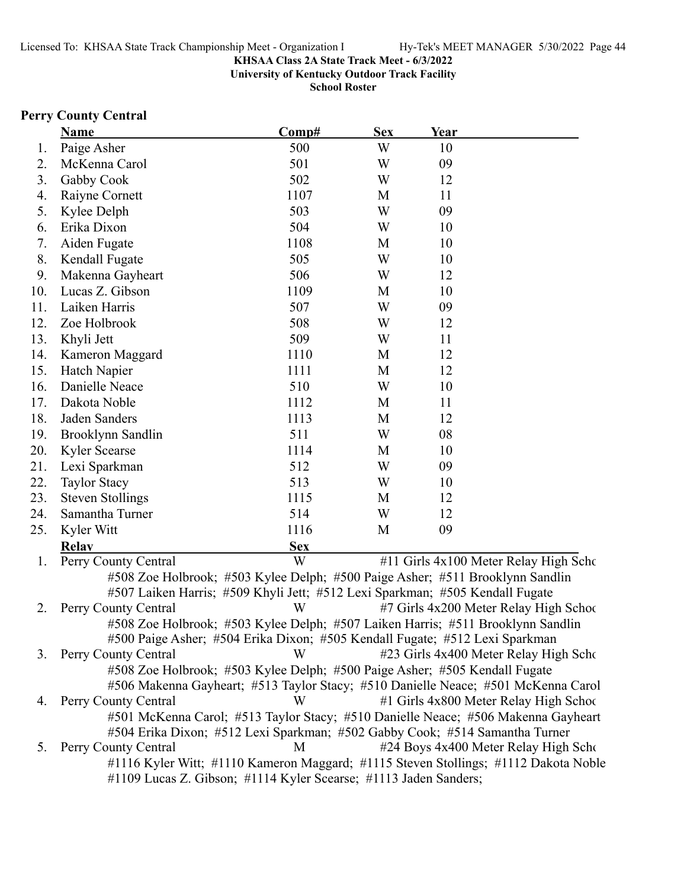**KHSAA Class 2A State Track Meet - 6/3/2022**
**University of Kentucky Outdoor Track Facility**
**School Roster**

## Perry County Central

| | Name | Comp# | Sex | Year |
|---|---|---|---|---|
| 1. | Paige Asher | 500 | W | 10 |
| 2. | McKenna Carol | 501 | W | 09 |
| 3. | Gabby Cook | 502 | W | 12 |
| 4. | Raiyne Cornett | 1107 | M | 11 |
| 5. | Kylee Delph | 503 | W | 09 |
| 6. | Erika Dixon | 504 | W | 10 |
| 7. | Aiden Fugate | 1108 | M | 10 |
| 8. | Kendall Fugate | 505 | W | 10 |
| 9. | Makenna Gayheart | 506 | W | 12 |
| 10. | Lucas Z. Gibson | 1109 | M | 10 |
| 11. | Laiken Harris | 507 | W | 09 |
| 12. | Zoe Holbrook | 508 | W | 12 |
| 13. | Khyli Jett | 509 | W | 11 |
| 14. | Kameron Maggard | 1110 | M | 12 |
| 15. | Hatch Napier | 1111 | M | 12 |
| 16. | Danielle Neace | 510 | W | 10 |
| 17. | Dakota Noble | 1112 | M | 11 |
| 18. | Jaden Sanders | 1113 | M | 12 |
| 19. | Brooklynn Sandlin | 511 | W | 08 |
| 20. | Kyler Scearse | 1114 | M | 10 |
| 21. | Lexi Sparkman | 512 | W | 09 |
| 22. | Taylor Stacy | 513 | W | 10 |
| 23. | Steven Stollings | 1115 | M | 12 |
| 24. | Samantha Turner | 514 | W | 12 |
| 25. | Kyler Witt | 1116 | M | 09 |

| | Relay | Sex | |
|---|---|---|---|
| 1. | Perry County Central | W | #11 Girls 4x100 Meter Relay High Scho |
| | #508 Zoe Holbrook; #503 Kylee Delph; #500 Paige Asher; #511 Brooklynn Sandlin<br>#507 Laiken Harris; #509 Khyli Jett; #512 Lexi Sparkman; #505 Kendall Fugate | | |
| 2. | Perry County Central | W | #7 Girls 4x200 Meter Relay High Schoo |
| | #508 Zoe Holbrook; #503 Kylee Delph; #507 Laiken Harris; #511 Brooklynn Sandlin<br>#500 Paige Asher; #504 Erika Dixon; #505 Kendall Fugate; #512 Lexi Sparkman | | |
| 3. | Perry County Central | W | #23 Girls 4x400 Meter Relay High Scho |
| | #508 Zoe Holbrook; #503 Kylee Delph; #500 Paige Asher; #505 Kendall Fugate<br>#506 Makenna Gayheart; #513 Taylor Stacy; #510 Danielle Neace; #501 McKenna Carol | | |
| 4. | Perry County Central | W | #1 Girls 4x800 Meter Relay High Schoo |
| | #501 McKenna Carol; #513 Taylor Stacy; #510 Danielle Neace; #506 Makenna Gayheart<br>#504 Erika Dixon; #512 Lexi Sparkman; #502 Gabby Cook; #514 Samantha Turner | | |
| 5. | Perry County Central | M | #24 Boys 4x400 Meter Relay High Scho |
| | #1116 Kyler Witt; #1110 Kameron Maggard; #1115 Steven Stollings; #1112 Dakota Noble<br>#1109 Lucas Z. Gibson; #1114 Kyler Scearse; #1113 Jaden Sanders; | | |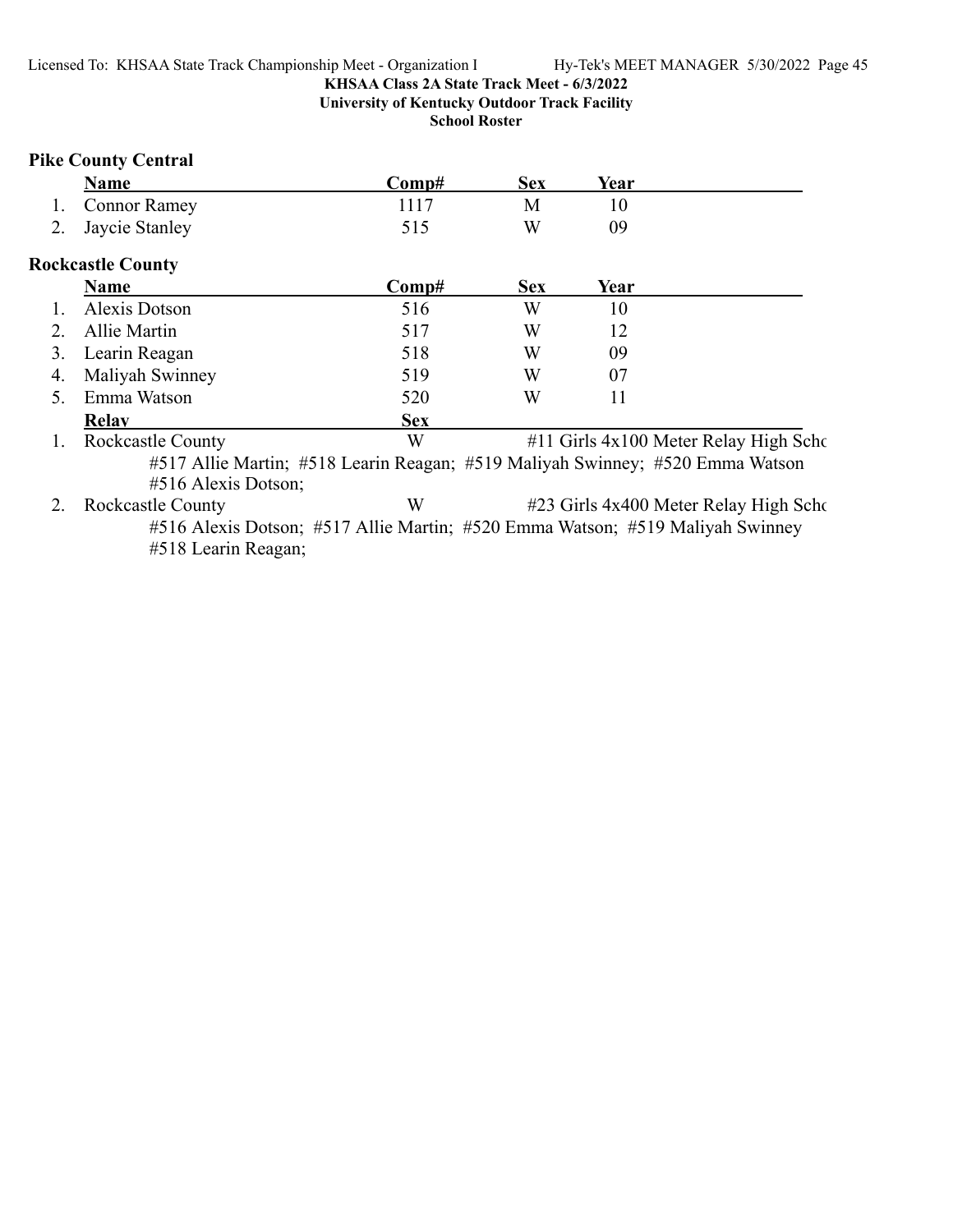KHSAA Class 2A State Track Meet - 6/3/2022
University of Kentucky Outdoor Track Facility
School Roster

### Pike County Central

| | Name | Comp# | Sex | Year |
|---|---|---|---|---|
| 1. | Connor Ramey | 1117 | M | 10 |
| 2. | Jaycie Stanley | 515 | W | 09 |

### Rockcastle County

| | Name | Comp# | Sex | Year |
|---|---|---|---|---|
| 1. | Alexis Dotson | 516 | W | 10 |
| 2. | Allie Martin | 517 | W | 12 |
| 3. | Learin Reagan | 518 | W | 09 |
| 4. | Maliyah Swinney | 519 | W | 07 |
| 5. | Emma Watson | 520 | W | 11 |

| | Relay | Sex | Event |
|---|---|---|---|
| 1. | Rockcastle County | W | #11 Girls 4x100 Meter Relay High Scho |
| | #517 Allie Martin; #518 Learin Reagan; #519 Maliyah Swinney; #520 Emma Watson #516 Alexis Dotson; | | |
| 2. | Rockcastle County | W | #23 Girls 4x400 Meter Relay High Scho |
| | #516 Alexis Dotson; #517 Allie Martin; #520 Emma Watson; #519 Maliyah Swinney #518 Learin Reagan; | | |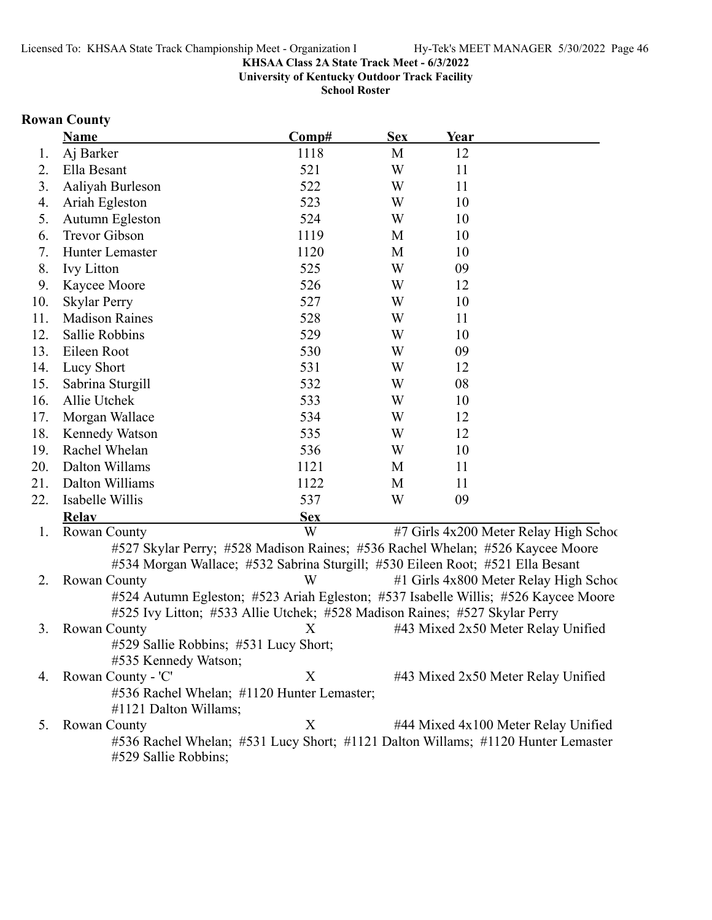**KHSAA Class 2A State Track Meet - 6/3/2022**
**University of Kentucky Outdoor Track Facility**
**School Roster**

## Rowan County

| | Name | Comp# | Sex | Year |
|---|---|---|---|---|
| 1. | Aj Barker | 1118 | M | 12 |
| 2. | Ella Besant | 521 | W | 11 |
| 3. | Aaliyah Burleson | 522 | W | 11 |
| 4. | Ariah Egleston | 523 | W | 10 |
| 5. | Autumn Egleston | 524 | W | 10 |
| 6. | Trevor Gibson | 1119 | M | 10 |
| 7. | Hunter Lemaster | 1120 | M | 10 |
| 8. | Ivy Litton | 525 | W | 09 |
| 9. | Kaycee Moore | 526 | W | 12 |
| 10. | Skylar Perry | 527 | W | 10 |
| 11. | Madison Raines | 528 | W | 11 |
| 12. | Sallie Robbins | 529 | W | 10 |
| 13. | Eileen Root | 530 | W | 09 |
| 14. | Lucy Short | 531 | W | 12 |
| 15. | Sabrina Sturgill | 532 | W | 08 |
| 16. | Allie Utchek | 533 | W | 10 |
| 17. | Morgan Wallace | 534 | W | 12 |
| 18. | Kennedy Watson | 535 | W | 12 |
| 19. | Rachel Whelan | 536 | W | 10 |
| 20. | Dalton Willams | 1121 | M | 11 |
| 21. | Dalton Williams | 1122 | M | 11 |
| 22. | Isabelle Willis | 537 | W | 09 |

| | Relay | Sex | Event |
|---|---|---|---|
| 1. | Rowan County | W | #7 Girls 4x200 Meter Relay High School |
| | #527 Skylar Perry; #528 Madison Raines; #536 Rachel Whelan; #526 Kaycee Moore<br>#534 Morgan Wallace; #532 Sabrina Sturgill; #530 Eileen Root; #521 Ella Besant | | |
| 2. | Rowan County | W | #1 Girls 4x800 Meter Relay High School |
| | #524 Autumn Egleston; #523 Ariah Egleston; #537 Isabelle Willis; #526 Kaycee Moore<br>#525 Ivy Litton; #533 Allie Utchek; #528 Madison Raines; #527 Skylar Perry | | |
| 3. | Rowan County | X | #43 Mixed 2x50 Meter Relay Unified |
| | #529 Sallie Robbins; #531 Lucy Short;<br>#535 Kennedy Watson; | | |
| 4. | Rowan County - 'C' | X | #43 Mixed 2x50 Meter Relay Unified |
| | #536 Rachel Whelan; #1120 Hunter Lemaster;<br>#1121 Dalton Willams; | | |
| 5. | Rowan County | X | #44 Mixed 4x100 Meter Relay Unified |
| | #536 Rachel Whelan; #531 Lucy Short; #1121 Dalton Willams; #1120 Hunter Lemaster<br>#529 Sallie Robbins; | | |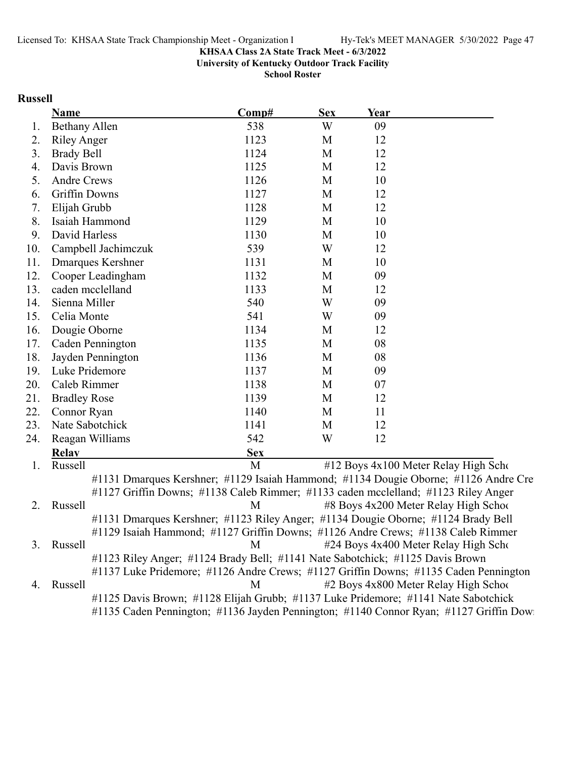KHSAA Class 2A State Track Meet - 6/3/2022

University of Kentucky Outdoor Track Facility

School Roster

## Russell

| | Name | Comp# | Sex | Year |
|---|---|---|---|---|
| 1. | Bethany Allen | 538 | W | 09 |
| 2. | Riley Anger | 1123 | M | 12 |
| 3. | Brady Bell | 1124 | M | 12 |
| 4. | Davis Brown | 1125 | M | 12 |
| 5. | Andre Crews | 1126 | M | 10 |
| 6. | Griffin Downs | 1127 | M | 12 |
| 7. | Elijah Grubb | 1128 | M | 12 |
| 8. | Isaiah Hammond | 1129 | M | 10 |
| 9. | David Harless | 1130 | M | 10 |
| 10. | Campbell Jachimczuk | 539 | W | 12 |
| 11. | Dmarques Kershner | 1131 | M | 10 |
| 12. | Cooper Leadingham | 1132 | M | 09 |
| 13. | caden mcclelland | 1133 | M | 12 |
| 14. | Sienna Miller | 540 | W | 09 |
| 15. | Celia Monte | 541 | W | 09 |
| 16. | Dougie Oborne | 1134 | M | 12 |
| 17. | Caden Pennington | 1135 | M | 08 |
| 18. | Jayden Pennington | 1136 | M | 08 |
| 19. | Luke Pridemore | 1137 | M | 09 |
| 20. | Caleb Rimmer | 1138 | M | 07 |
| 21. | Bradley Rose | 1139 | M | 12 |
| 22. | Connor Ryan | 1140 | M | 11 |
| 23. | Nate Sabotchick | 1141 | M | 12 |
| 24. | Reagan Williams | 542 | W | 12 |

| | Relay | Sex | Event |
|---|---|---|---|
| 1. | Russell | M | #12 Boys 4x100 Meter Relay High Scho |
| | #1131 Dmarques Kershner; #1129 Isaiah Hammond; #1134 Dougie Oborne; #1126 Andre Cre<br>#1127 Griffin Downs; #1138 Caleb Rimmer; #1133 caden mcclelland; #1123 Riley Anger | | |
| 2. | Russell | M | #8 Boys 4x200 Meter Relay High Schoo |
| | #1131 Dmarques Kershner; #1123 Riley Anger; #1134 Dougie Oborne; #1124 Brady Bell<br>#1129 Isaiah Hammond; #1127 Griffin Downs; #1126 Andre Crews; #1138 Caleb Rimmer | | |
| 3. | Russell | M | #24 Boys 4x400 Meter Relay High Scho |
| | #1123 Riley Anger; #1124 Brady Bell; #1141 Nate Sabotchick; #1125 Davis Brown<br>#1137 Luke Pridemore; #1126 Andre Crews; #1127 Griffin Downs; #1135 Caden Pennington | | |
| 4. | Russell | M | #2 Boys 4x800 Meter Relay High Schoo |
| | #1125 Davis Brown; #1128 Elijah Grubb; #1137 Luke Pridemore; #1141 Nate Sabotchick<br>#1135 Caden Pennington; #1136 Jayden Pennington; #1140 Connor Ryan; #1127 Griffin Dow | | |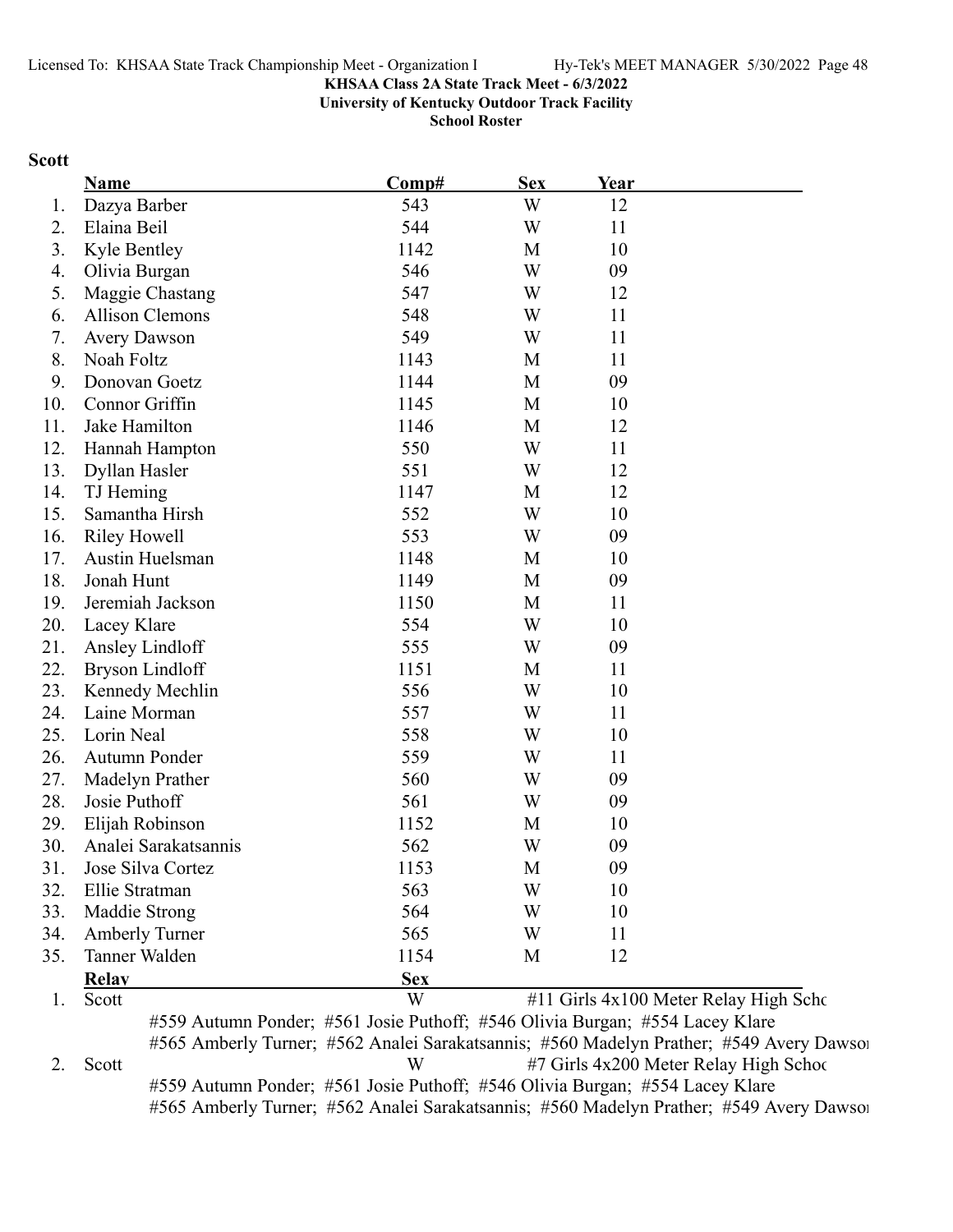KHSAA Class 2A State Track Meet - 6/3/2022

University of Kentucky Outdoor Track Facility

School Roster

**Scott**

| | Name | Comp# | Sex | Year |
|---|---|---|---|---|
| 1. | Dazya Barber | 543 | W | 12 |
| 2. | Elaina Beil | 544 | W | 11 |
| 3. | Kyle Bentley | 1142 | M | 10 |
| 4. | Olivia Burgan | 546 | W | 09 |
| 5. | Maggie Chastang | 547 | W | 12 |
| 6. | Allison Clemons | 548 | W | 11 |
| 7. | Avery Dawson | 549 | W | 11 |
| 8. | Noah Foltz | 1143 | M | 11 |
| 9. | Donovan Goetz | 1144 | M | 09 |
| 10. | Connor Griffin | 1145 | M | 10 |
| 11. | Jake Hamilton | 1146 | M | 12 |
| 12. | Hannah Hampton | 550 | W | 11 |
| 13. | Dyllan Hasler | 551 | W | 12 |
| 14. | TJ Heming | 1147 | M | 12 |
| 15. | Samantha Hirsh | 552 | W | 10 |
| 16. | Riley Howell | 553 | W | 09 |
| 17. | Austin Huelsman | 1148 | M | 10 |
| 18. | Jonah Hunt | 1149 | M | 09 |
| 19. | Jeremiah Jackson | 1150 | M | 11 |
| 20. | Lacey Klare | 554 | W | 10 |
| 21. | Ansley Lindloff | 555 | W | 09 |
| 22. | Bryson Lindloff | 1151 | M | 11 |
| 23. | Kennedy Mechlin | 556 | W | 10 |
| 24. | Laine Morman | 557 | W | 11 |
| 25. | Lorin Neal | 558 | W | 10 |
| 26. | Autumn Ponder | 559 | W | 11 |
| 27. | Madelyn Prather | 560 | W | 09 |
| 28. | Josie Puthoff | 561 | W | 09 |
| 29. | Elijah Robinson | 1152 | M | 10 |
| 30. | Analei Sarakatsannis | 562 | W | 09 |
| 31. | Jose Silva Cortez | 1153 | M | 09 |
| 32. | Ellie Stratman | 563 | W | 10 |
| 33. | Maddie Strong | 564 | W | 10 |
| 34. | Amberly Turner | 565 | W | 11 |
| 35. | Tanner Walden | 1154 | M | 12 |

| | Relay | Sex | |
|---|---|---|---|
| 1. | Scott | W | #11 Girls 4x100 Meter Relay High Scho |
| | #559 Autumn Ponder; #561 Josie Puthoff; #546 Olivia Burgan; #554 Lacey Klare<br>#565 Amberly Turner; #562 Analei Sarakatsannis; #560 Madelyn Prather; #549 Avery Dawson | | |
| 2. | Scott | W | #7 Girls 4x200 Meter Relay High Schoo |
| | #559 Autumn Ponder; #561 Josie Puthoff; #546 Olivia Burgan; #554 Lacey Klare<br>#565 Amberly Turner; #562 Analei Sarakatsannis; #560 Madelyn Prather; #549 Avery Dawson | | |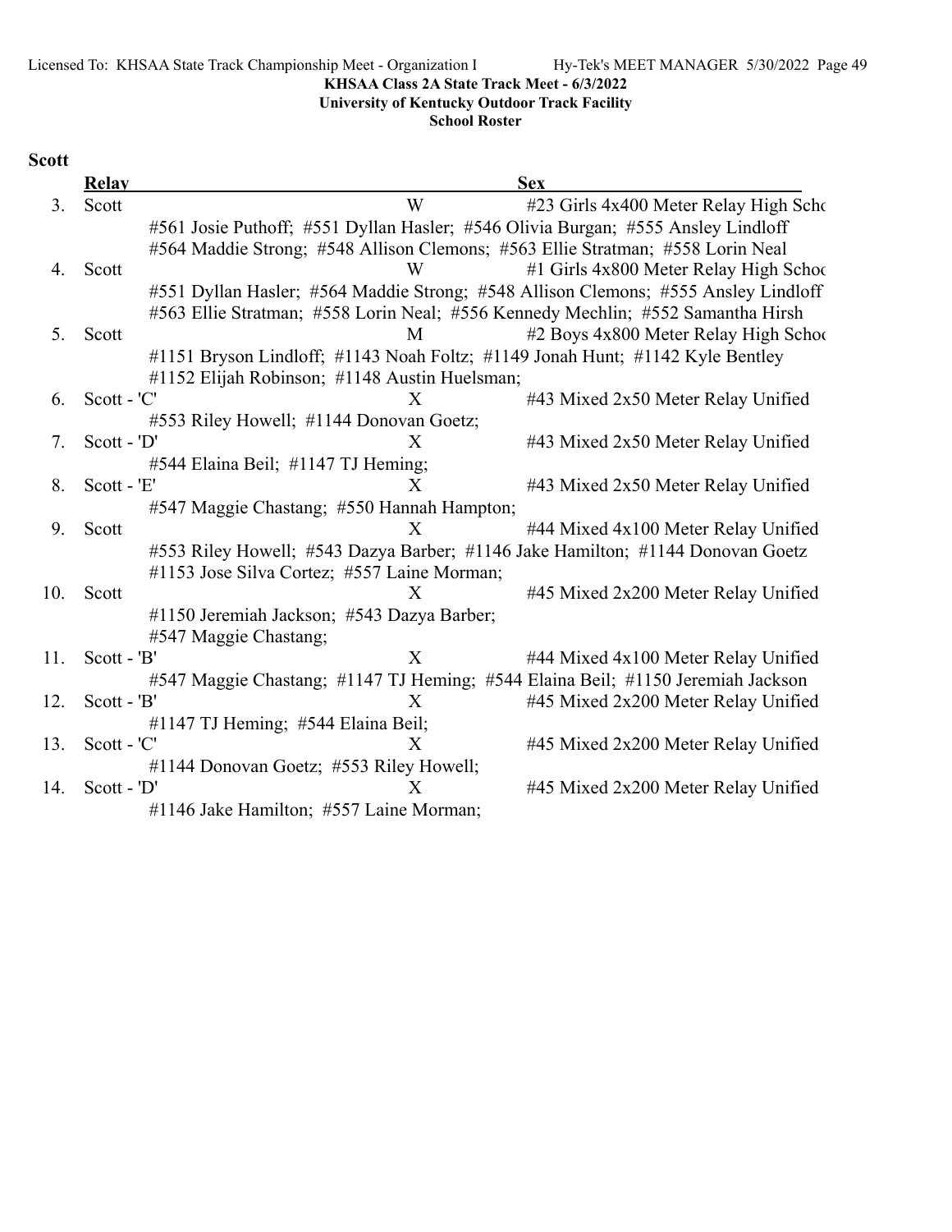KHSAA Class 2A State Track Meet - 6/3/2022

University of Kentucky Outdoor Track Facility

School Roster

## Scott

| | Relay | Sex | |
|---|---|---|---|
| 3. | Scott | W | #23 Girls 4x400 Meter Relay High Scho |
| | #561 Josie Puthoff; #551 Dyllan Hasler; #546 Olivia Burgan; #555 Ansley Lindloff<br>#564 Maddie Strong; #548 Allison Clemons; #563 Ellie Stratman; #558 Lorin Neal | | |
| 4. | Scott | W | #1 Girls 4x800 Meter Relay High Schoo |
| | #551 Dyllan Hasler; #564 Maddie Strong; #548 Allison Clemons; #555 Ansley Lindloff<br>#563 Ellie Stratman; #558 Lorin Neal; #556 Kennedy Mechlin; #552 Samantha Hirsh | | |
| 5. | Scott | M | #2 Boys 4x800 Meter Relay High Schoo |
| | #1151 Bryson Lindloff; #1143 Noah Foltz; #1149 Jonah Hunt; #1142 Kyle Bentley<br>#1152 Elijah Robinson; #1148 Austin Huelsman; | | |
| 6. | Scott - 'C' | X | #43 Mixed 2x50 Meter Relay Unified |
| | #553 Riley Howell; #1144 Donovan Goetz; | | |
| 7. | Scott - 'D' | X | #43 Mixed 2x50 Meter Relay Unified |
| | #544 Elaina Beil; #1147 TJ Heming; | | |
| 8. | Scott - 'E' | X | #43 Mixed 2x50 Meter Relay Unified |
| | #547 Maggie Chastang; #550 Hannah Hampton; | | |
| 9. | Scott | X | #44 Mixed 4x100 Meter Relay Unified |
| | #553 Riley Howell; #543 Dazya Barber; #1146 Jake Hamilton; #1144 Donovan Goetz<br>#1153 Jose Silva Cortez; #557 Laine Morman; | | |
| 10. | Scott | X | #45 Mixed 2x200 Meter Relay Unified |
| | #1150 Jeremiah Jackson; #543 Dazya Barber;<br>#547 Maggie Chastang; | | |
| 11. | Scott - 'B' | X | #44 Mixed 4x100 Meter Relay Unified |
| | #547 Maggie Chastang; #1147 TJ Heming; #544 Elaina Beil; #1150 Jeremiah Jackson | | |
| 12. | Scott - 'B' | X | #45 Mixed 2x200 Meter Relay Unified |
| | #1147 TJ Heming; #544 Elaina Beil; | | |
| 13. | Scott - 'C' | X | #45 Mixed 2x200 Meter Relay Unified |
| | #1144 Donovan Goetz; #553 Riley Howell; | | |
| 14. | Scott - 'D' | X | #45 Mixed 2x200 Meter Relay Unified |
| | #1146 Jake Hamilton; #557 Laine Morman; | | |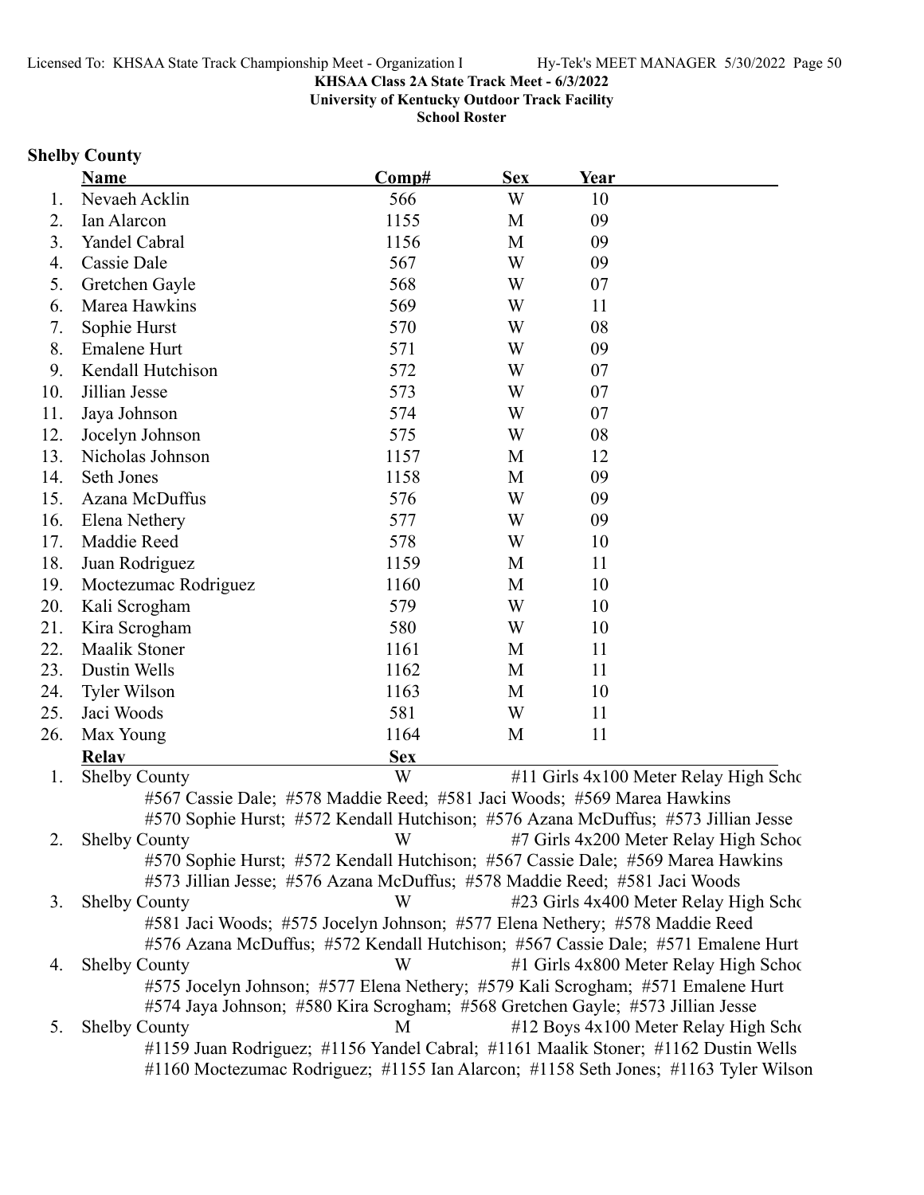KHSAA Class 2A State Track Meet - 6/3/2022
University of Kentucky Outdoor Track Facility
School Roster

## Shelby County

| | Name | Comp# | Sex | Year |
|---|---|---|---|---|
| 1. | Nevaeh Acklin | 566 | W | 10 |
| 2. | Ian Alarcon | 1155 | M | 09 |
| 3. | Yandel Cabral | 1156 | M | 09 |
| 4. | Cassie Dale | 567 | W | 09 |
| 5. | Gretchen Gayle | 568 | W | 07 |
| 6. | Marea Hawkins | 569 | W | 11 |
| 7. | Sophie Hurst | 570 | W | 08 |
| 8. | Emalene Hurt | 571 | W | 09 |
| 9. | Kendall Hutchison | 572 | W | 07 |
| 10. | Jillian Jesse | 573 | W | 07 |
| 11. | Jaya Johnson | 574 | W | 07 |
| 12. | Jocelyn Johnson | 575 | W | 08 |
| 13. | Nicholas Johnson | 1157 | M | 12 |
| 14. | Seth Jones | 1158 | M | 09 |
| 15. | Azana McDuffus | 576 | W | 09 |
| 16. | Elena Nethery | 577 | W | 09 |
| 17. | Maddie Reed | 578 | W | 10 |
| 18. | Juan Rodriguez | 1159 | M | 11 |
| 19. | Moctezumac Rodriguez | 1160 | M | 10 |
| 20. | Kali Scrogham | 579 | W | 10 |
| 21. | Kira Scrogham | 580 | W | 10 |
| 22. | Maalik Stoner | 1161 | M | 11 |
| 23. | Dustin Wells | 1162 | M | 11 |
| 24. | Tyler Wilson | 1163 | M | 10 |
| 25. | Jaci Woods | 581 | W | 11 |
| 26. | Max Young | 1164 | M | 11 |

| | Relay | Sex | Event |
|---|---|---|---|
| 1. | Shelby County | W | #11 Girls 4x100 Meter Relay High Scho |
| | #567 Cassie Dale; #578 Maddie Reed; #581 Jaci Woods; #569 Marea Hawkins<br>#570 Sophie Hurst; #572 Kendall Hutchison; #576 Azana McDuffus; #573 Jillian Jesse | | |
| 2. | Shelby County | W | #7 Girls 4x200 Meter Relay High Schoo |
| | #570 Sophie Hurst; #572 Kendall Hutchison; #567 Cassie Dale; #569 Marea Hawkins<br>#573 Jillian Jesse; #576 Azana McDuffus; #578 Maddie Reed; #581 Jaci Woods | | |
| 3. | Shelby County | W | #23 Girls 4x400 Meter Relay High Scho |
| | #581 Jaci Woods; #575 Jocelyn Johnson; #577 Elena Nethery; #578 Maddie Reed<br>#576 Azana McDuffus; #572 Kendall Hutchison; #567 Cassie Dale; #571 Emalene Hurt | | |
| 4. | Shelby County | W | #1 Girls 4x800 Meter Relay High Schoo |
| | #575 Jocelyn Johnson; #577 Elena Nethery; #579 Kali Scrogham; #571 Emalene Hurt<br>#574 Jaya Johnson; #580 Kira Scrogham; #568 Gretchen Gayle; #573 Jillian Jesse | | |
| 5. | Shelby County | M | #12 Boys 4x100 Meter Relay High Scho |
| | #1159 Juan Rodriguez; #1156 Yandel Cabral; #1161 Maalik Stoner; #1162 Dustin Wells<br>#1160 Moctezumac Rodriguez; #1155 Ian Alarcon; #1158 Seth Jones; #1163 Tyler Wilson | | |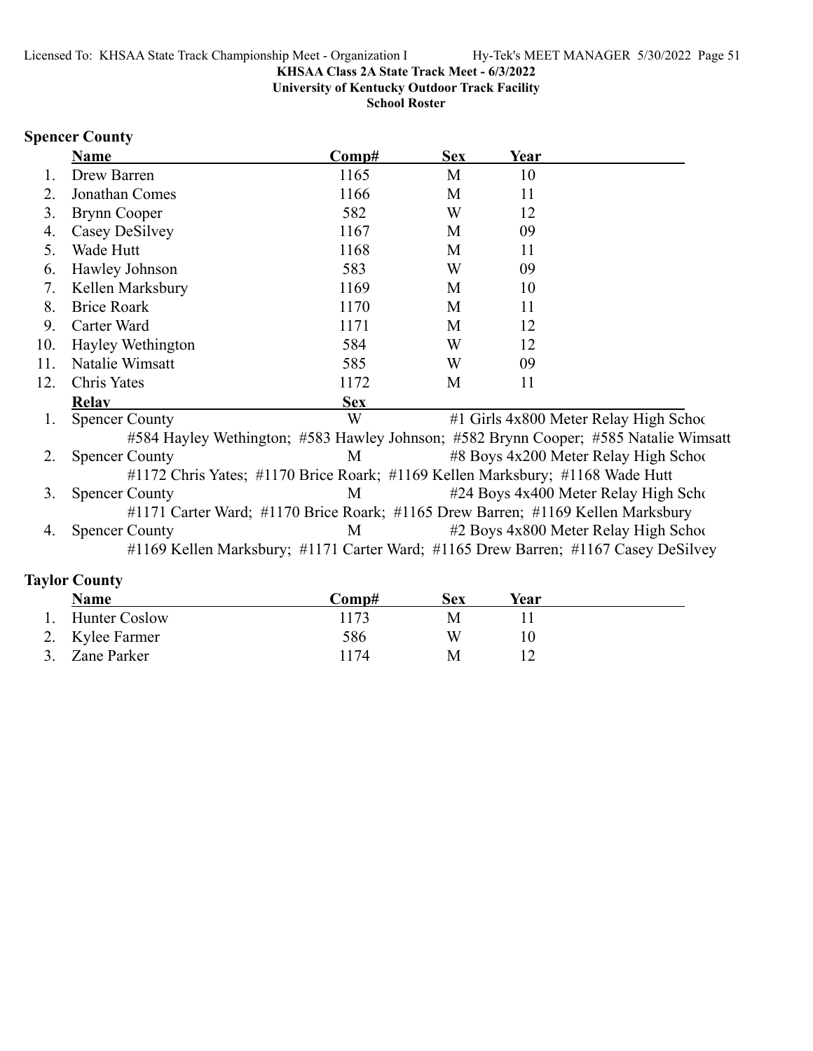**KHSAA Class 2A State Track Meet - 6/3/2022**
**University of Kentucky Outdoor Track Facility**
**School Roster**

## Spencer County

| | Name | Comp# | Sex | Year |
|---|---|---|---|---|
| 1. | Drew Barren | 1165 | M | 10 |
| 2. | Jonathan Comes | 1166 | M | 11 |
| 3. | Brynn Cooper | 582 | W | 12 |
| 4. | Casey DeSilvey | 1167 | M | 09 |
| 5. | Wade Hutt | 1168 | M | 11 |
| 6. | Hawley Johnson | 583 | W | 09 |
| 7. | Kellen Marksbury | 1169 | M | 10 |
| 8. | Brice Roark | 1170 | M | 11 |
| 9. | Carter Ward | 1171 | M | 12 |
| 10. | Hayley Wethington | 584 | W | 12 |
| 11. | Natalie Wimsatt | 585 | W | 09 |
| 12. | Chris Yates | 1172 | M | 11 |

| | Relay | Sex | |
|---|---|---|---|
| 1. | Spencer County | W | #1 Girls 4x800 Meter Relay High Schoo |
| | #584 Hayley Wethington; #583 Hawley Johnson; #582 Brynn Cooper; #585 Natalie Wimsatt | | |
| 2. | Spencer County | M | #8 Boys 4x200 Meter Relay High Schoo |
| | #1172 Chris Yates; #1170 Brice Roark; #1169 Kellen Marksbury; #1168 Wade Hutt | | |
| 3. | Spencer County | M | #24 Boys 4x400 Meter Relay High Scho |
| | #1171 Carter Ward; #1170 Brice Roark; #1165 Drew Barren; #1169 Kellen Marksbury | | |
| 4. | Spencer County | M | #2 Boys 4x800 Meter Relay High Schoo |
| | #1169 Kellen Marksbury; #1171 Carter Ward; #1165 Drew Barren; #1167 Casey DeSilvey | | |

## Taylor County

| | Name | Comp# | Sex | Year |
|---|---|---|---|---|
| 1. | Hunter Coslow | 1173 | M | 11 |
| 2. | Kylee Farmer | 586 | W | 10 |
| 3. | Zane Parker | 1174 | M | 12 |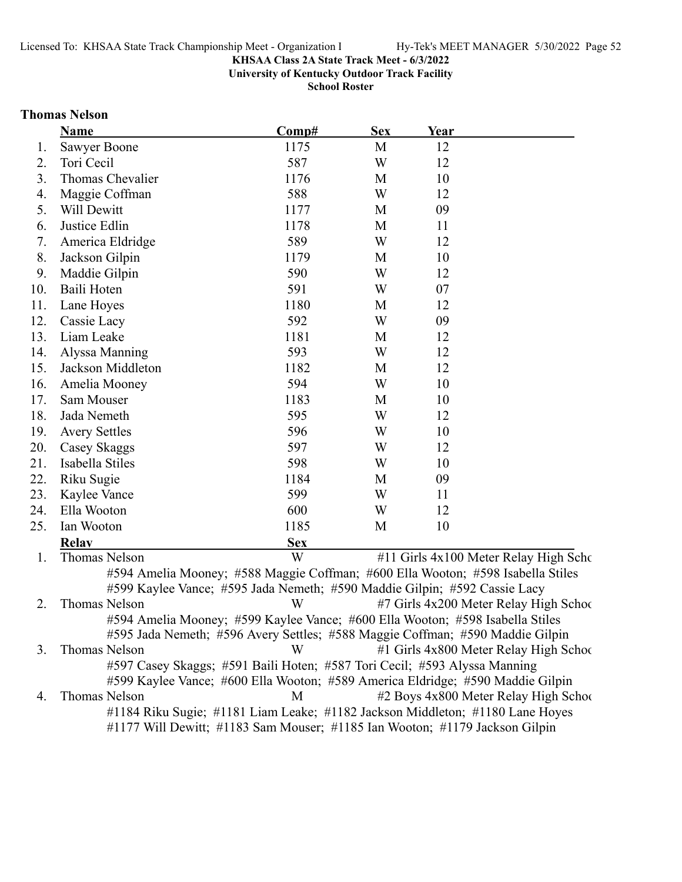**KHSAA Class 2A State Track Meet - 6/3/2022**
**University of Kentucky Outdoor Track Facility**
**School Roster**

### Thomas Nelson

| | Name | Comp# | Sex | Year |
|---|---|---|---|---|
| 1. | Sawyer Boone | 1175 | M | 12 |
| 2. | Tori Cecil | 587 | W | 12 |
| 3. | Thomas Chevalier | 1176 | M | 10 |
| 4. | Maggie Coffman | 588 | W | 12 |
| 5. | Will Dewitt | 1177 | M | 09 |
| 6. | Justice Edlin | 1178 | M | 11 |
| 7. | America Eldridge | 589 | W | 12 |
| 8. | Jackson Gilpin | 1179 | M | 10 |
| 9. | Maddie Gilpin | 590 | W | 12 |
| 10. | Baili Hoten | 591 | W | 07 |
| 11. | Lane Hoyes | 1180 | M | 12 |
| 12. | Cassie Lacy | 592 | W | 09 |
| 13. | Liam Leake | 1181 | M | 12 |
| 14. | Alyssa Manning | 593 | W | 12 |
| 15. | Jackson Middleton | 1182 | M | 12 |
| 16. | Amelia Mooney | 594 | W | 10 |
| 17. | Sam Mouser | 1183 | M | 10 |
| 18. | Jada Nemeth | 595 | W | 12 |
| 19. | Avery Settles | 596 | W | 10 |
| 20. | Casey Skaggs | 597 | W | 12 |
| 21. | Isabella Stiles | 598 | W | 10 |
| 22. | Riku Sugie | 1184 | M | 09 |
| 23. | Kaylee Vance | 599 | W | 11 |
| 24. | Ella Wooton | 600 | W | 12 |
| 25. | Ian Wooton | 1185 | M | 10 |

| | Relay | Sex | |
|---|---|---|---|
| 1. | Thomas Nelson | W | #11 Girls 4x100 Meter Relay High Scho |
| | #594 Amelia Mooney; #588 Maggie Coffman; #600 Ella Wooton; #598 Isabella Stiles<br>#599 Kaylee Vance; #595 Jada Nemeth; #590 Maddie Gilpin; #592 Cassie Lacy | | |
| 2. | Thomas Nelson | W | #7 Girls 4x200 Meter Relay High Schoo |
| | #594 Amelia Mooney; #599 Kaylee Vance; #600 Ella Wooton; #598 Isabella Stiles<br>#595 Jada Nemeth; #596 Avery Settles; #588 Maggie Coffman; #590 Maddie Gilpin | | |
| 3. | Thomas Nelson | W | #1 Girls 4x800 Meter Relay High Schoo |
| | #597 Casey Skaggs; #591 Baili Hoten; #587 Tori Cecil; #593 Alyssa Manning<br>#599 Kaylee Vance; #600 Ella Wooton; #589 America Eldridge; #590 Maddie Gilpin | | |
| 4. | Thomas Nelson | M | #2 Boys 4x800 Meter Relay High Schoo |
| | #1184 Riku Sugie; #1181 Liam Leake; #1182 Jackson Middleton; #1180 Lane Hoyes<br>#1177 Will Dewitt; #1183 Sam Mouser; #1185 Ian Wooton; #1179 Jackson Gilpin | | |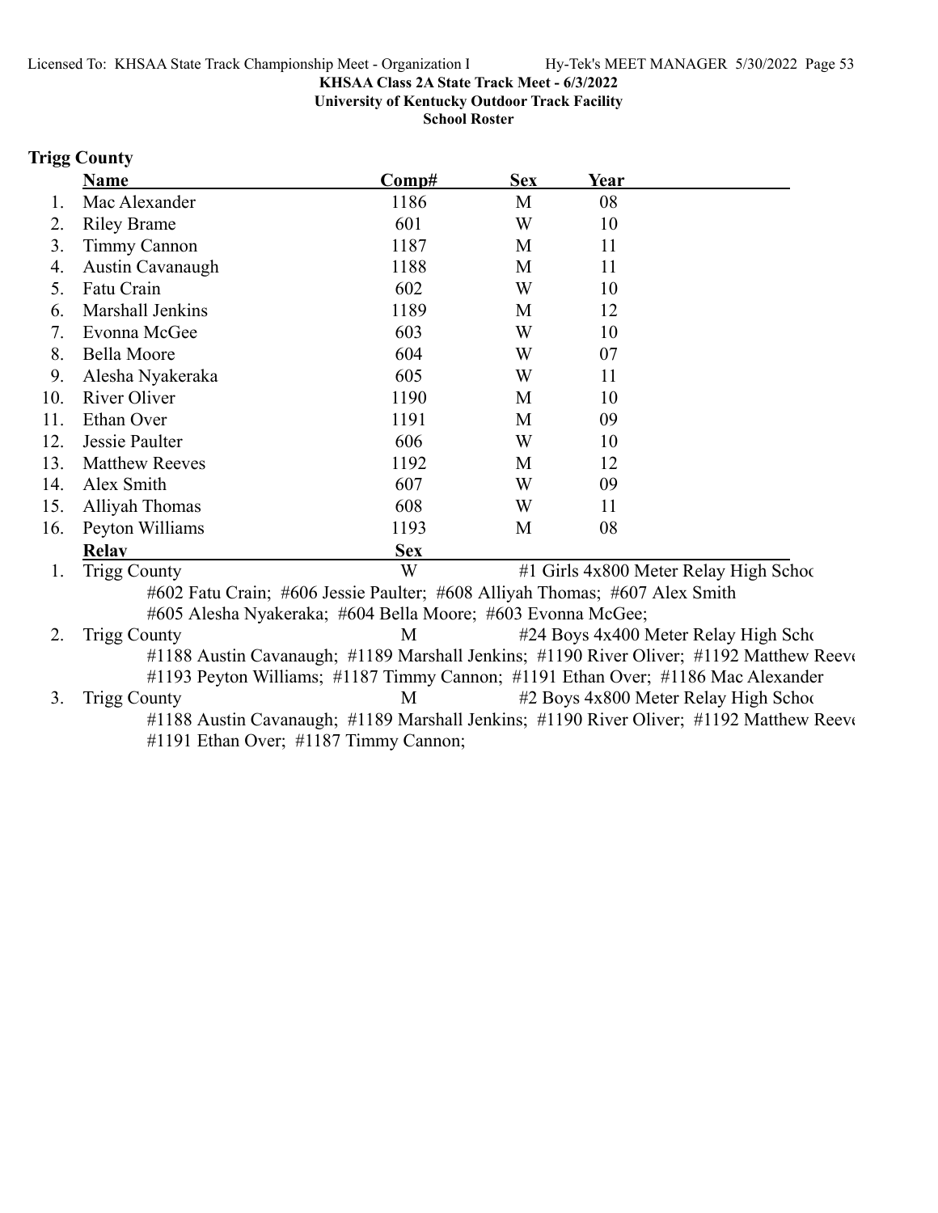KHSAA Class 2A State Track Meet - 6/3/2022
University of Kentucky Outdoor Track Facility
School Roster

## Trigg County

| | Name | Comp# | Sex | Year |
|---|---|---|---|---|
| 1. | Mac Alexander | 1186 | M | 08 |
| 2. | Riley Brame | 601 | W | 10 |
| 3. | Timmy Cannon | 1187 | M | 11 |
| 4. | Austin Cavanaugh | 1188 | M | 11 |
| 5. | Fatu Crain | 602 | W | 10 |
| 6. | Marshall Jenkins | 1189 | M | 12 |
| 7. | Evonna McGee | 603 | W | 10 |
| 8. | Bella Moore | 604 | W | 07 |
| 9. | Alesha Nyakeraka | 605 | W | 11 |
| 10. | River Oliver | 1190 | M | 10 |
| 11. | Ethan Over | 1191 | M | 09 |
| 12. | Jessie Paulter | 606 | W | 10 |
| 13. | Matthew Reeves | 1192 | M | 12 |
| 14. | Alex Smith | 607 | W | 09 |
| 15. | Alliyah Thomas | 608 | W | 11 |
| 16. | Peyton Williams | 1193 | M | 08 |

| | Relay | Sex | |
|---|---|---|---|
| 1. | Trigg County | W | #1 Girls 4x800 Meter Relay High Schoo |

#602 Fatu Crain; #606 Jessie Paulter; #608 Alliyah Thomas; #607 Alex Smith
#605 Alesha Nyakeraka; #604 Bella Moore; #603 Evonna McGee;

| | Relay | Sex | |
|---|---|---|---|
| 2. | Trigg County | M | #24 Boys 4x400 Meter Relay High Scho |

#1188 Austin Cavanaugh; #1189 Marshall Jenkins; #1190 River Oliver; #1192 Matthew Reeve
#1193 Peyton Williams; #1187 Timmy Cannon; #1191 Ethan Over; #1186 Mac Alexander

| | Relay | Sex | |
|---|---|---|---|
| 3. | Trigg County | M | #2 Boys 4x800 Meter Relay High Schoo |

#1188 Austin Cavanaugh; #1189 Marshall Jenkins; #1190 River Oliver; #1192 Matthew Reeve
#1191 Ethan Over; #1187 Timmy Cannon;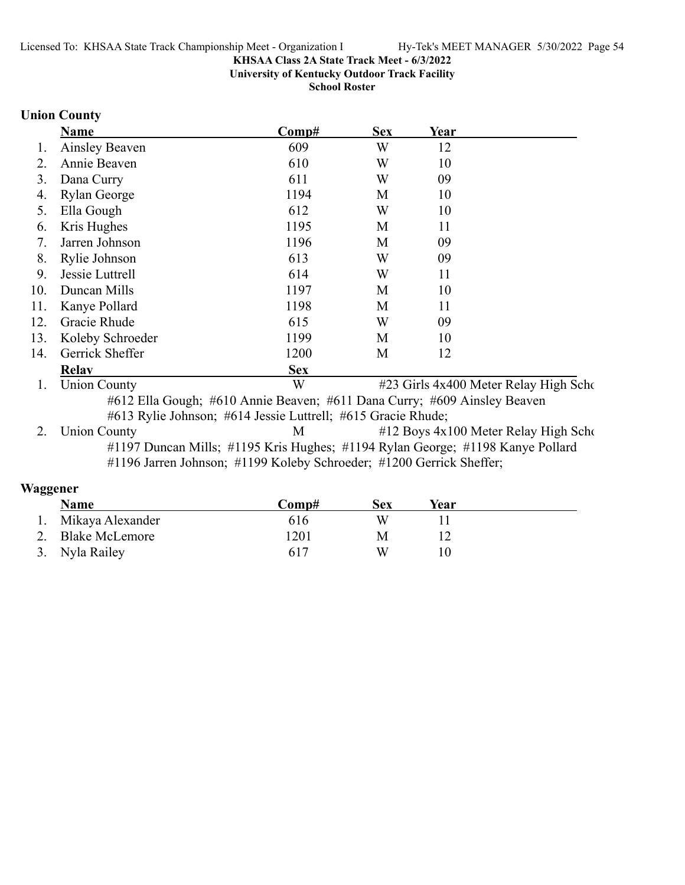KHSAA Class 2A State Track Meet - 6/3/2022
University of Kentucky Outdoor Track Facility
School Roster

## Union County

| | Name | Comp# | Sex | Year |
|---|---|---|---|---|
| 1. | Ainsley Beaven | 609 | W | 12 |
| 2. | Annie Beaven | 610 | W | 10 |
| 3. | Dana Curry | 611 | W | 09 |
| 4. | Rylan George | 1194 | M | 10 |
| 5. | Ella Gough | 612 | W | 10 |
| 6. | Kris Hughes | 1195 | M | 11 |
| 7. | Jarren Johnson | 1196 | M | 09 |
| 8. | Rylie Johnson | 613 | W | 09 |
| 9. | Jessie Luttrell | 614 | W | 11 |
| 10. | Duncan Mills | 1197 | M | 10 |
| 11. | Kanye Pollard | 1198 | M | 11 |
| 12. | Gracie Rhude | 615 | W | 09 |
| 13. | Koleby Schroeder | 1199 | M | 10 |
| 14. | Gerrick Sheffer | 1200 | M | 12 |

| | Relay | Sex | |
|---|---|---|---|
| 1. | Union County | W | #23 Girls 4x400 Meter Relay High Scho |
| | #612 Ella Gough; #610 Annie Beaven; #611 Dana Curry; #609 Ainsley Beaven #613 Rylie Johnson; #614 Jessie Luttrell; #615 Gracie Rhude; | | |
| 2. | Union County | M | #12 Boys 4x100 Meter Relay High Scho |
| | #1197 Duncan Mills; #1195 Kris Hughes; #1194 Rylan George; #1198 Kanye Pollard #1196 Jarren Johnson; #1199 Koleby Schroeder; #1200 Gerrick Sheffer; | | |

## Waggener

| | Name | Comp# | Sex | Year |
|---|---|---|---|---|
| 1. | Mikaya Alexander | 616 | W | 11 |
| 2. | Blake McLemore | 1201 | M | 12 |
| 3. | Nyla Railey | 617 | W | 10 |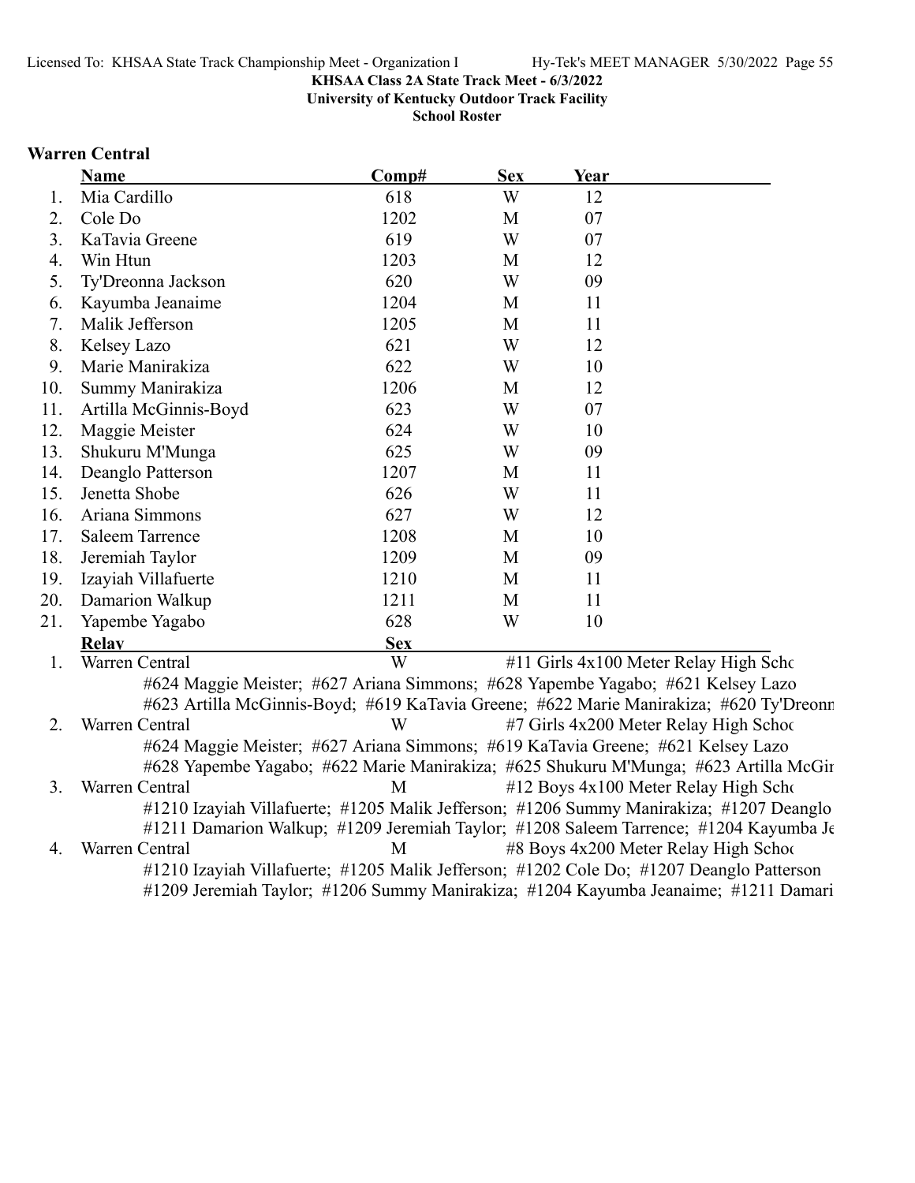KHSAA Class 2A State Track Meet - 6/3/2022
University of Kentucky Outdoor Track Facility
School Roster

## Warren Central

| | Name | Comp# | Sex | Year |
|---|---|---|---|---|
| 1. | Mia Cardillo | 618 | W | 12 |
| 2. | Cole Do | 1202 | M | 07 |
| 3. | KaTavia Greene | 619 | W | 07 |
| 4. | Win Htun | 1203 | M | 12 |
| 5. | Ty'Dreonna Jackson | 620 | W | 09 |
| 6. | Kayumba Jeanaime | 1204 | M | 11 |
| 7. | Malik Jefferson | 1205 | M | 11 |
| 8. | Kelsey Lazo | 621 | W | 12 |
| 9. | Marie Manirakiza | 622 | W | 10 |
| 10. | Summy Manirakiza | 1206 | M | 12 |
| 11. | Artilla McGinnis-Boyd | 623 | W | 07 |
| 12. | Maggie Meister | 624 | W | 10 |
| 13. | Shukuru M'Munga | 625 | W | 09 |
| 14. | Deanglo Patterson | 1207 | M | 11 |
| 15. | Jenetta Shobe | 626 | W | 11 |
| 16. | Ariana Simmons | 627 | W | 12 |
| 17. | Saleem Tarrence | 1208 | M | 10 |
| 18. | Jeremiah Taylor | 1209 | M | 09 |
| 19. | Izayiah Villafuerte | 1210 | M | 11 |
| 20. | Damarion Walkup | 1211 | M | 11 |
| 21. | Yapembe Yagabo | 628 | W | 10 |

| | Relay | Sex | Event |
|---|---|---|---|
| 1. | Warren Central | W | #11 Girls 4x100 Meter Relay High Scho |
| 2. | Warren Central | W | #7 Girls 4x200 Meter Relay High Schoo |
| 3. | Warren Central | M | #12 Boys 4x100 Meter Relay High Scho |
| 4. | Warren Central | M | #8 Boys 4x200 Meter Relay High Schoo |

1. Warren Central — W — #11 Girls 4x100 Meter Relay High Scho
   #624 Maggie Meister; #627 Ariana Simmons; #628 Yapembe Yagabo; #621 Kelsey Lazo
   #623 Artilla McGinnis-Boyd; #619 KaTavia Greene; #622 Marie Manirakiza; #620 Ty'Dreonn

2. Warren Central — W — #7 Girls 4x200 Meter Relay High Schoo
   #624 Maggie Meister; #627 Ariana Simmons; #619 KaTavia Greene; #621 Kelsey Lazo
   #628 Yapembe Yagabo; #622 Marie Manirakiza; #625 Shukuru M'Munga; #623 Artilla McGin

3. Warren Central — M — #12 Boys 4x100 Meter Relay High Scho
   #1210 Izayiah Villafuerte; #1205 Malik Jefferson; #1206 Summy Manirakiza; #1207 Deanglo
   #1211 Damarion Walkup; #1209 Jeremiah Taylor; #1208 Saleem Tarrence; #1204 Kayumba Je

4. Warren Central — M — #8 Boys 4x200 Meter Relay High Schoo
   #1210 Izayiah Villafuerte; #1205 Malik Jefferson; #1202 Cole Do; #1207 Deanglo Patterson
   #1209 Jeremiah Taylor; #1206 Summy Manirakiza; #1204 Kayumba Jeanaime; #1211 Damari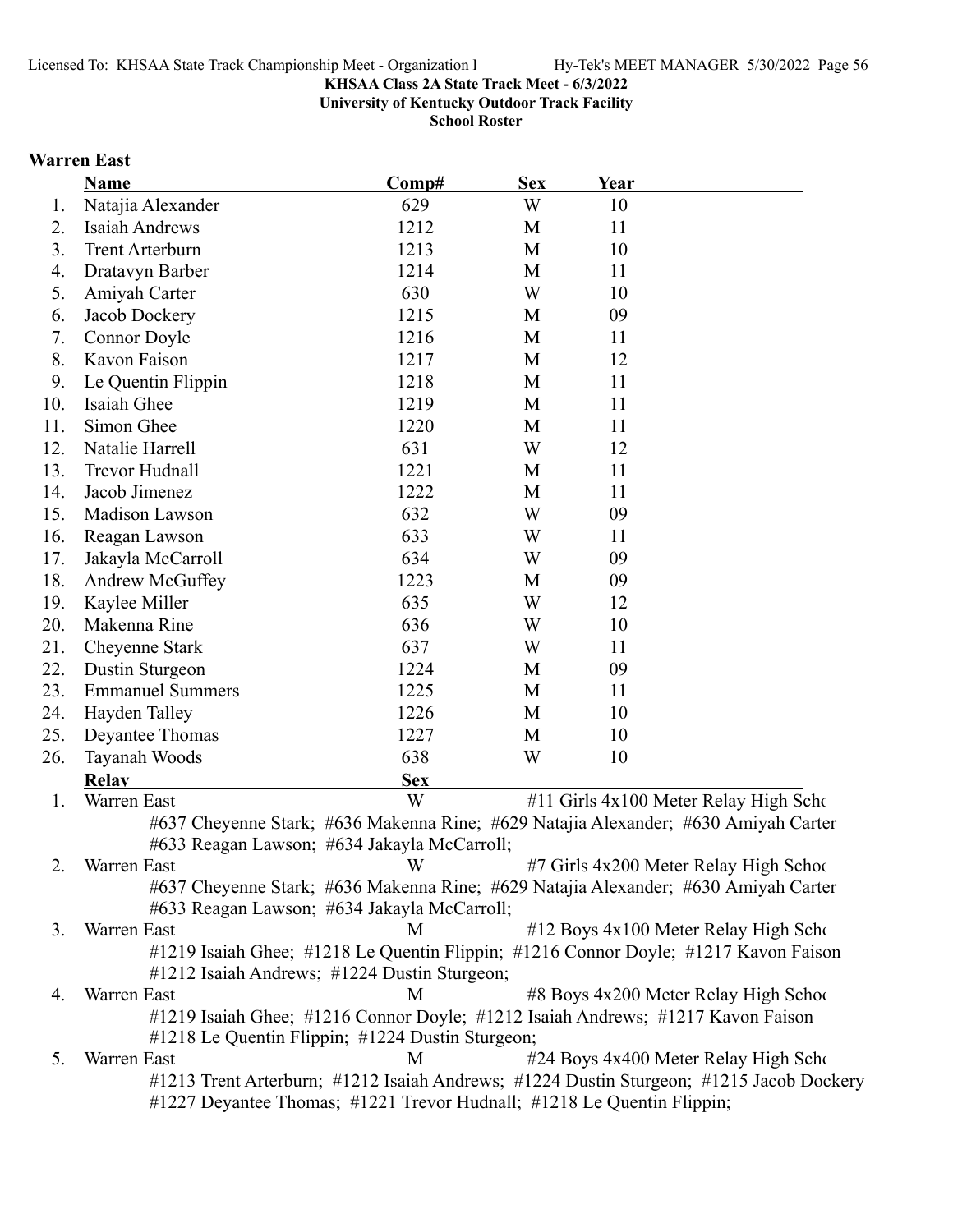**KHSAA Class 2A State Track Meet - 6/3/2022**
**University of Kentucky Outdoor Track Facility**
**School Roster**

### Warren East

| | Name | Comp# | Sex | Year |
|---|---|---|---|---|
| 1. | Natajia Alexander | 629 | W | 10 |
| 2. | Isaiah Andrews | 1212 | M | 11 |
| 3. | Trent Arterburn | 1213 | M | 10 |
| 4. | Dratavyn Barber | 1214 | M | 11 |
| 5. | Amiyah Carter | 630 | W | 10 |
| 6. | Jacob Dockery | 1215 | M | 09 |
| 7. | Connor Doyle | 1216 | M | 11 |
| 8. | Kavon Faison | 1217 | M | 12 |
| 9. | Le Quentin Flippin | 1218 | M | 11 |
| 10. | Isaiah Ghee | 1219 | M | 11 |
| 11. | Simon Ghee | 1220 | M | 11 |
| 12. | Natalie Harrell | 631 | W | 12 |
| 13. | Trevor Hudnall | 1221 | M | 11 |
| 14. | Jacob Jimenez | 1222 | M | 11 |
| 15. | Madison Lawson | 632 | W | 09 |
| 16. | Reagan Lawson | 633 | W | 11 |
| 17. | Jakayla McCarroll | 634 | W | 09 |
| 18. | Andrew McGuffey | 1223 | M | 09 |
| 19. | Kaylee Miller | 635 | W | 12 |
| 20. | Makenna Rine | 636 | W | 10 |
| 21. | Cheyenne Stark | 637 | W | 11 |
| 22. | Dustin Sturgeon | 1224 | M | 09 |
| 23. | Emmanuel Summers | 1225 | M | 11 |
| 24. | Hayden Talley | 1226 | M | 10 |
| 25. | Deyantee Thomas | 1227 | M | 10 |
| 26. | Tayanah Woods | 638 | W | 10 |

| | Relay | Sex | Event |
|---|---|---|---|
| 1. | Warren East | W | #11 Girls 4x100 Meter Relay High Scho |
| | #637 Cheyenne Stark; #636 Makenna Rine; #629 Natajia Alexander; #630 Amiyah Carter #633 Reagan Lawson; #634 Jakayla McCarroll; | | |
| 2. | Warren East | W | #7 Girls 4x200 Meter Relay High Schoo |
| | #637 Cheyenne Stark; #636 Makenna Rine; #629 Natajia Alexander; #630 Amiyah Carter #633 Reagan Lawson; #634 Jakayla McCarroll; | | |
| 3. | Warren East | M | #12 Boys 4x100 Meter Relay High Scho |
| | #1219 Isaiah Ghee; #1218 Le Quentin Flippin; #1216 Connor Doyle; #1217 Kavon Faison #1212 Isaiah Andrews; #1224 Dustin Sturgeon; | | |
| 4. | Warren East | M | #8 Boys 4x200 Meter Relay High Schoo |
| | #1219 Isaiah Ghee; #1216 Connor Doyle; #1212 Isaiah Andrews; #1217 Kavon Faison #1218 Le Quentin Flippin; #1224 Dustin Sturgeon; | | |
| 5. | Warren East | M | #24 Boys 4x400 Meter Relay High Scho |
| | #1213 Trent Arterburn; #1212 Isaiah Andrews; #1224 Dustin Sturgeon; #1215 Jacob Dockery #1227 Deyantee Thomas; #1221 Trevor Hudnall; #1218 Le Quentin Flippin; | | |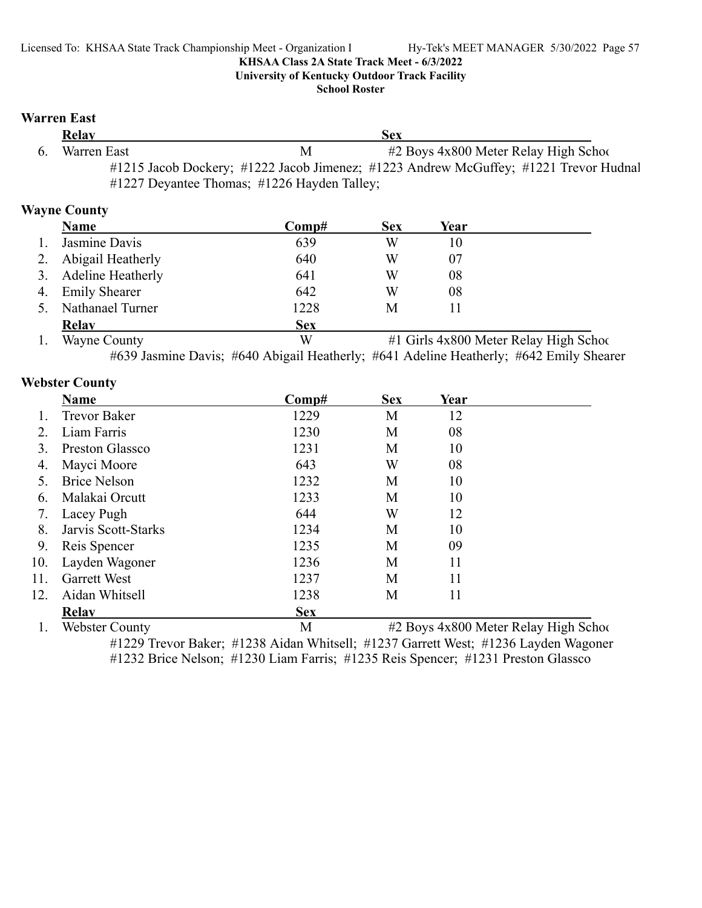KHSAA Class 2A State Track Meet - 6/3/2022
University of Kentucky Outdoor Track Facility
School Roster

### Warren East

| | Relay | | Sex | |
|---|---|---|---|---|
| 6. | Warren East | M | #2 Boys 4x800 Meter Relay High Schoo | |

#1215 Jacob Dockery; #1222 Jacob Jimenez; #1223 Andrew McGuffey; #1221 Trevor Hudnal
#1227 Deyantee Thomas; #1226 Hayden Talley;

### Wayne County

| | Name | Comp# | Sex | Year |
|---|---|---|---|---|
| 1. | Jasmine Davis | 639 | W | 10 |
| 2. | Abigail Heatherly | 640 | W | 07 |
| 3. | Adeline Heatherly | 641 | W | 08 |
| 4. | Emily Shearer | 642 | W | 08 |
| 5. | Nathanael Turner | 1228 | M | 11 |

| | Relay | Sex | |
|---|---|---|---|
| 1. | Wayne County | W | #1 Girls 4x800 Meter Relay High Schoo |

#639 Jasmine Davis; #640 Abigail Heatherly; #641 Adeline Heatherly; #642 Emily Shearer

### Webster County

| | Name | Comp# | Sex | Year |
|---|---|---|---|---|
| 1. | Trevor Baker | 1229 | M | 12 |
| 2. | Liam Farris | 1230 | M | 08 |
| 3. | Preston Glassco | 1231 | M | 10 |
| 4. | Mayci Moore | 643 | W | 08 |
| 5. | Brice Nelson | 1232 | M | 10 |
| 6. | Malakai Orcutt | 1233 | M | 10 |
| 7. | Lacey Pugh | 644 | W | 12 |
| 8. | Jarvis Scott-Starks | 1234 | M | 10 |
| 9. | Reis Spencer | 1235 | M | 09 |
| 10. | Layden Wagoner | 1236 | M | 11 |
| 11. | Garrett West | 1237 | M | 11 |
| 12. | Aidan Whitsell | 1238 | M | 11 |

| | Relay | Sex | |
|---|---|---|---|
| 1. | Webster County | M | #2 Boys 4x800 Meter Relay High Schoo |

#1229 Trevor Baker; #1238 Aidan Whitsell; #1237 Garrett West; #1236 Layden Wagoner
#1232 Brice Nelson; #1230 Liam Farris; #1235 Reis Spencer; #1231 Preston Glassco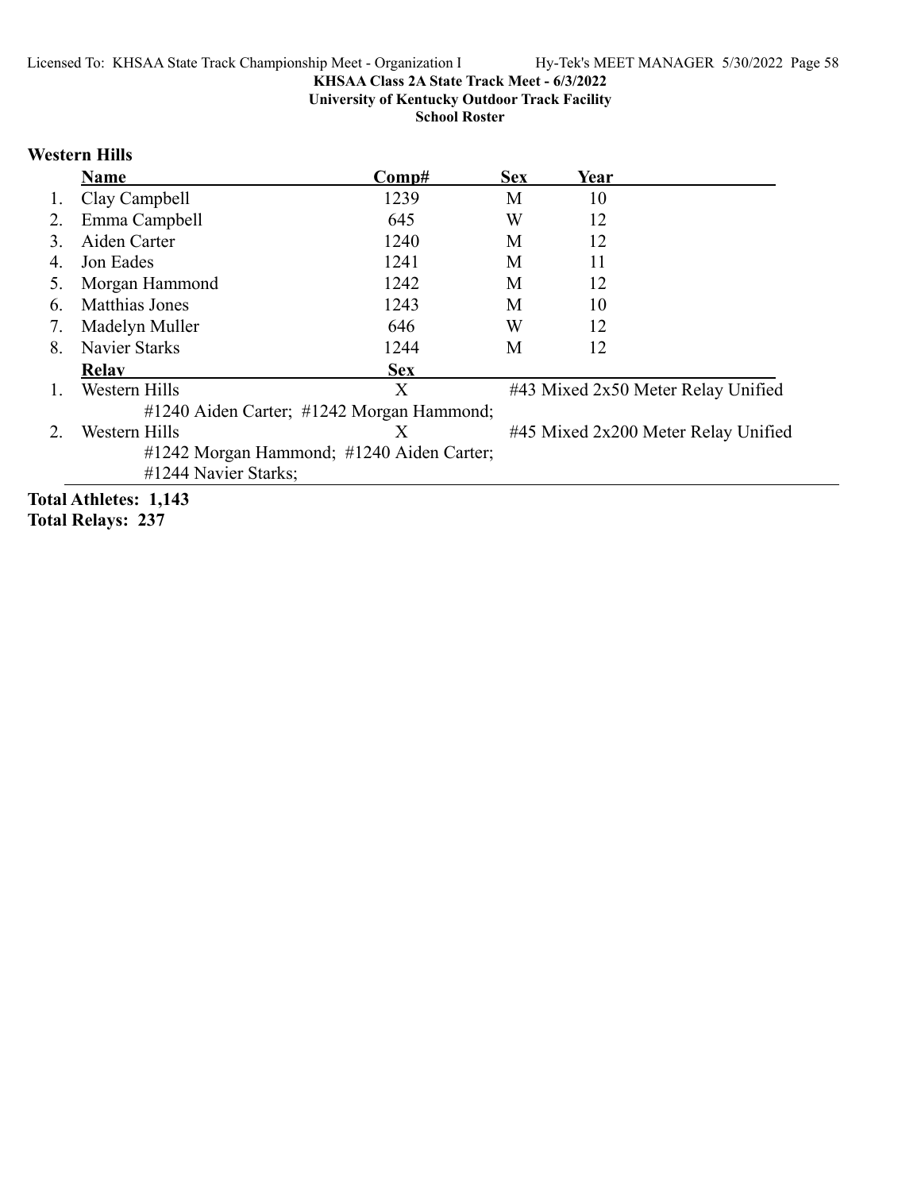KHSAA Class 2A State Track Meet - 6/3/2022
University of Kentucky Outdoor Track Facility
School Roster

**Western Hills**

| | Name | Comp# | Sex | Year |
|---|---|---|---|---|
| 1. | Clay Campbell | 1239 | M | 10 |
| 2. | Emma Campbell | 645 | W | 12 |
| 3. | Aiden Carter | 1240 | M | 12 |
| 4. | Jon Eades | 1241 | M | 11 |
| 5. | Morgan Hammond | 1242 | M | 12 |
| 6. | Matthias Jones | 1243 | M | 10 |
| 7. | Madelyn Muller | 646 | W | 12 |
| 8. | Navier Starks | 1244 | M | 12 |

| | Relay | Sex | |
|---|---|---|---|
| 1. | Western Hills | X | #43 Mixed 2x50 Meter Relay Unified |
| | #1240 Aiden Carter; #1242 Morgan Hammond; | | |
| 2. | Western Hills | X | #45 Mixed 2x200 Meter Relay Unified |
| | #1242 Morgan Hammond; #1240 Aiden Carter; #1244 Navier Starks; | | |

**Total Athletes: 1,143**
**Total Relays: 237**